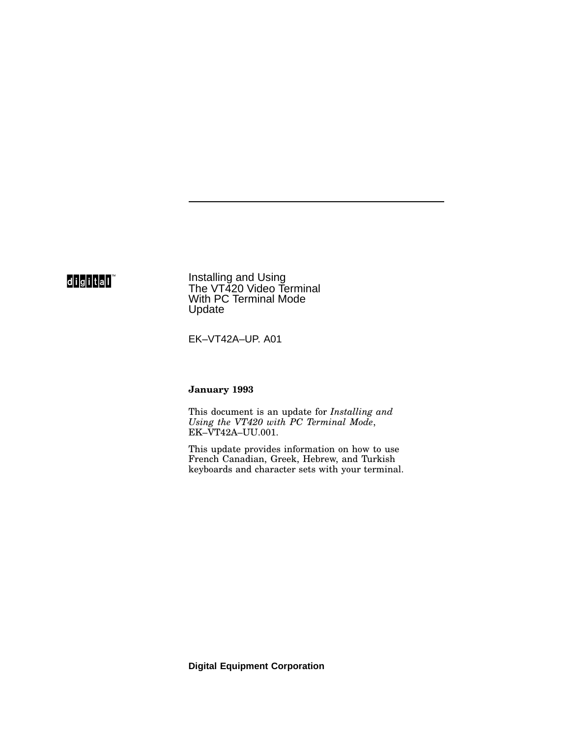digital™

# Installing and Using The VT420 Video Terminal With PC Terminal Mode Update

EK–VT42A–UP. A01

**January 1993**

This document is an update for *Installing and Using the VT420 with PC Terminal Mode*, EK–VT42A–UU.001.

This update provides information on how to use French Canadian, Greek, Hebrew, and Turkish keyboards and character sets with your terminal.

**Digital Equipment Corporation**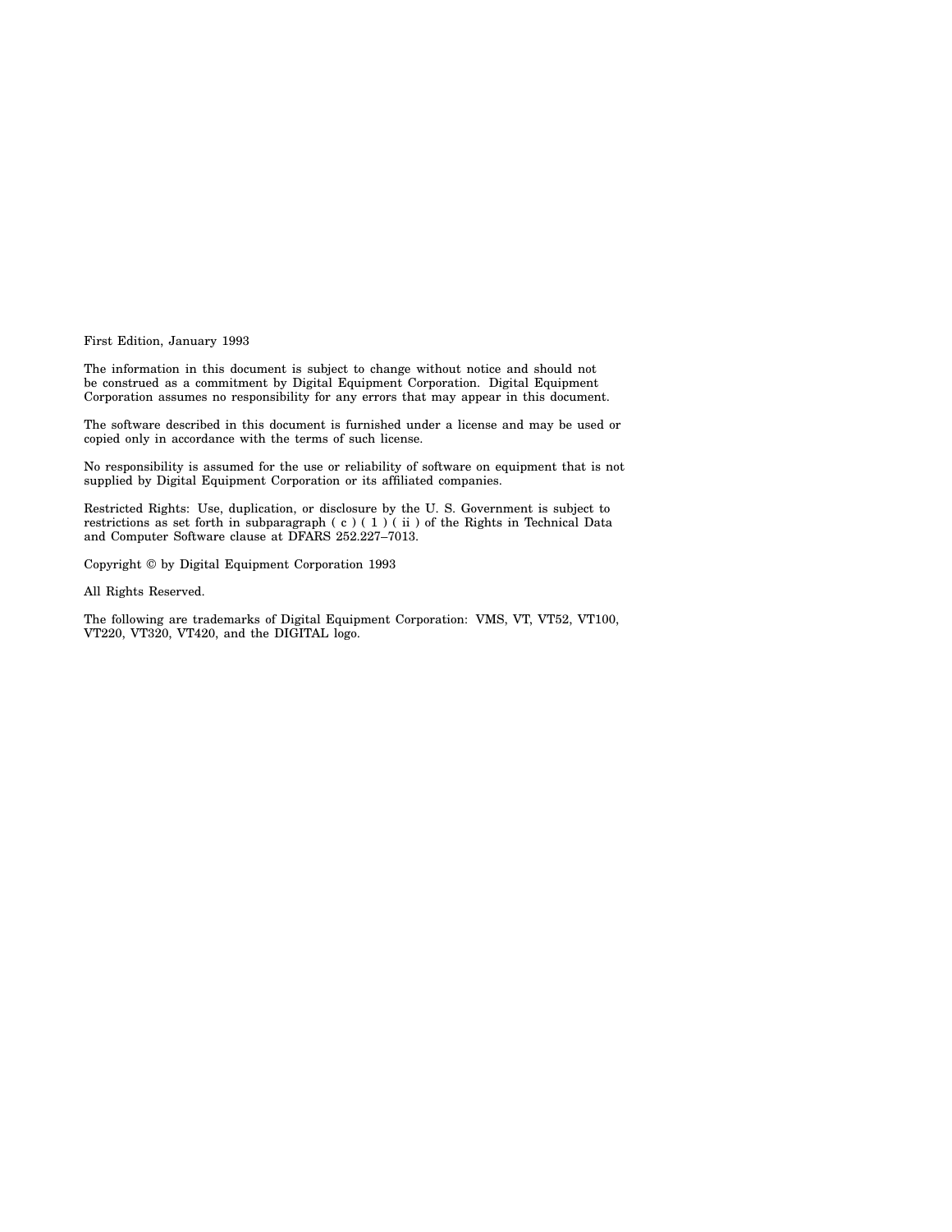First Edition, January 1993

The information in this document is subject to change without notice and should not be construed as a commitment by Digital Equipment Corporation. Digital Equipment Corporation assumes no responsibility for any errors that may appear in this document.

The software described in this document is furnished under a license and may be used or copied only in accordance with the terms of such license.

No responsibility is assumed for the use or reliability of software on equipment that is not supplied by Digital Equipment Corporation or its affiliated companies.

Restricted Rights: Use, duplication, or disclosure by the U. S. Government is subject to restrictions as set forth in subparagraph ( c ) ( 1 ) ( ii ) of the Rights in Technical Data and Computer Software clause at DFARS 252.227–7013.

Copyright © by Digital Equipment Corporation 1993

All Rights Reserved.

The following are trademarks of Digital Equipment Corporation: VMS, VT, VT52, VT100, VT220, VT320, VT420, and the DIGITAL logo.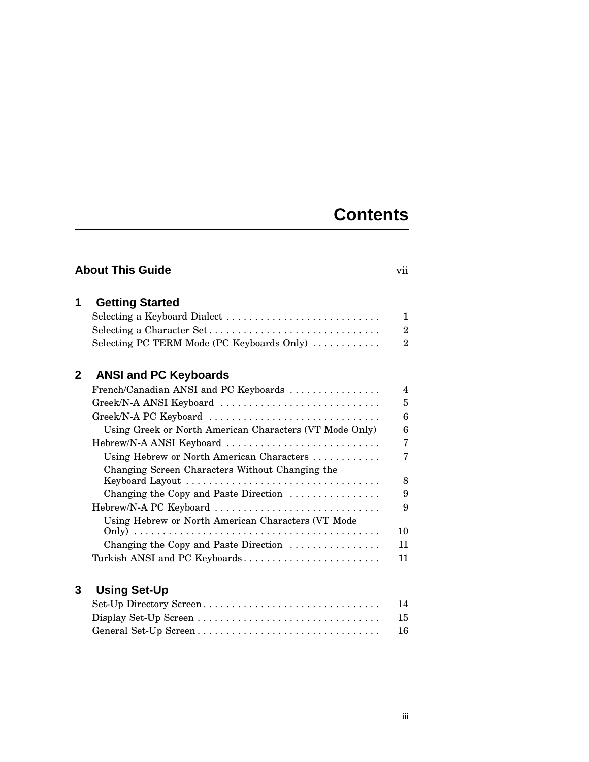# Contents

**About This Guide** vii

## 1 Getting Started

- Selecting a Keyboard Dialect . . . . . . . . . . . . . . . . . . . . . . . . . . . 1
- Selecting a Character Set . . . . . . . . . . . . . . . . . . . . . . . . . . . . . 2
- Selecting PC TERM Mode (PC Keyboards Only) . . . . . . . . . . . . 2

## 2 ANSI and PC Keyboards

- French/Canadian ANSI and PC Keyboards . . . . . . . . . . . . . . . . 4
- Greek/N-A ANSI Keyboard . . . . . . . . . . . . . . . . . . . . . . . . . . . . 5
- Greek/N-A PC Keyboard . . . . . . . . . . . . . . . . . . . . . . . . . . . . . . 6
  - Using Greek or North American Characters (VT Mode Only) 6
- Hebrew/N-A ANSI Keyboard . . . . . . . . . . . . . . . . . . . . . . . . . . . 7
  - Using Hebrew or North American Characters . . . . . . . . . . . . 7
  - Changing Screen Characters Without Changing the Keyboard Layout . . . . . . . . . . . . . . . . . . . . . . . . . . . . . . . . . . 8
  - Changing the Copy and Paste Direction . . . . . . . . . . . . . . . . 9
- Hebrew/N-A PC Keyboard . . . . . . . . . . . . . . . . . . . . . . . . . . . . . 9
  - Using Hebrew or North American Characters (VT Mode Only) . . . . . . . . . . . . . . . . . . . . . . . . . . . . . . . . . . . . . . . . . . . 10
  - Changing the Copy and Paste Direction . . . . . . . . . . . . . . . . 11
- Turkish ANSI and PC Keyboards . . . . . . . . . . . . . . . . . . . . . . . . 11

## 3 Using Set-Up

- Set-Up Directory Screen . . . . . . . . . . . . . . . . . . . . . . . . . . . . . . . 14
- Display Set-Up Screen . . . . . . . . . . . . . . . . . . . . . . . . . . . . . . . . 15
- General Set-Up Screen . . . . . . . . . . . . . . . . . . . . . . . . . . . . . . . . 16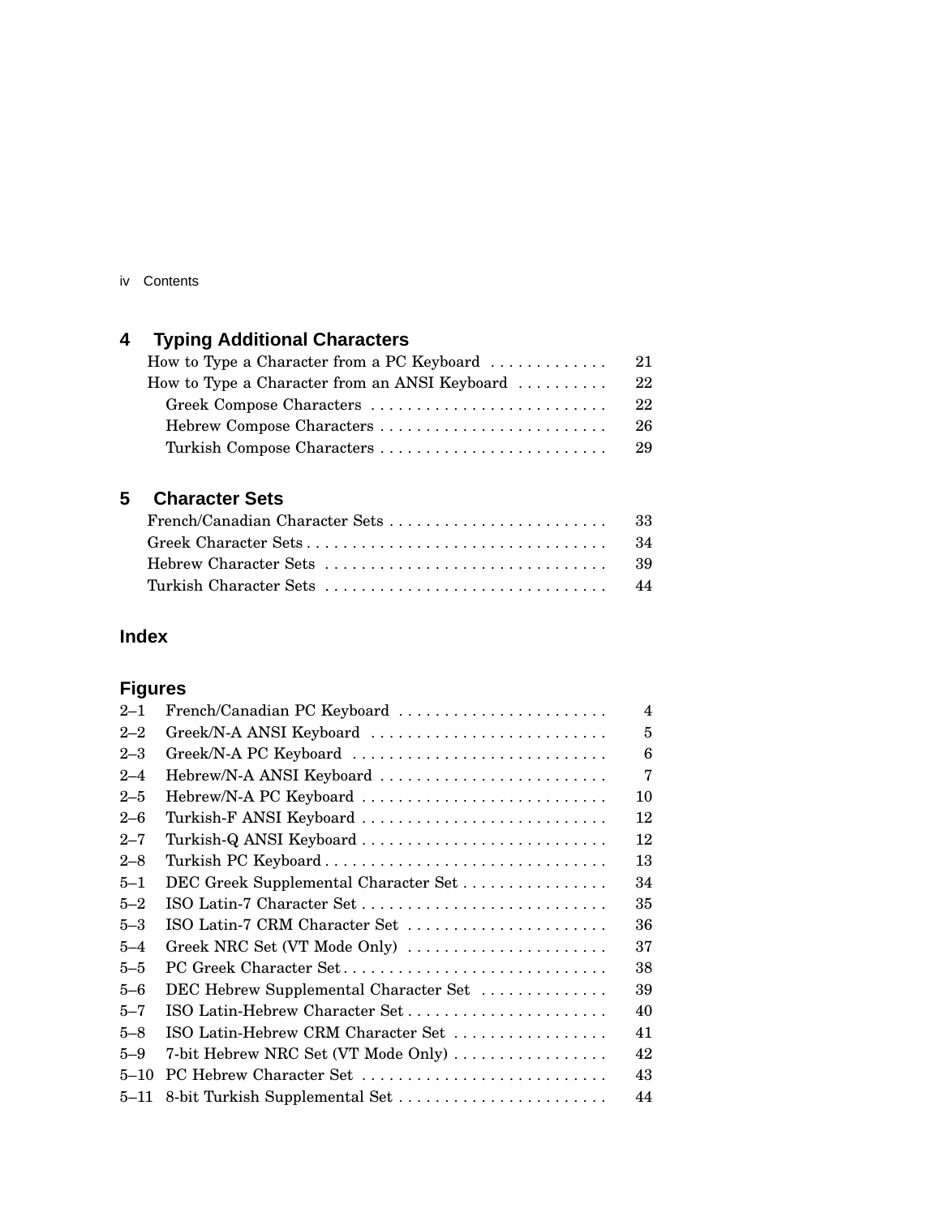## 4 Typing Additional Characters

How to Type a Character from a PC Keyboard . . . . . . . . . . . . . 21
How to Type a Character from an ANSI Keyboard . . . . . . . . . . 22
  Greek Compose Characters . . . . . . . . . . . . . . . . . . . . . . . . . . 22
  Hebrew Compose Characters . . . . . . . . . . . . . . . . . . . . . . . . . 26
  Turkish Compose Characters . . . . . . . . . . . . . . . . . . . . . . . . . 29

## 5 Character Sets

French/Canadian Character Sets . . . . . . . . . . . . . . . . . . . . . . . . 33
Greek Character Sets . . . . . . . . . . . . . . . . . . . . . . . . . . . . . . . . 34
Hebrew Character Sets . . . . . . . . . . . . . . . . . . . . . . . . . . . . . . . 39
Turkish Character Sets . . . . . . . . . . . . . . . . . . . . . . . . . . . . . . . 44

## Index

## Figures

| | | |
|---|---|---|
| 2–1 | French/Canadian PC Keyboard | 4 |
| 2–2 | Greek/N-A ANSI Keyboard | 5 |
| 2–3 | Greek/N-A PC Keyboard | 6 |
| 2–4 | Hebrew/N-A ANSI Keyboard | 7 |
| 2–5 | Hebrew/N-A PC Keyboard | 10 |
| 2–6 | Turkish-F ANSI Keyboard | 12 |
| 2–7 | Turkish-Q ANSI Keyboard | 12 |
| 2–8 | Turkish PC Keyboard | 13 |
| 5–1 | DEC Greek Supplemental Character Set | 34 |
| 5–2 | ISO Latin-7 Character Set | 35 |
| 5–3 | ISO Latin-7 CRM Character Set | 36 |
| 5–4 | Greek NRC Set (VT Mode Only) | 37 |
| 5–5 | PC Greek Character Set | 38 |
| 5–6 | DEC Hebrew Supplemental Character Set | 39 |
| 5–7 | ISO Latin-Hebrew Character Set | 40 |
| 5–8 | ISO Latin-Hebrew CRM Character Set | 41 |
| 5–9 | 7-bit Hebrew NRC Set (VT Mode Only) | 42 |
| 5–10 | PC Hebrew Character Set | 43 |
| 5–11 | 8-bit Turkish Supplemental Set | 44 |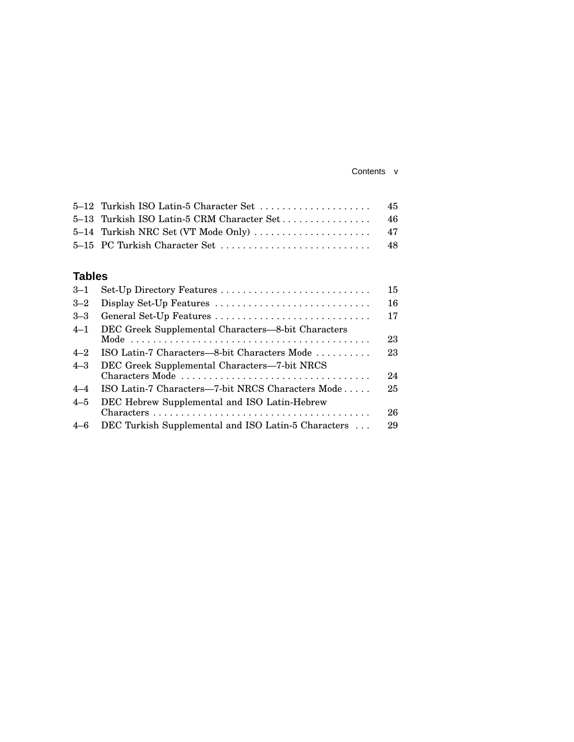| | | |
|---|---|---|
| 5–12 | Turkish ISO Latin-5 Character Set | 45 |
| 5–13 | Turkish ISO Latin-5 CRM Character Set | 46 |
| 5–14 | Turkish NRC Set (VT Mode Only) | 47 |
| 5–15 | PC Turkish Character Set | 48 |

## Tables

| | | |
|---|---|---|
| 3–1 | Set-Up Directory Features | 15 |
| 3–2 | Display Set-Up Features | 16 |
| 3–3 | General Set-Up Features | 17 |
| 4–1 | DEC Greek Supplemental Characters—8-bit Characters Mode | 23 |
| 4–2 | ISO Latin-7 Characters—8-bit Characters Mode | 23 |
| 4–3 | DEC Greek Supplemental Characters—7-bit NRCS Characters Mode | 24 |
| 4–4 | ISO Latin-7 Characters—7-bit NRCS Characters Mode | 25 |
| 4–5 | DEC Hebrew Supplemental and ISO Latin-Hebrew Characters | 26 |
| 4–6 | DEC Turkish Supplemental and ISO Latin-5 Characters | 29 |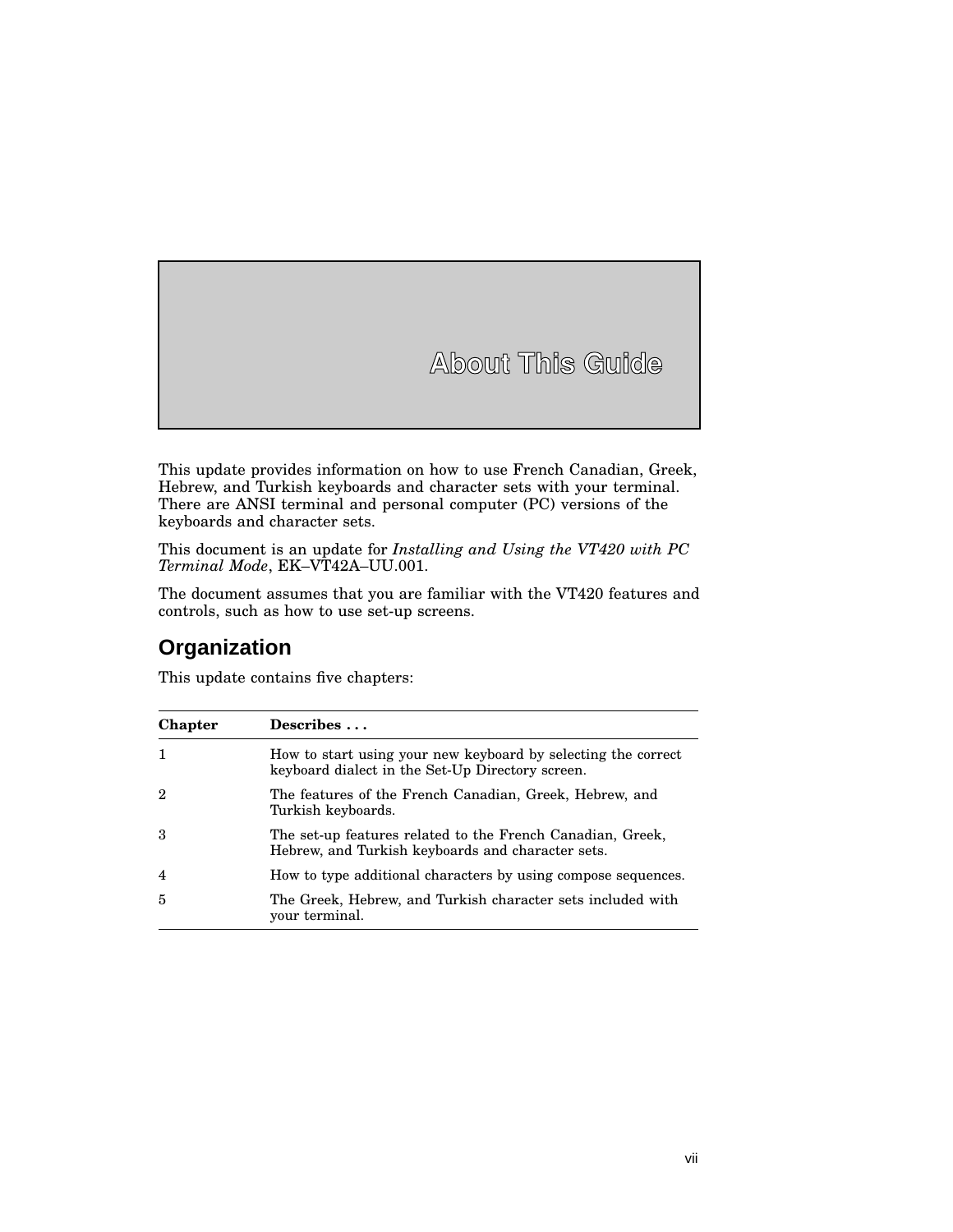# About This Guide

This update provides information on how to use French Canadian, Greek, Hebrew, and Turkish keyboards and character sets with your terminal. There are ANSI terminal and personal computer (PC) versions of the keyboards and character sets.

This document is an update for *Installing and Using the VT420 with PC Terminal Mode*, EK–VT42A–UU.001.

The document assumes that you are familiar with the VT420 features and controls, such as how to use set-up screens.

## Organization

This update contains five chapters:

| Chapter | Describes . . . |
|---|---|
| 1 | How to start using your new keyboard by selecting the correct keyboard dialect in the Set-Up Directory screen. |
| 2 | The features of the French Canadian, Greek, Hebrew, and Turkish keyboards. |
| 3 | The set-up features related to the French Canadian, Greek, Hebrew, and Turkish keyboards and character sets. |
| 4 | How to type additional characters by using compose sequences. |
| 5 | The Greek, Hebrew, and Turkish character sets included with your terminal. |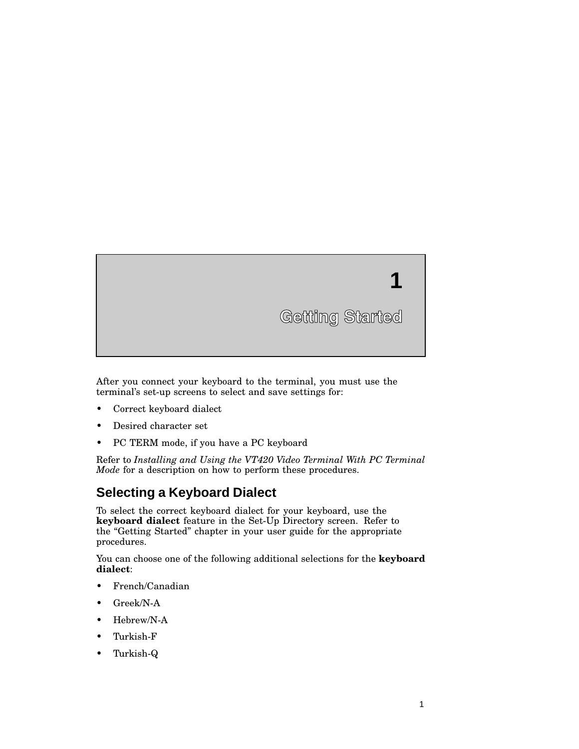# 1 Getting Started

After you connect your keyboard to the terminal, you must use the terminal's set-up screens to select and save settings for:

- Correct keyboard dialect
- Desired character set
- PC TERM mode, if you have a PC keyboard

Refer to *Installing and Using the VT420 Video Terminal With PC Terminal Mode* for a description on how to perform these procedures.

## Selecting a Keyboard Dialect

To select the correct keyboard dialect for your keyboard, use the **keyboard dialect** feature in the Set-Up Directory screen. Refer to the "Getting Started" chapter in your user guide for the appropriate procedures.

You can choose one of the following additional selections for the **keyboard dialect**:

- French/Canadian
- Greek/N-A
- Hebrew/N-A
- Turkish-F
- Turkish-Q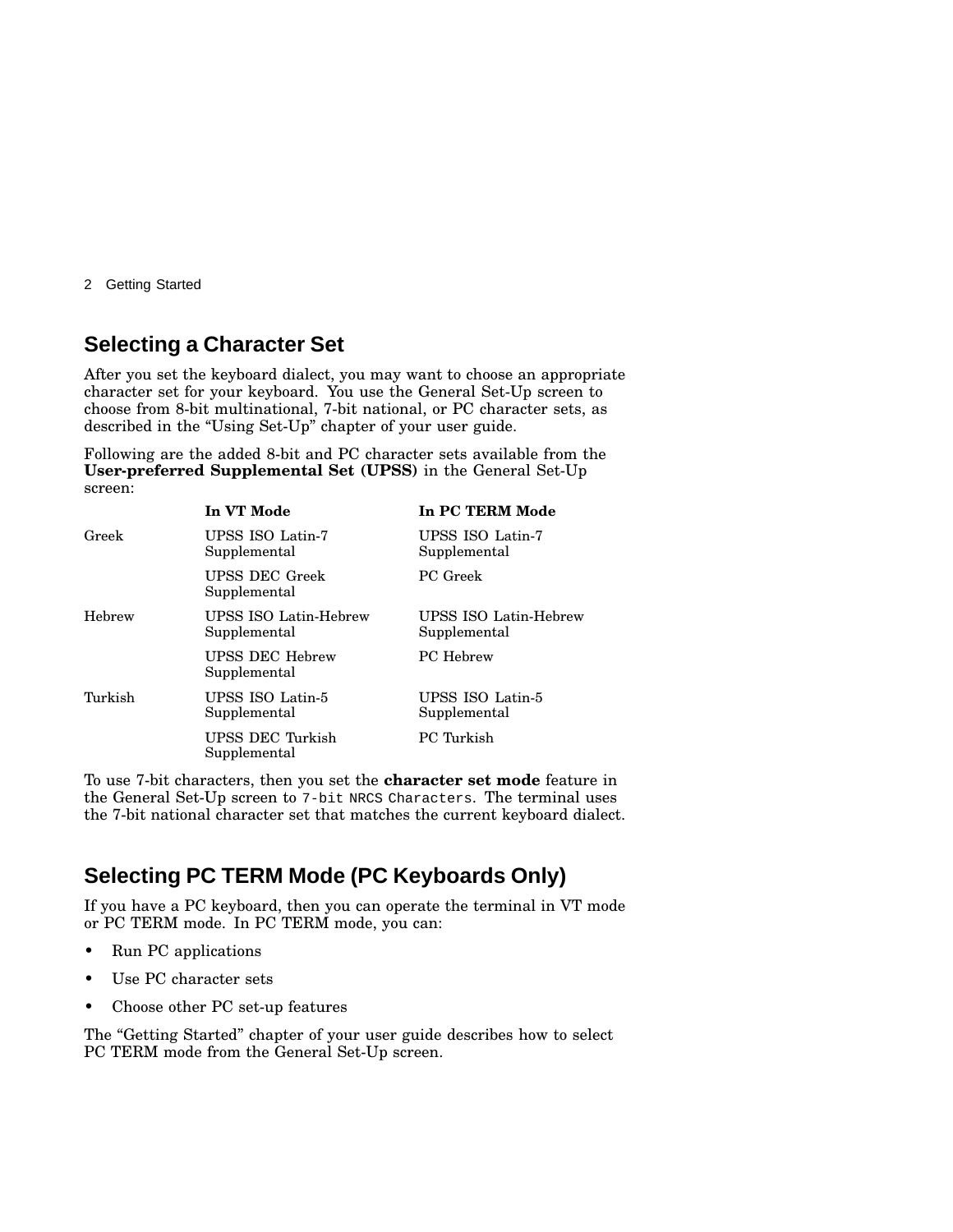## Selecting a Character Set

After you set the keyboard dialect, you may want to choose an appropriate character set for your keyboard. You use the General Set-Up screen to choose from 8-bit multinational, 7-bit national, or PC character sets, as described in the “Using Set-Up” chapter of your user guide.

Following are the added 8-bit and PC character sets available from the **User-preferred Supplemental Set (UPSS)** in the General Set-Up screen:

| | **In VT Mode** | **In PC TERM Mode** |
|---|---|---|
| Greek | UPSS ISO Latin-7 Supplemental | UPSS ISO Latin-7 Supplemental |
| | UPSS DEC Greek Supplemental | PC Greek |
| Hebrew | UPSS ISO Latin-Hebrew Supplemental | UPSS ISO Latin-Hebrew Supplemental |
| | UPSS DEC Hebrew Supplemental | PC Hebrew |
| Turkish | UPSS ISO Latin-5 Supplemental | UPSS ISO Latin-5 Supplemental |
| | UPSS DEC Turkish Supplemental | PC Turkish |

To use 7-bit characters, then you set the **character set mode** feature in the General Set-Up screen to `7-bit NRCS Characters`. The terminal uses the 7-bit national character set that matches the current keyboard dialect.

## Selecting PC TERM Mode (PC Keyboards Only)

If you have a PC keyboard, then you can operate the terminal in VT mode or PC TERM mode. In PC TERM mode, you can:

- Run PC applications
- Use PC character sets
- Choose other PC set-up features

The “Getting Started” chapter of your user guide describes how to select PC TERM mode from the General Set-Up screen.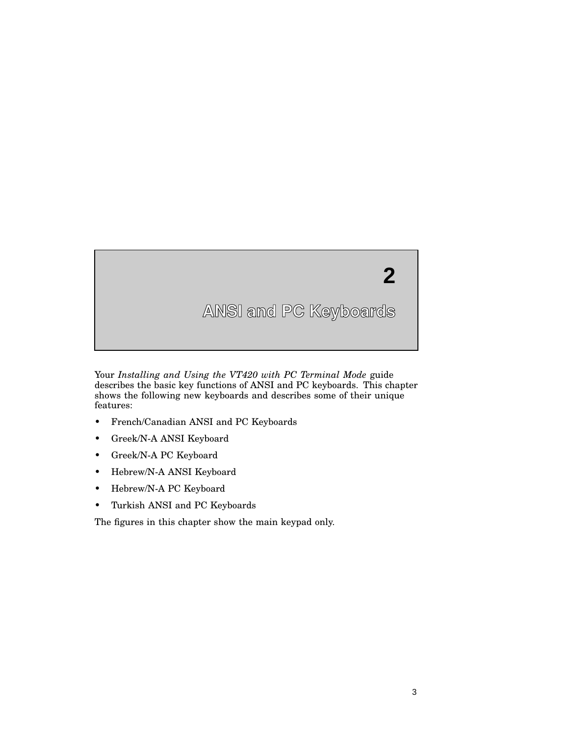# 2 ANSI and PC Keyboards

Your *Installing and Using the VT420 with PC Terminal Mode* guide describes the basic key functions of ANSI and PC keyboards. This chapter shows the following new keyboards and describes some of their unique features:

- French/Canadian ANSI and PC Keyboards
- Greek/N-A ANSI Keyboard
- Greek/N-A PC Keyboard
- Hebrew/N-A ANSI Keyboard
- Hebrew/N-A PC Keyboard
- Turkish ANSI and PC Keyboards

The figures in this chapter show the main keypad only.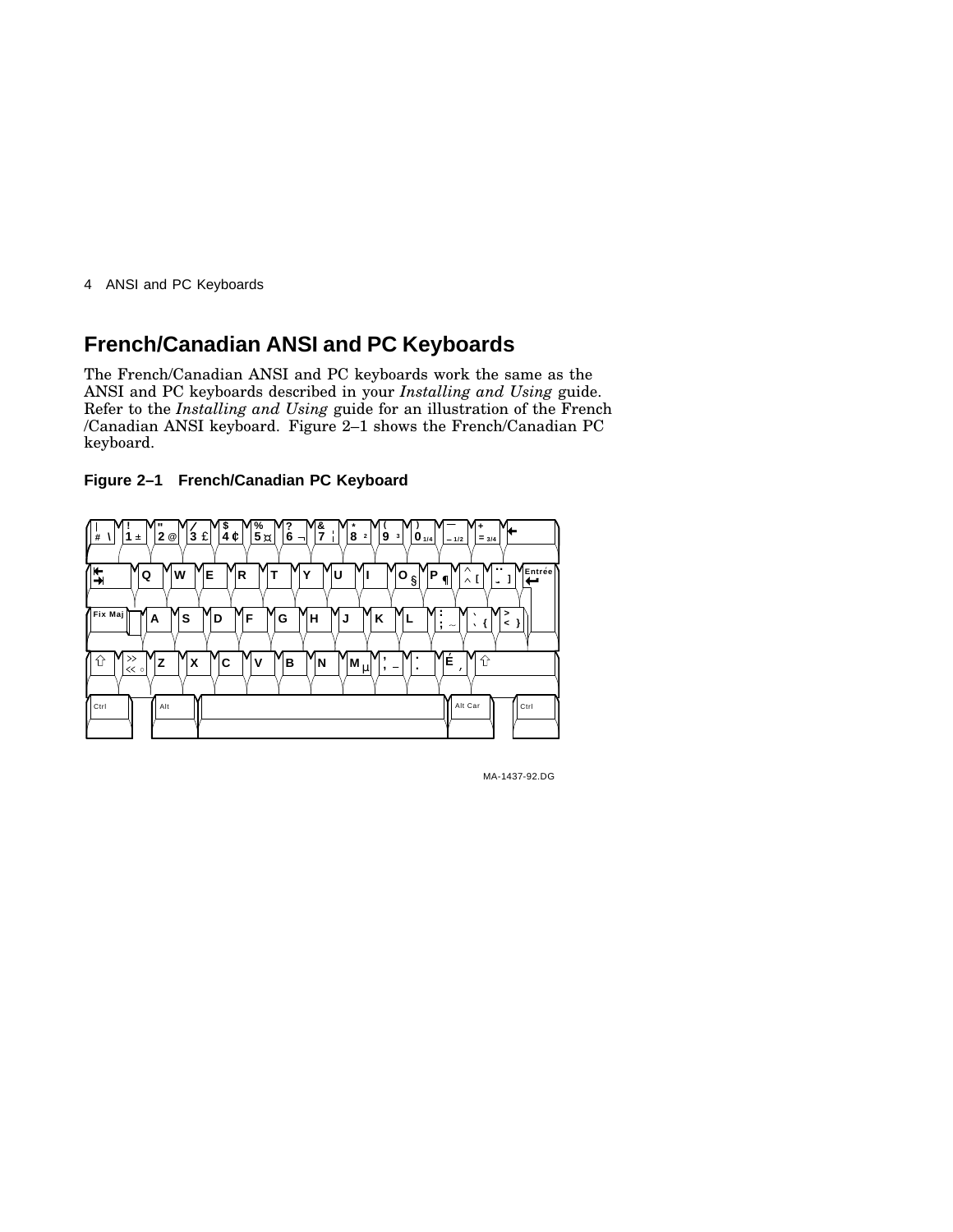## French/Canadian ANSI and PC Keyboards

The French/Canadian ANSI and PC keyboards work the same as the ANSI and PC keyboards described in your *Installing and Using* guide. Refer to the *Installing and Using* guide for an illustration of the French /Canadian ANSI keyboard. Figure 2–1 shows the French/Canadian PC keyboard.

**Figure 2–1 French/Canadian PC Keyboard**

MA-1437-92.DG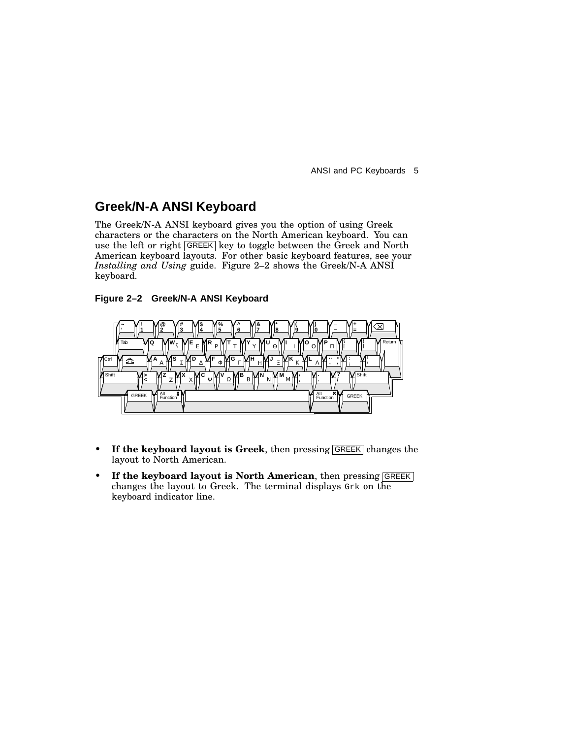## Greek/N-A ANSI Keyboard

The Greek/N-A ANSI keyboard gives you the option of using Greek characters or the characters on the North American keyboard. You can use the left or right GREEK key to toggle between the Greek and North American keyboard layouts. For other basic keyboard features, see your *Installing and Using* guide. Figure 2–2 shows the Greek/N-A ANSI keyboard.

**Figure 2–2 Greek/N-A ANSI Keyboard**

- **If the keyboard layout is Greek**, then pressing GREEK changes the layout to North American.
- **If the keyboard layout is North American**, then pressing GREEK changes the layout to Greek. The terminal displays `Grk` on the keyboard indicator line.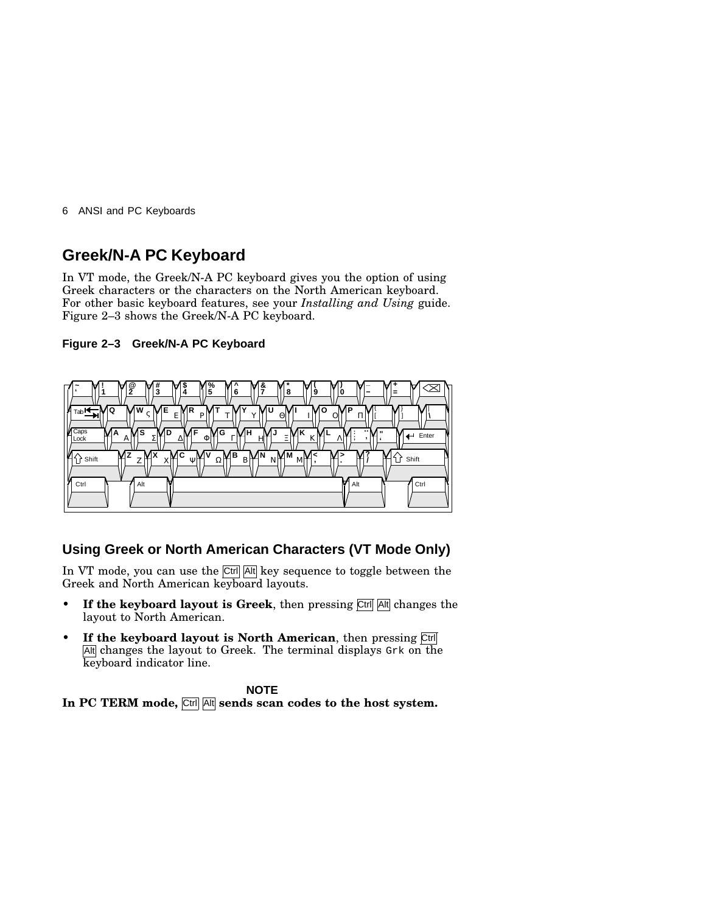## Greek/N-A PC Keyboard

In VT mode, the Greek/N-A PC keyboard gives you the option of using Greek characters or the characters on the North American keyboard. For other basic keyboard features, see your *Installing and Using* guide. Figure 2–3 shows the Greek/N-A PC keyboard.

**Figure 2–3 Greek/N-A PC Keyboard**

### Using Greek or North American Characters (VT Mode Only)

In VT mode, you can use the Ctrl Alt key sequence to toggle between the Greek and North American keyboard layouts.

- **If the keyboard layout is Greek**, then pressing Ctrl Alt changes the layout to North American.
- **If the keyboard layout is North American**, then pressing Ctrl Alt changes the layout to Greek. The terminal displays `Grk` on the keyboard indicator line.

**NOTE**

**In PC TERM mode, Ctrl Alt sends scan codes to the host system.**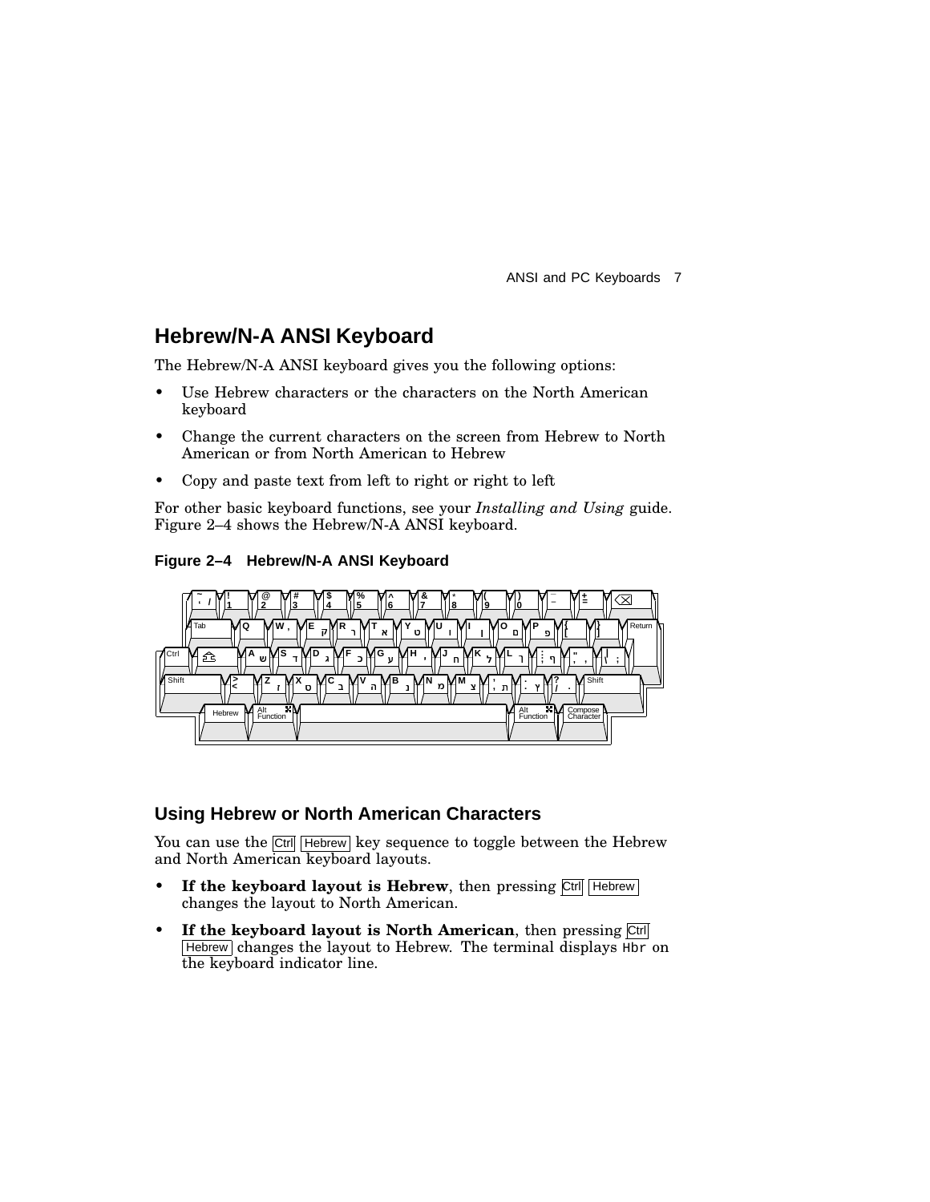## Hebrew/N-A ANSI Keyboard

The Hebrew/N-A ANSI keyboard gives you the following options:

- Use Hebrew characters or the characters on the North American keyboard
- Change the current characters on the screen from Hebrew to North American or from North American to Hebrew
- Copy and paste text from left to right or right to left

For other basic keyboard functions, see your *Installing and Using* guide. Figure 2–4 shows the Hebrew/N-A ANSI keyboard.

**Figure 2–4 Hebrew/N-A ANSI Keyboard**

### Using Hebrew or North American Characters

You can use the Ctrl Hebrew key sequence to toggle between the Hebrew and North American keyboard layouts.

- **If the keyboard layout is Hebrew**, then pressing Ctrl Hebrew changes the layout to North American.
- **If the keyboard layout is North American**, then pressing Ctrl Hebrew changes the layout to Hebrew. The terminal displays `Hbr` on the keyboard indicator line.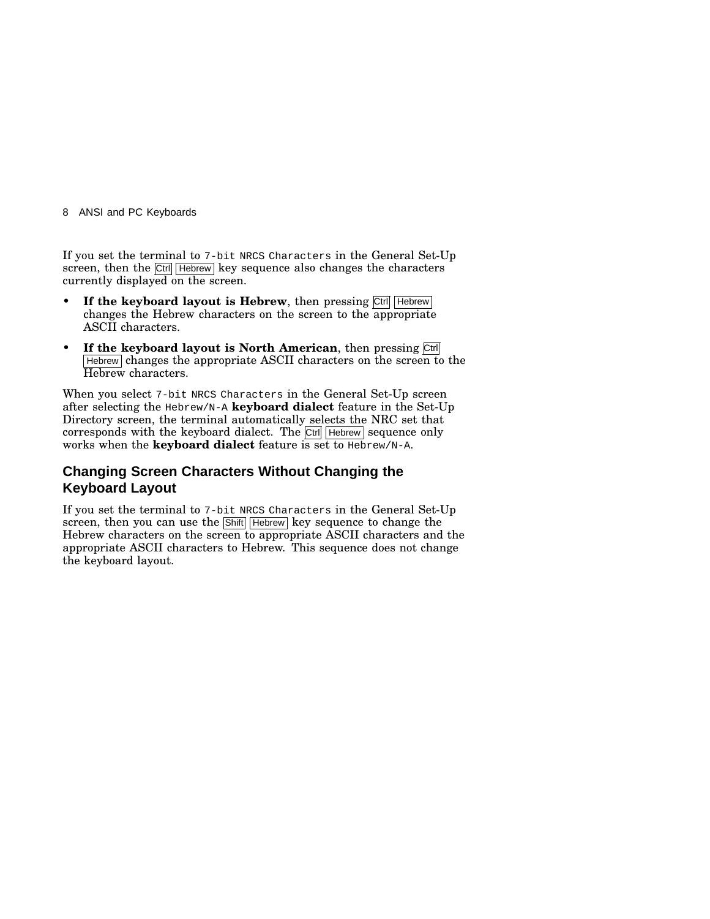If you set the terminal to `7-bit NRCS Characters` in the General Set-Up screen, then the Ctrl Hebrew key sequence also changes the characters currently displayed on the screen.

- **If the keyboard layout is Hebrew**, then pressing Ctrl Hebrew changes the Hebrew characters on the screen to the appropriate ASCII characters.
- **If the keyboard layout is North American**, then pressing Ctrl Hebrew changes the appropriate ASCII characters on the screen to the Hebrew characters.

When you select `7-bit NRCS Characters` in the General Set-Up screen after selecting the `Hebrew/N-A` **keyboard dialect** feature in the Set-Up Directory screen, the terminal automatically selects the NRC set that corresponds with the keyboard dialect. The Ctrl Hebrew sequence only works when the **keyboard dialect** feature is set to `Hebrew/N-A`.

## Changing Screen Characters Without Changing the Keyboard Layout

If you set the terminal to `7-bit NRCS Characters` in the General Set-Up screen, then you can use the Shift Hebrew key sequence to change the Hebrew characters on the screen to appropriate ASCII characters and the appropriate ASCII characters to Hebrew. This sequence does not change the keyboard layout.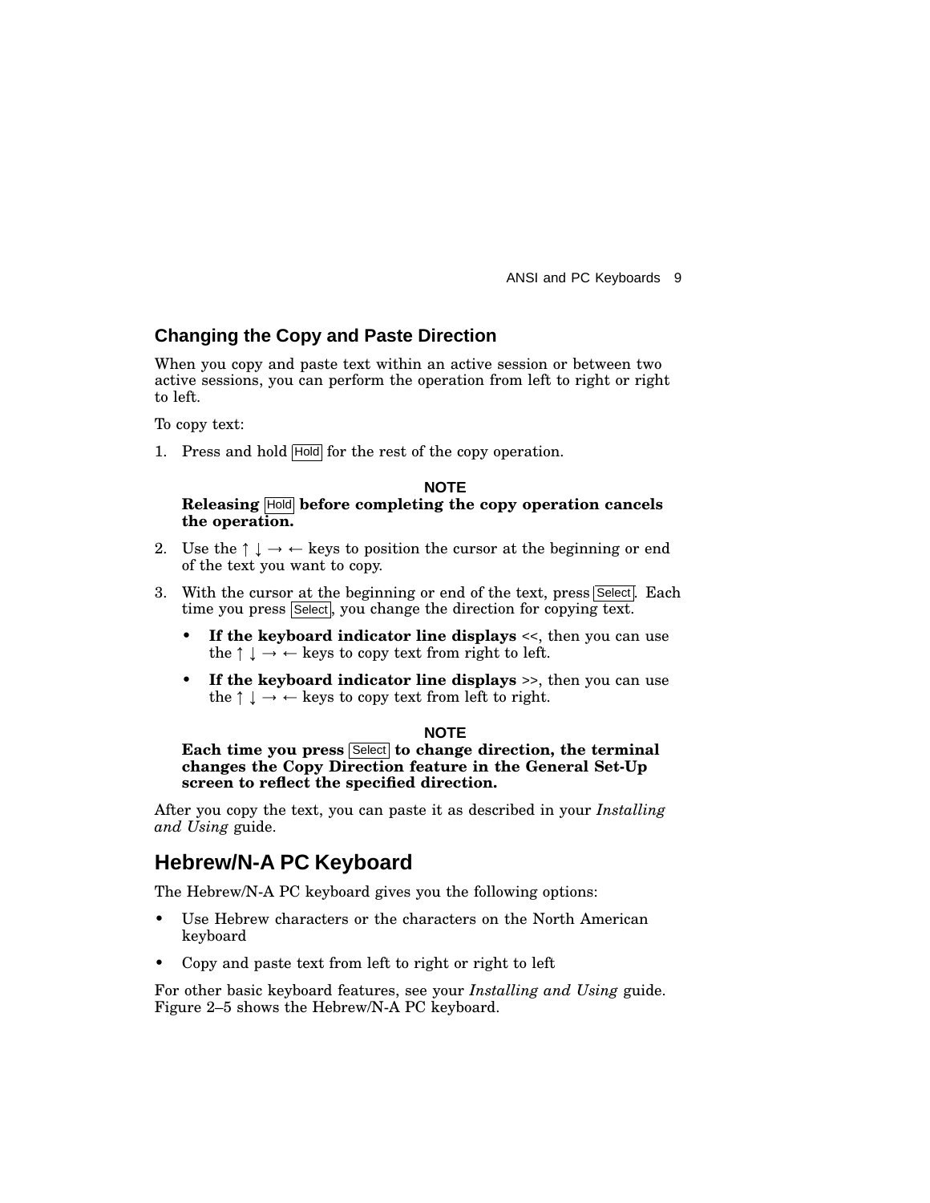### Changing the Copy and Paste Direction

When you copy and paste text within an active session or between two active sessions, you can perform the operation from left to right or right to left.

To copy text:

1. Press and hold Hold for the rest of the copy operation.

   **NOTE**

   **Releasing Hold before completing the copy operation cancels the operation.**

2. Use the ↑ ↓ → ← keys to position the cursor at the beginning or end of the text you want to copy.
3. With the cursor at the beginning or end of the text, press Select. Each time you press Select, you change the direction for copying text.
   - **If the keyboard indicator line displays** <<, then you can use the ↑ ↓ → ← keys to copy text from right to left.
   - **If the keyboard indicator line displays** >>, then you can use the ↑ ↓ → ← keys to copy text from left to right.

   **NOTE**

   **Each time you press Select to change direction, the terminal changes the Copy Direction feature in the General Set-Up screen to reflect the specified direction.**

After you copy the text, you can paste it as described in your *Installing and Using* guide.

## Hebrew/N-A PC Keyboard

The Hebrew/N-A PC keyboard gives you the following options:

- Use Hebrew characters or the characters on the North American keyboard
- Copy and paste text from left to right or right to left

For other basic keyboard features, see your *Installing and Using* guide. Figure 2–5 shows the Hebrew/N-A PC keyboard.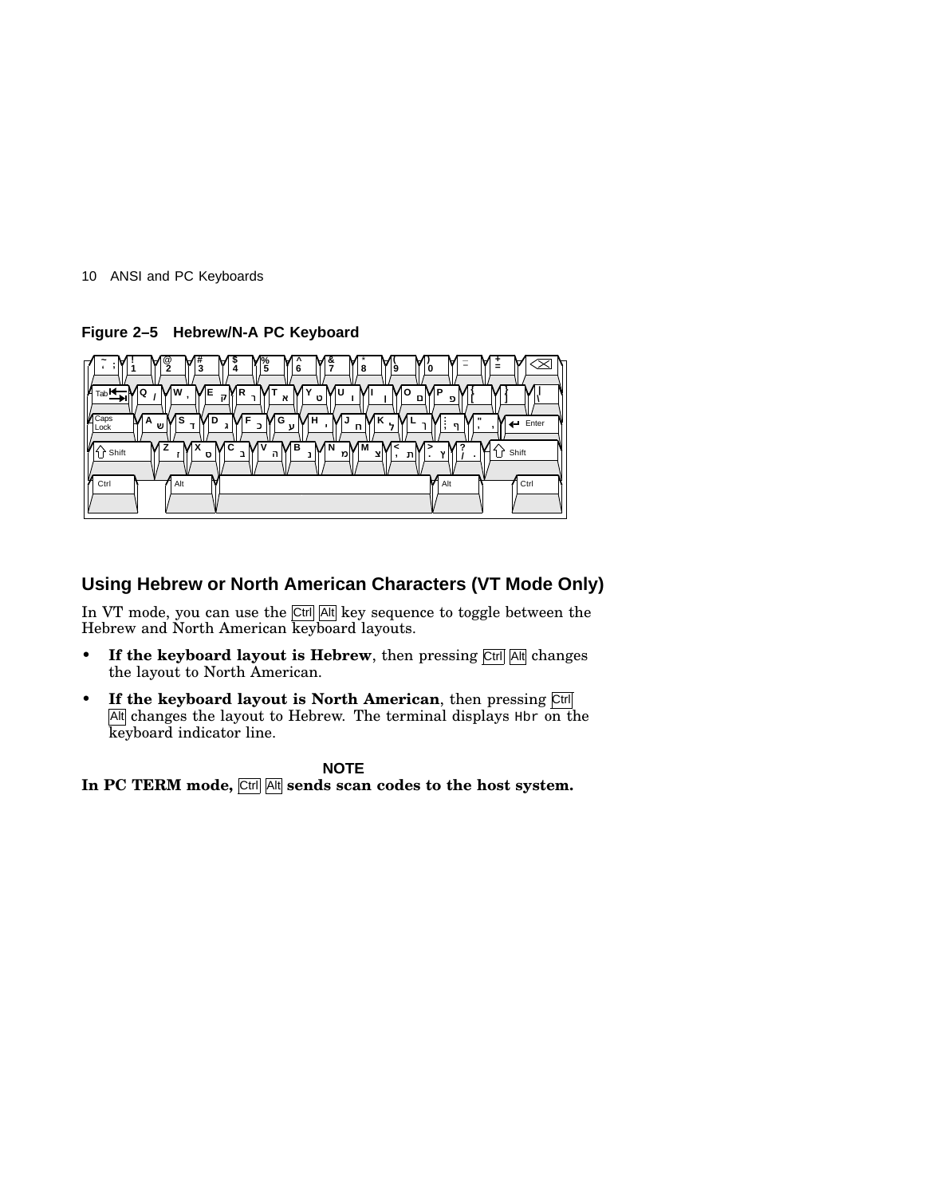**Figure 2–5 Hebrew/N-A PC Keyboard**

## Using Hebrew or North American Characters (VT Mode Only)

In VT mode, you can use the Ctrl Alt key sequence to toggle between the Hebrew and North American keyboard layouts.

- **If the keyboard layout is Hebrew**, then pressing Ctrl Alt changes the layout to North American.
- **If the keyboard layout is North American**, then pressing Ctrl Alt changes the layout to Hebrew. The terminal displays `Hbr` on the keyboard indicator line.

**NOTE**

**In PC TERM mode, Ctrl Alt sends scan codes to the host system.**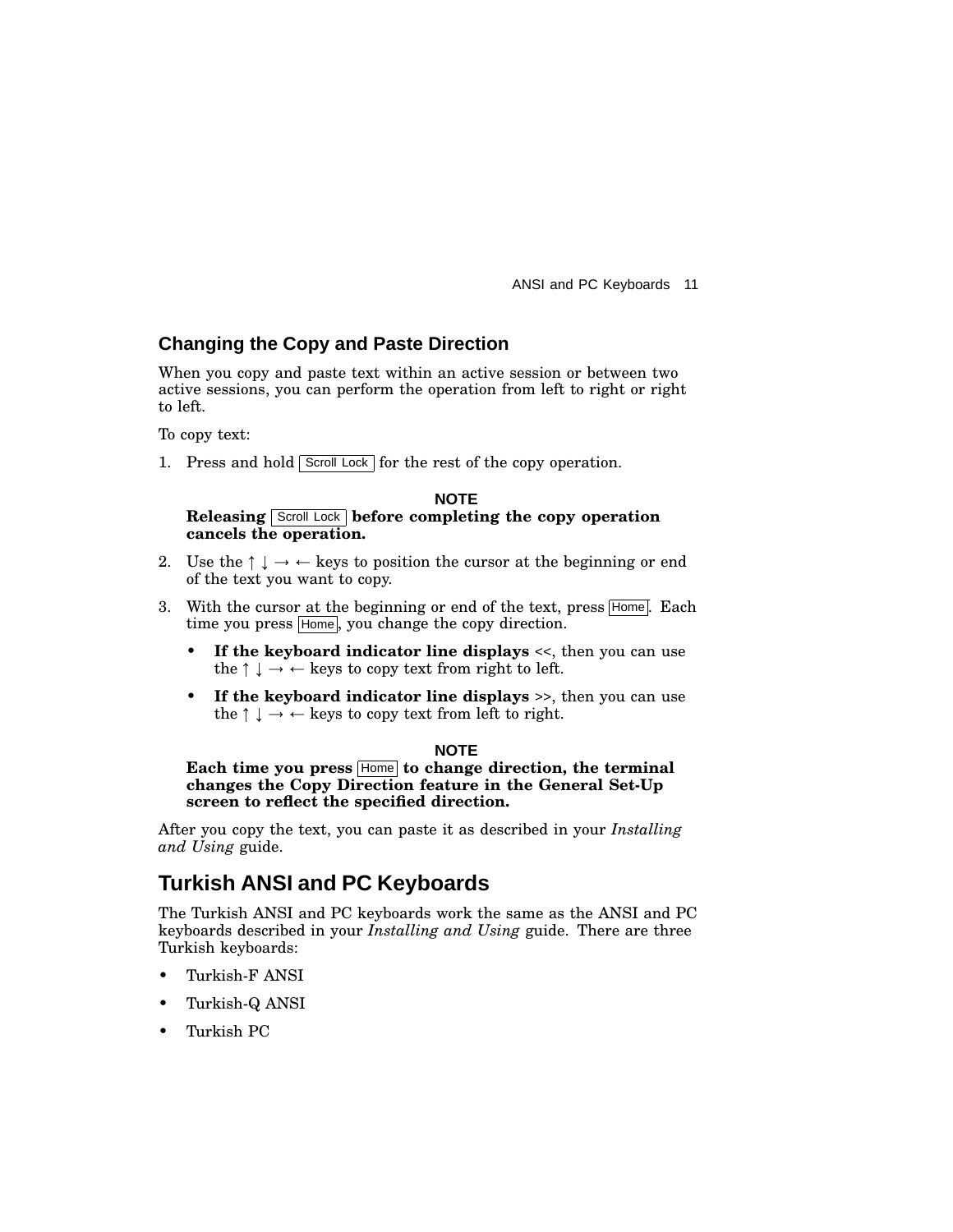## Changing the Copy and Paste Direction

When you copy and paste text within an active session or between two active sessions, you can perform the operation from left to right or right to left.

To copy text:

1. Press and hold Scroll Lock for the rest of the copy operation.

**NOTE**

**Releasing Scroll Lock before completing the copy operation cancels the operation.**

2. Use the ↑ ↓ → ← keys to position the cursor at the beginning or end of the text you want to copy.
3. With the cursor at the beginning or end of the text, press Home. Each time you press Home, you change the copy direction.
   - **If the keyboard indicator line displays** <<, then you can use the ↑ ↓ → ← keys to copy text from right to left.
   - **If the keyboard indicator line displays** >>, then you can use the ↑ ↓ → ← keys to copy text from left to right.

**NOTE**

**Each time you press Home to change direction, the terminal changes the Copy Direction feature in the General Set-Up screen to reflect the specified direction.**

After you copy the text, you can paste it as described in your *Installing and Using* guide.

## Turkish ANSI and PC Keyboards

The Turkish ANSI and PC keyboards work the same as the ANSI and PC keyboards described in your *Installing and Using* guide. There are three Turkish keyboards:

- Turkish-F ANSI
- Turkish-Q ANSI
- Turkish PC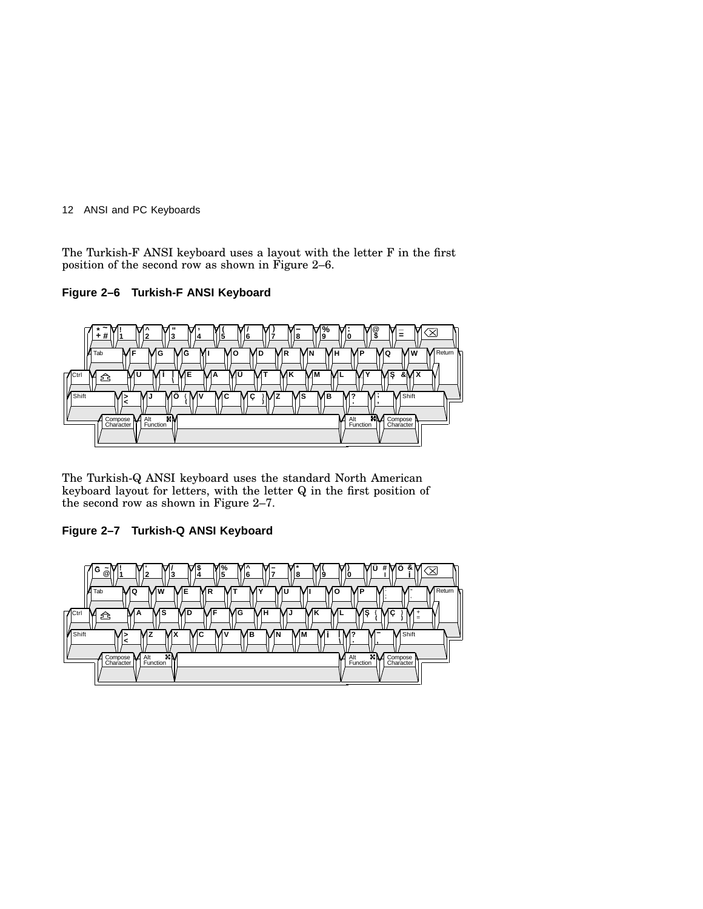The Turkish-F ANSI keyboard uses a layout with the letter F in the first position of the second row as shown in Figure 2–6.

**Figure 2–6 Turkish-F ANSI Keyboard**

The Turkish-Q ANSI keyboard uses the standard North American keyboard layout for letters, with the letter Q in the first position of the second row as shown in Figure 2–7.

**Figure 2–7 Turkish-Q ANSI Keyboard**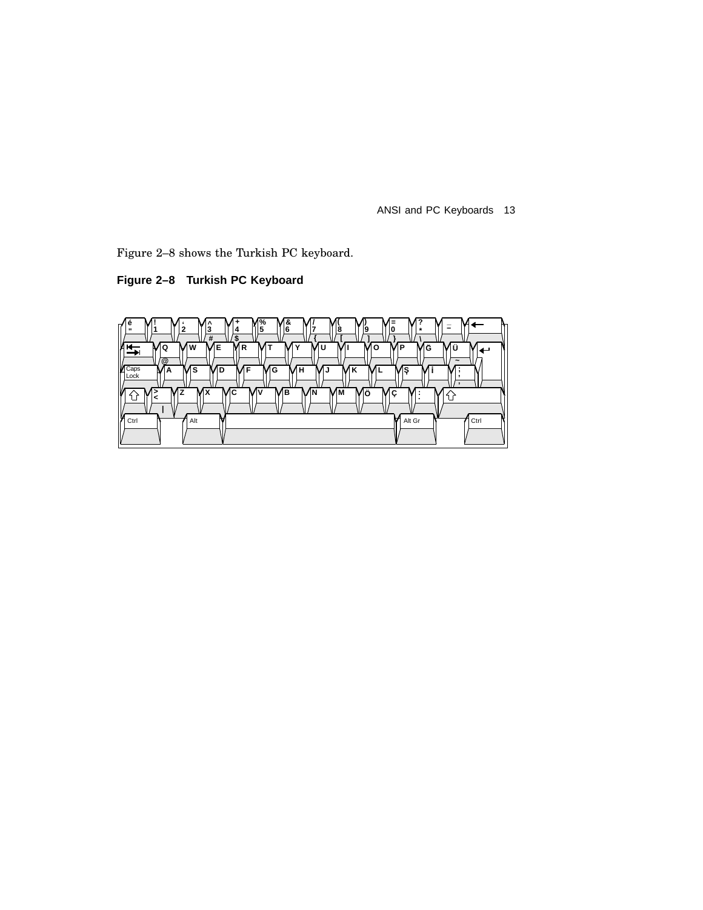Figure 2–8 shows the Turkish PC keyboard.

**Figure 2–8 Turkish PC Keyboard**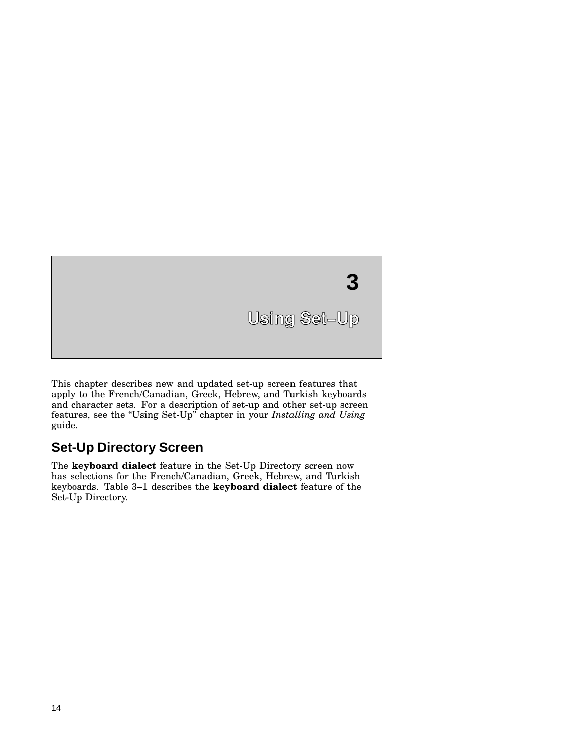# 3 Using Set–Up

This chapter describes new and updated set-up screen features that apply to the French/Canadian, Greek, Hebrew, and Turkish keyboards and character sets. For a description of set-up and other set-up screen features, see the “Using Set-Up” chapter in your *Installing and Using* guide.

## Set-Up Directory Screen

The **keyboard dialect** feature in the Set-Up Directory screen now has selections for the French/Canadian, Greek, Hebrew, and Turkish keyboards. Table 3–1 describes the **keyboard dialect** feature of the Set-Up Directory.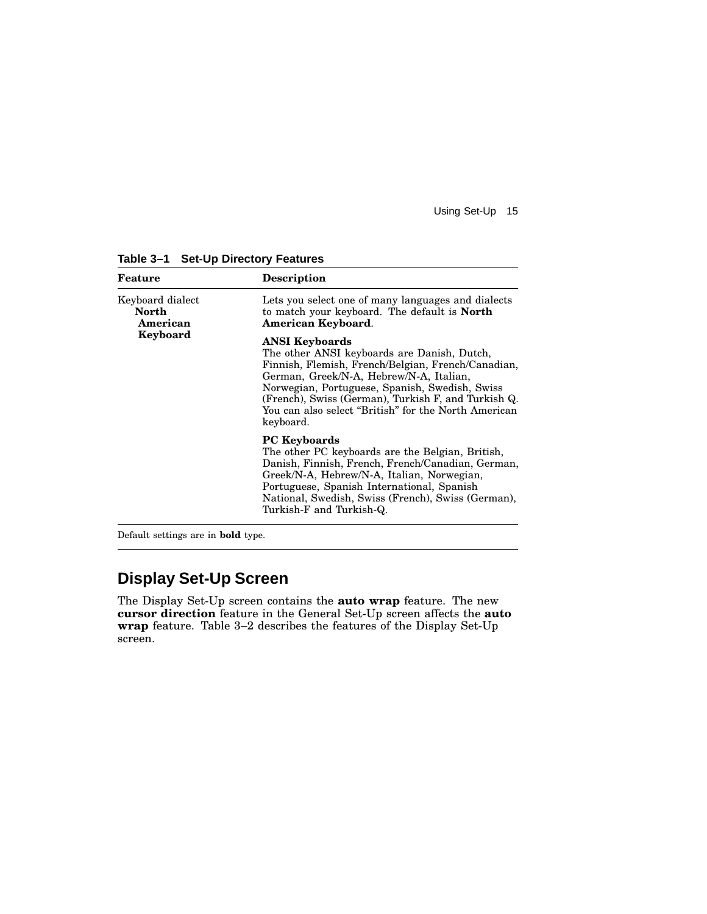**Table 3–1 Set-Up Directory Features**

| Feature | Description |
|---|---|
| Keyboard dialect **North American Keyboard** | Lets you select one of many languages and dialects to match your keyboard. The default is **North American Keyboard**.<br><br>**ANSI Keyboards**<br>The other ANSI keyboards are Danish, Dutch, Finnish, Flemish, French/Belgian, French/Canadian, German, Greek/N-A, Hebrew/N-A, Italian, Norwegian, Portuguese, Spanish, Swedish, Swiss (French), Swiss (German), Turkish F, and Turkish Q. You can also select "British" for the North American keyboard.<br><br>**PC Keyboards**<br>The other PC keyboards are the Belgian, British, Danish, Finnish, French, French/Canadian, German, Greek/N-A, Hebrew/N-A, Italian, Norwegian, Portuguese, Spanish International, Spanish National, Swedish, Swiss (French), Swiss (German), Turkish-F and Turkish-Q. |

Default settings are in **bold** type.

## Display Set-Up Screen

The Display Set-Up screen contains the **auto wrap** feature. The new **cursor direction** feature in the General Set-Up screen affects the **auto wrap** feature. Table 3–2 describes the features of the Display Set-Up screen.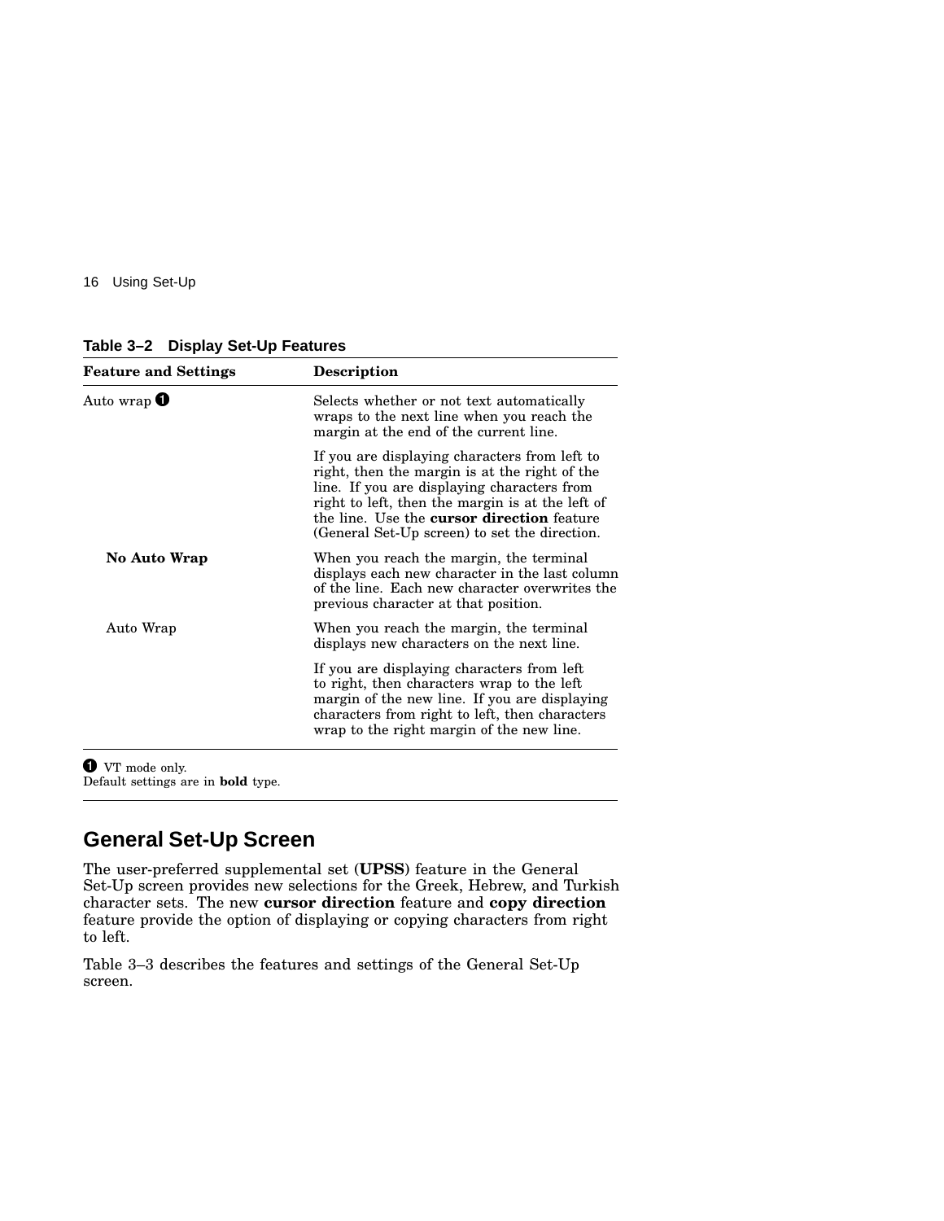**Table 3–2 Display Set-Up Features**

| Feature and Settings | Description |
|---|---|
| Auto wrap ❶ | Selects whether or not text automatically wraps to the next line when you reach the margin at the end of the current line. |
| | If you are displaying characters from left to right, then the margin is at the right of the line. If you are displaying characters from right to left, then the margin is at the left of the line. Use the **cursor direction** feature (General Set-Up screen) to set the direction. |
| **No Auto Wrap** | When you reach the margin, the terminal displays each new character in the last column of the line. Each new character overwrites the previous character at that position. |
| Auto Wrap | When you reach the margin, the terminal displays new characters on the next line. |
| | If you are displaying characters from left to right, then characters wrap to the left margin of the new line. If you are displaying characters from right to left, then characters wrap to the right margin of the new line. |

❶ VT mode only.
Default settings are in **bold** type.

## General Set-Up Screen

The user-preferred supplemental set (**UPSS**) feature in the General Set-Up screen provides new selections for the Greek, Hebrew, and Turkish character sets. The new **cursor direction** feature and **copy direction** feature provide the option of displaying or copying characters from right to left.

Table 3–3 describes the features and settings of the General Set-Up screen.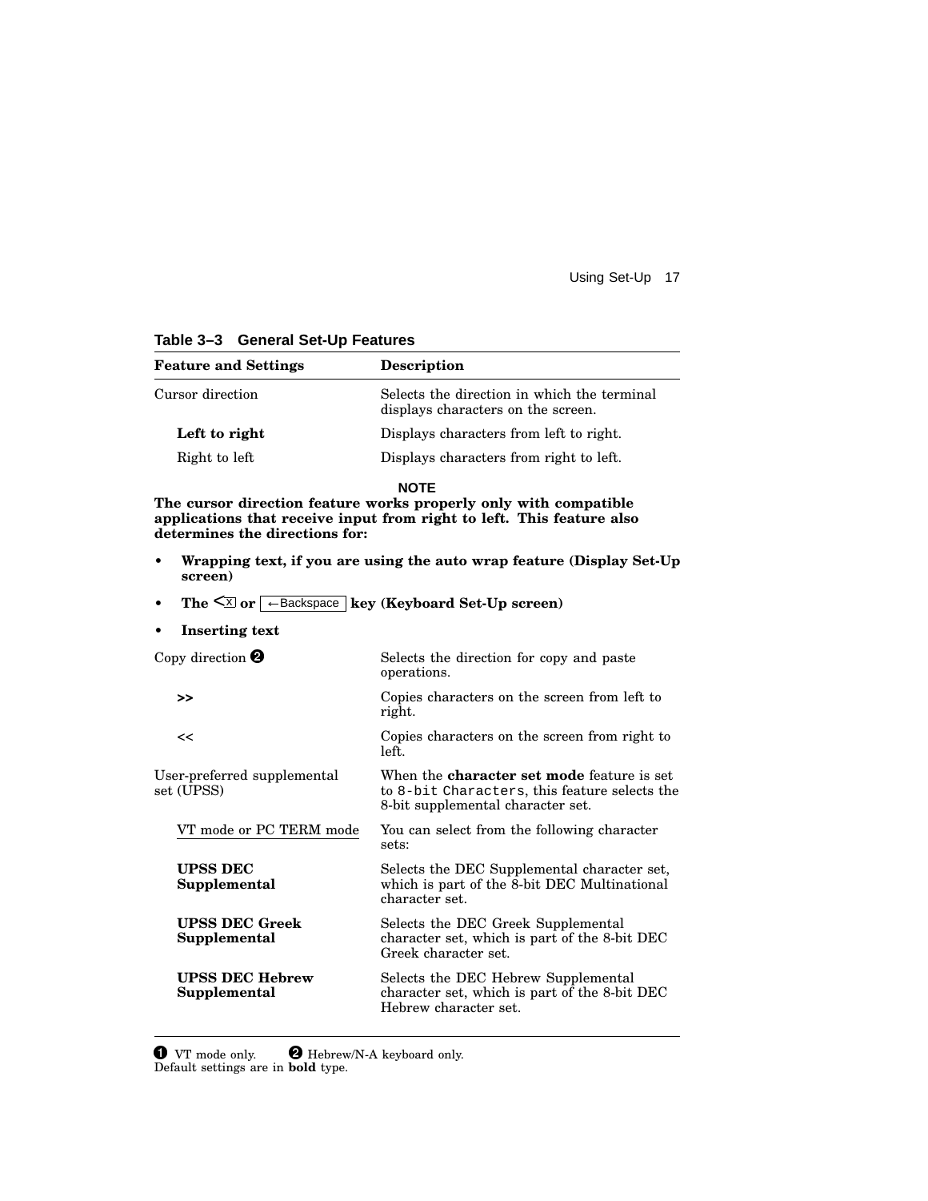**Table 3–3 General Set-Up Features**

| Feature and Settings | Description |
|---|---|
| Cursor direction | Selects the direction in which the terminal displays characters on the screen. |
| **Left to right** | Displays characters from left to right. |
| Right to left | Displays characters from right to left. |

**NOTE**

**The cursor direction feature works properly only with compatible applications that receive input from right to left. This feature also determines the directions for:**

- **Wrapping text, if you are using the auto wrap feature (Display Set-Up screen)**
- **The <X or ←Backspace key (Keyboard Set-Up screen)**
- **Inserting text**

| Feature and Settings | Description |
|---|---|
| Copy direction ❷ | Selects the direction for copy and paste operations. |
| **>>** | Copies characters on the screen from left to right. |
| << | Copies characters on the screen from right to left. |
| User-preferred supplemental set (UPSS) | When the **character set mode** feature is set to `8-bit Characters`, this feature selects the 8-bit supplemental character set. |
| VT mode or PC TERM mode | You can select from the following character sets: |
| **UPSS DEC Supplemental** | Selects the DEC Supplemental character set, which is part of the 8-bit DEC Multinational character set. |
| **UPSS DEC Greek Supplemental** | Selects the DEC Greek Supplemental character set, which is part of the 8-bit DEC Greek character set. |
| **UPSS DEC Hebrew Supplemental** | Selects the DEC Hebrew Supplemental character set, which is part of the 8-bit DEC Hebrew character set. |

❶ VT mode only. ❷ Hebrew/N-A keyboard only.
Default settings are in **bold** type.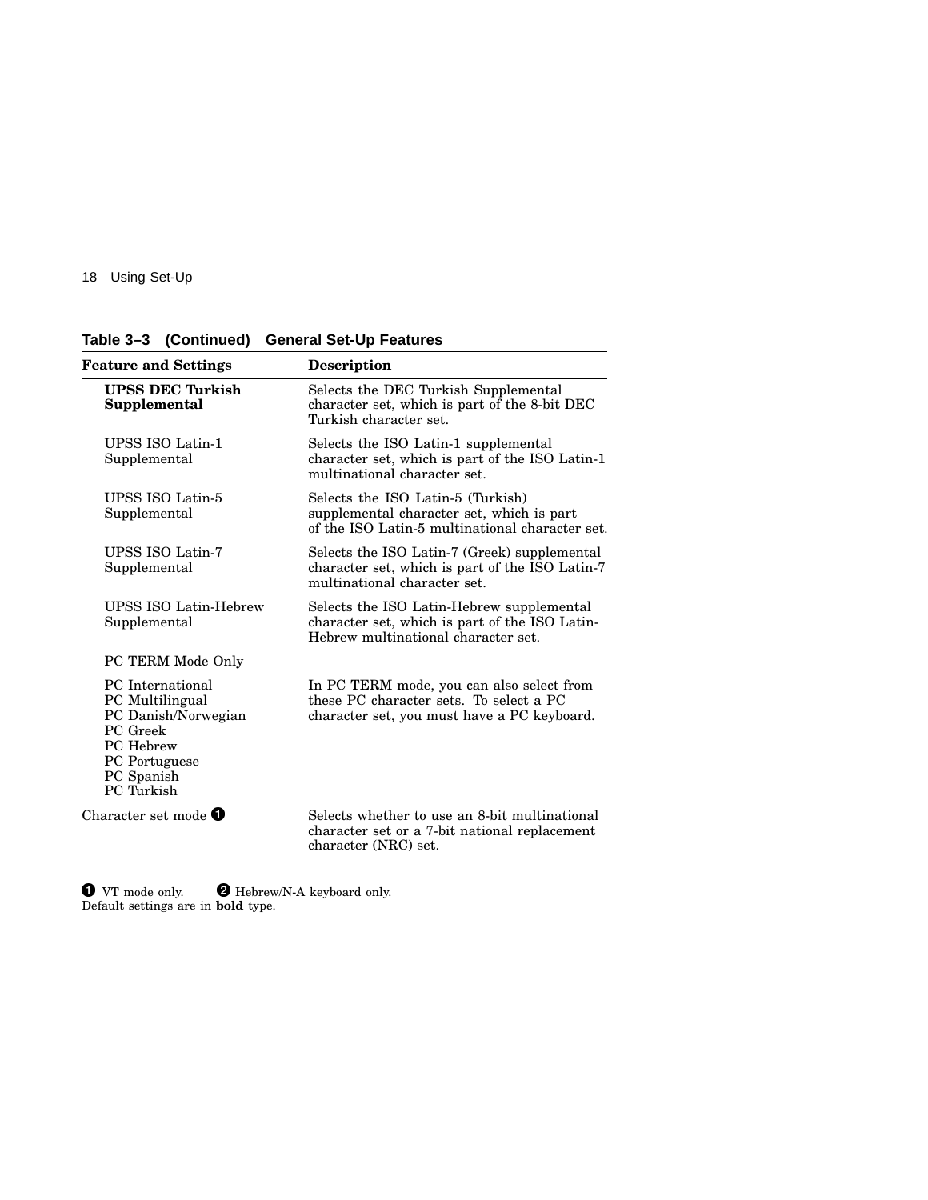**Table 3–3 (Continued) General Set-Up Features**

| Feature and Settings | Description |
|---|---|
| **UPSS DEC Turkish Supplemental** | Selects the DEC Turkish Supplemental character set, which is part of the 8-bit DEC Turkish character set. |
| UPSS ISO Latin-1 Supplemental | Selects the ISO Latin-1 supplemental character set, which is part of the ISO Latin-1 multinational character set. |
| UPSS ISO Latin-5 Supplemental | Selects the ISO Latin-5 (Turkish) supplemental character set, which is part of the ISO Latin-5 multinational character set. |
| UPSS ISO Latin-7 Supplemental | Selects the ISO Latin-7 (Greek) supplemental character set, which is part of the ISO Latin-7 multinational character set. |
| UPSS ISO Latin-Hebrew Supplemental | Selects the ISO Latin-Hebrew supplemental character set, which is part of the ISO Latin-Hebrew multinational character set. |
| PC TERM Mode Only | |
| PC International<br>PC Multilingual<br>PC Danish/Norwegian<br>PC Greek<br>PC Hebrew<br>PC Portuguese<br>PC Spanish<br>PC Turkish | In PC TERM mode, you can also select from these PC character sets. To select a PC character set, you must have a PC keyboard. |
| Character set mode ❶ | Selects whether to use an 8-bit multinational character set or a 7-bit national replacement character (NRC) set. |

❶ VT mode only. ❷ Hebrew/N-A keyboard only.
Default settings are in **bold** type.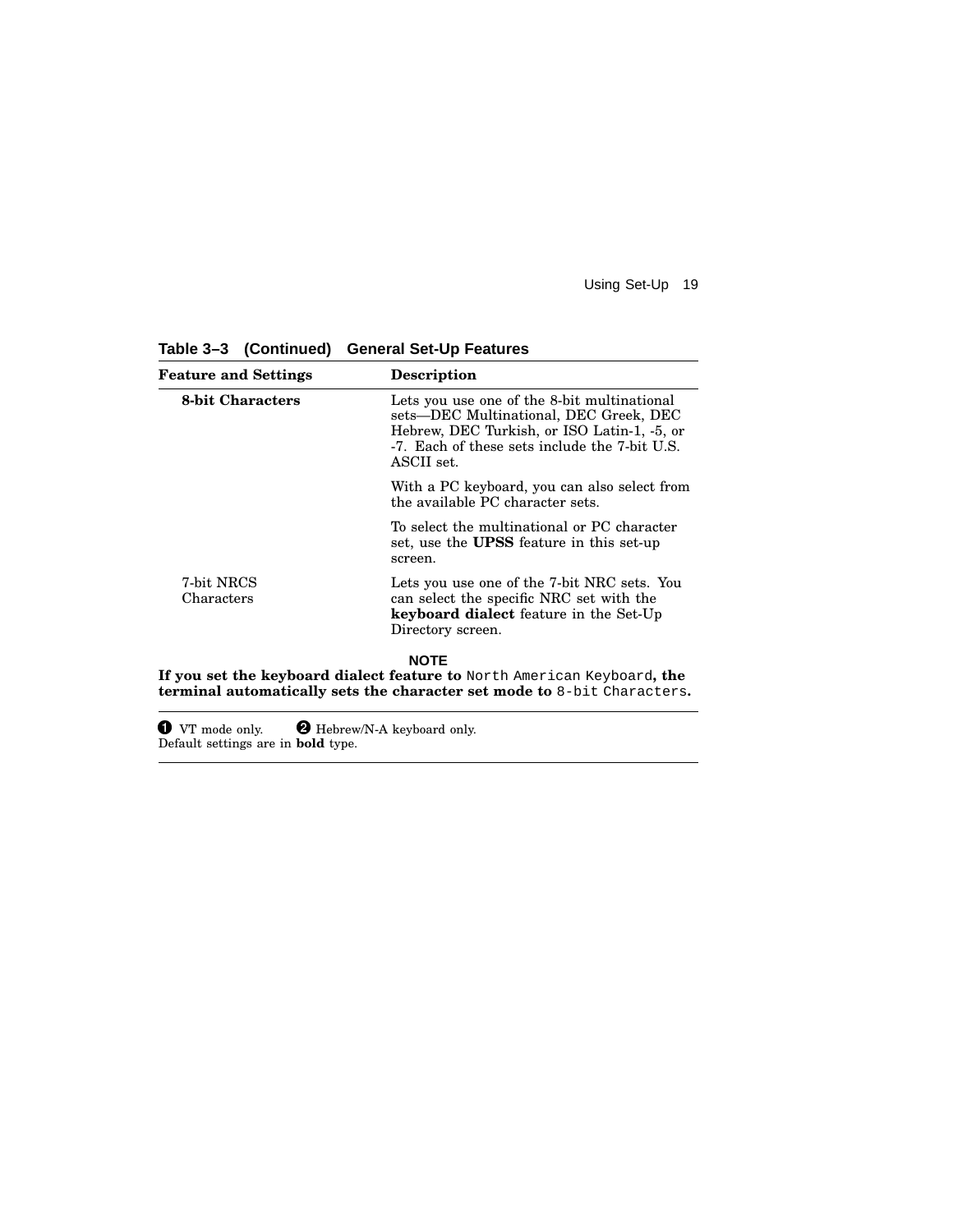**Table 3–3 (Continued) General Set-Up Features**

| Feature and Settings | Description |
| --- | --- |
| **8-bit Characters** | Lets you use one of the 8-bit multinational sets—DEC Multinational, DEC Greek, DEC Hebrew, DEC Turkish, or ISO Latin-1, -5, or -7. Each of these sets include the 7-bit U.S. ASCII set. |
| | With a PC keyboard, you can also select from the available PC character sets. |
| | To select the multinational or PC character set, use the **UPSS** feature in this set-up screen. |
| 7-bit NRCS Characters | Lets you use one of the 7-bit NRC sets. You can select the specific NRC set with the **keyboard dialect** feature in the Set-Up Directory screen. |

**NOTE**

**If you set the keyboard dialect feature to** `North American Keyboard`**, the terminal automatically sets the character set mode to** `8-bit Characters`**.**

❶ VT mode only. ❷ Hebrew/N-A keyboard only.
Default settings are in **bold** type.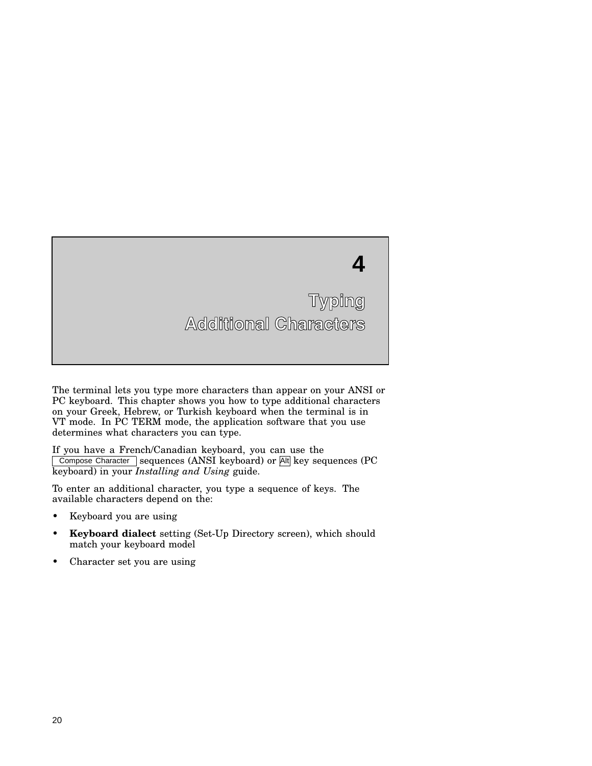# 4 Typing Additional Characters

The terminal lets you type more characters than appear on your ANSI or PC keyboard. This chapter shows you how to type additional characters on your Greek, Hebrew, or Turkish keyboard when the terminal is in VT mode. In PC TERM mode, the application software that you use determines what characters you can type.

If you have a French/Canadian keyboard, you can use the Compose Character sequences (ANSI keyboard) or Alt key sequences (PC keyboard) in your *Installing and Using* guide.

To enter an additional character, you type a sequence of keys. The available characters depend on the:

- Keyboard you are using
- **Keyboard dialect** setting (Set-Up Directory screen), which should match your keyboard model
- Character set you are using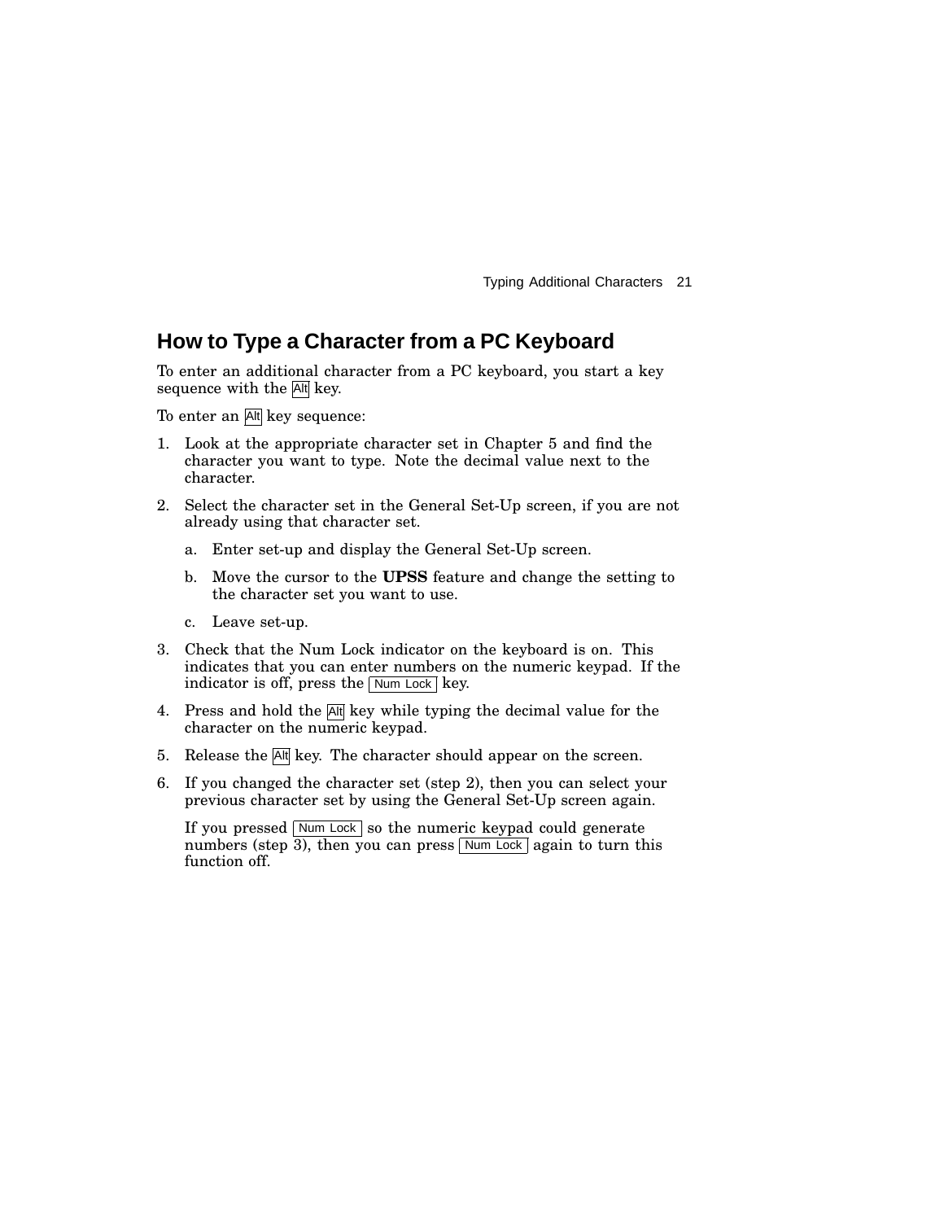## How to Type a Character from a PC Keyboard

To enter an additional character from a PC keyboard, you start a key sequence with the Alt key.

To enter an Alt key sequence:

1. Look at the appropriate character set in Chapter 5 and find the character you want to type. Note the decimal value next to the character.
2. Select the character set in the General Set-Up screen, if you are not already using that character set.
   a. Enter set-up and display the General Set-Up screen.
   b. Move the cursor to the **UPSS** feature and change the setting to the character set you want to use.
   c. Leave set-up.
3. Check that the Num Lock indicator on the keyboard is on. This indicates that you can enter numbers on the numeric keypad. If the indicator is off, press the Num Lock key.
4. Press and hold the Alt key while typing the decimal value for the character on the numeric keypad.
5. Release the Alt key. The character should appear on the screen.
6. If you changed the character set (step 2), then you can select your previous character set by using the General Set-Up screen again.

   If you pressed Num Lock so the numeric keypad could generate numbers (step 3), then you can press Num Lock again to turn this function off.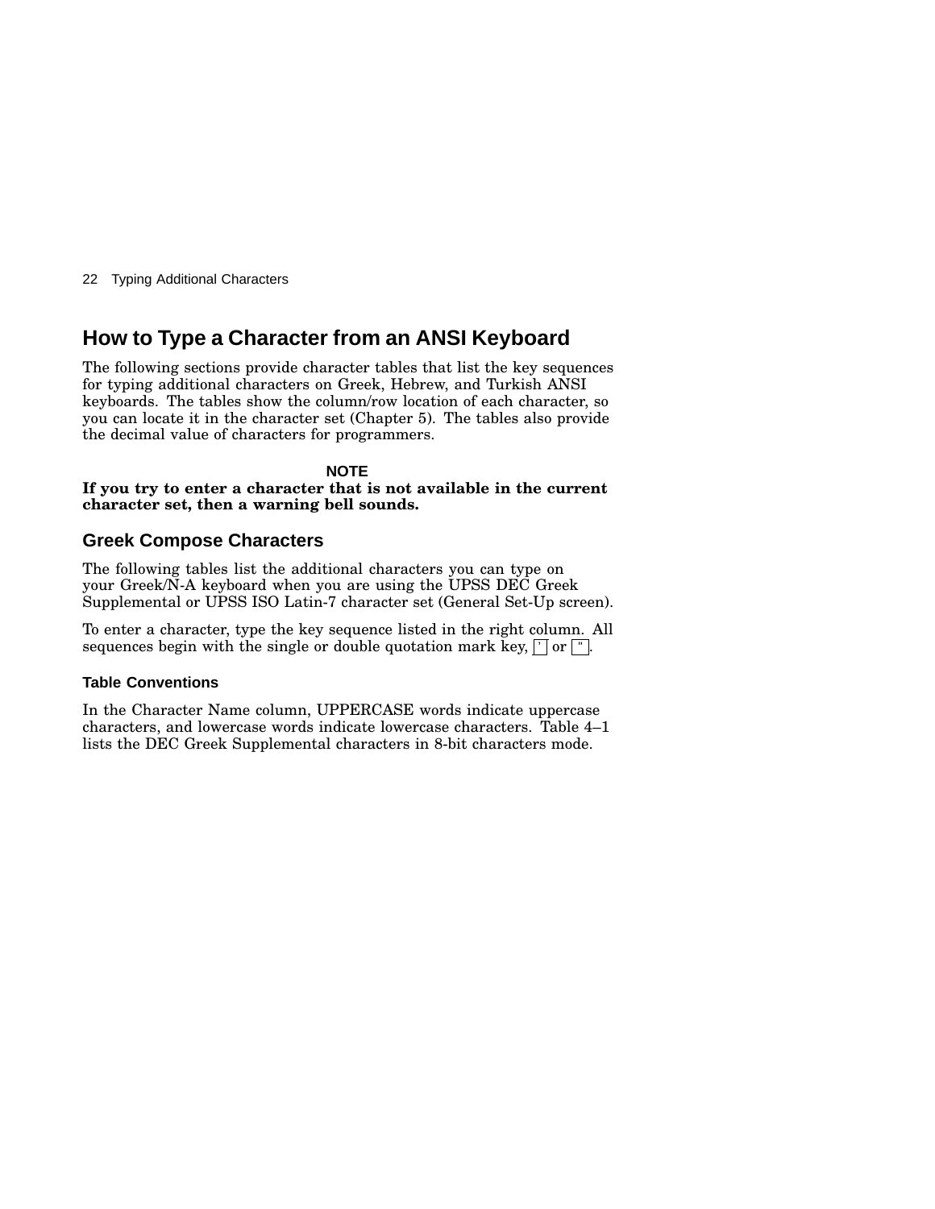# How to Type a Character from an ANSI Keyboard

The following sections provide character tables that list the key sequences for typing additional characters on Greek, Hebrew, and Turkish ANSI keyboards. The tables show the column/row location of each character, so you can locate it in the character set (Chapter 5). The tables also provide the decimal value of characters for programmers.

**NOTE**

**If you try to enter a character that is not available in the current character set, then a warning bell sounds.**

## Greek Compose Characters

The following tables list the additional characters you can type on your Greek/N-A keyboard when you are using the UPSS DEC Greek Supplemental or UPSS ISO Latin-7 character set (General Set-Up screen).

To enter a character, type the key sequence listed in the right column. All sequences begin with the single or double quotation mark key, ' or ".

### Table Conventions

In the Character Name column, UPPERCASE words indicate uppercase characters, and lowercase words indicate lowercase characters. Table 4–1 lists the DEC Greek Supplemental characters in 8-bit characters mode.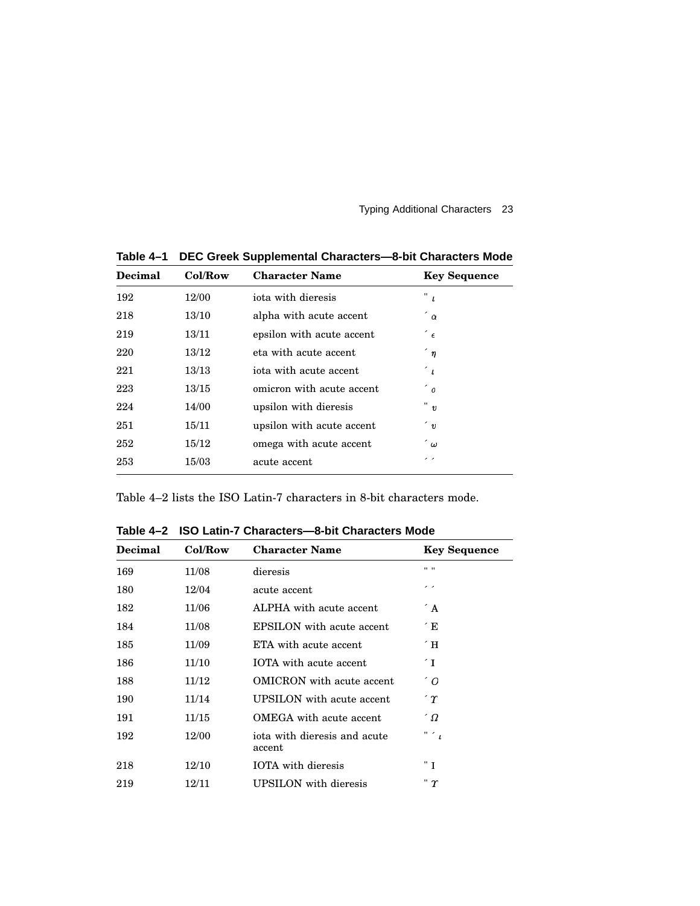**Table 4–1 DEC Greek Supplemental Characters—8-bit Characters Mode**

| Decimal | Col/Row | Character Name | Key Sequence |
|---|---|---|---|
| 192 | 12/00 | iota with dieresis | " ι |
| 218 | 13/10 | alpha with acute accent | ´ α |
| 219 | 13/11 | epsilon with acute accent | ´ ϵ |
| 220 | 13/12 | eta with acute accent | ´ η |
| 221 | 13/13 | iota with acute accent | ´ ι |
| 223 | 13/15 | omicron with acute accent | ´ ο |
| 224 | 14/00 | upsilon with dieresis | " υ |
| 251 | 15/11 | upsilon with acute accent | ´ υ |
| 252 | 15/12 | omega with acute accent | ´ ω |
| 253 | 15/03 | acute accent | ´ ´ |

Table 4–2 lists the ISO Latin-7 characters in 8-bit characters mode.

**Table 4–2 ISO Latin-7 Characters—8-bit Characters Mode**

| Decimal | Col/Row | Character Name | Key Sequence |
|---|---|---|---|
| 169 | 11/08 | dieresis | " " |
| 180 | 12/04 | acute accent | ´ ´ |
| 182 | 11/06 | ALPHA with acute accent | ´ A |
| 184 | 11/08 | EPSILON with acute accent | ´ E |
| 185 | 11/09 | ETA with acute accent | ´ H |
| 186 | 11/10 | IOTA with acute accent | ´ I |
| 188 | 11/12 | OMICRON with acute accent | ´ O |
| 190 | 11/14 | UPSILON with acute accent | ´ Υ |
| 191 | 11/15 | OMEGA with acute accent | ´ Ω |
| 192 | 12/00 | iota with dieresis and acute accent | " ´ ι |
| 218 | 12/10 | IOTA with dieresis | " I |
| 219 | 12/11 | UPSILON with dieresis | " Υ |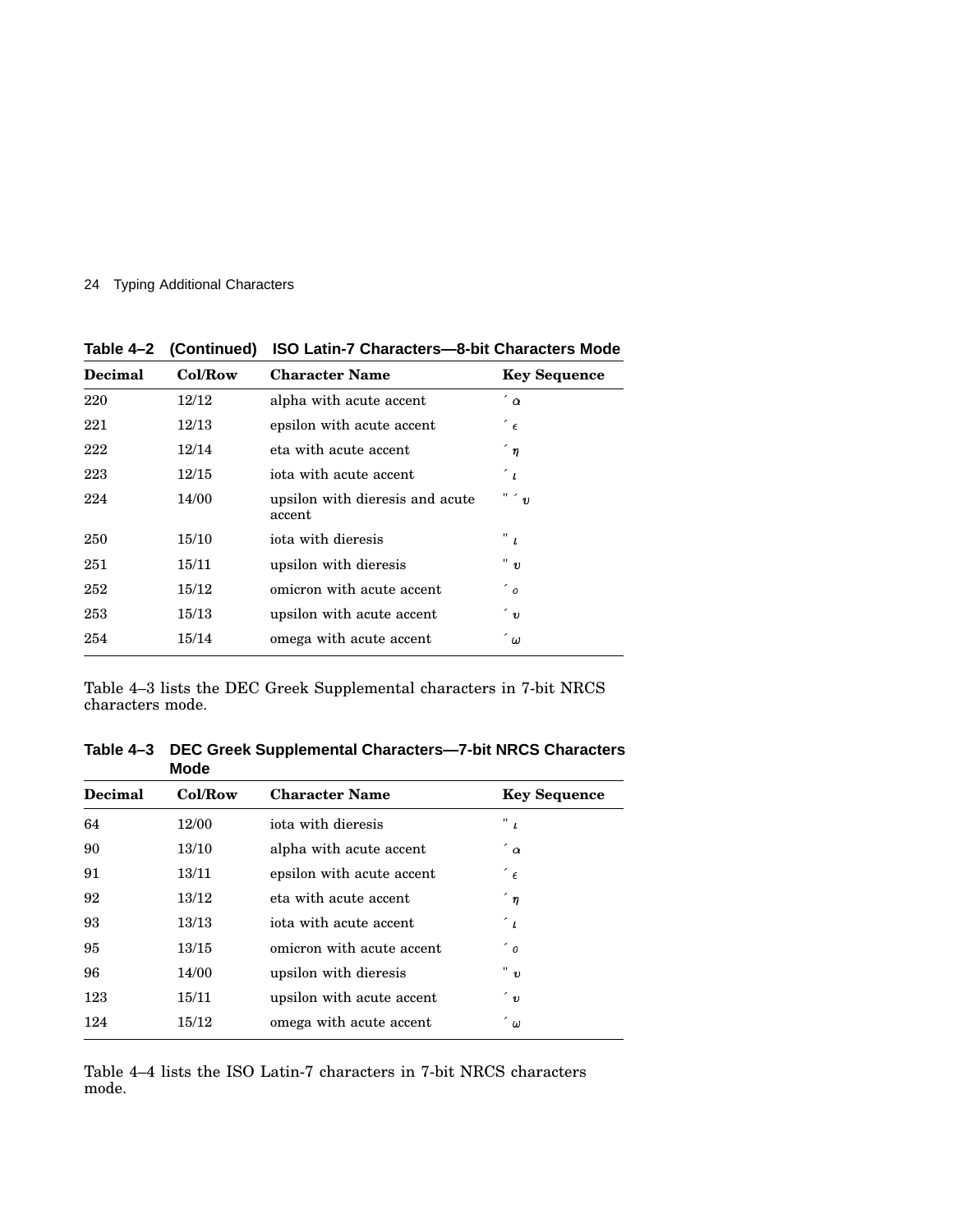**Table 4–2 (Continued) ISO Latin-7 Characters—8-bit Characters Mode**

| Decimal | Col/Row | Character Name | Key Sequence |
|---|---|---|---|
| 220 | 12/12 | alpha with acute accent | ´ α |
| 221 | 12/13 | epsilon with acute accent | ´ ϵ |
| 222 | 12/14 | eta with acute accent | ´ η |
| 223 | 12/15 | iota with acute accent | ´ ι |
| 224 | 14/00 | upsilon with dieresis and acute accent | " ´ υ |
| 250 | 15/10 | iota with dieresis | " ι |
| 251 | 15/11 | upsilon with dieresis | " υ |
| 252 | 15/12 | omicron with acute accent | ´ ο |
| 253 | 15/13 | upsilon with acute accent | ´ υ |
| 254 | 15/14 | omega with acute accent | ´ ω |

Table 4–3 lists the DEC Greek Supplemental characters in 7-bit NRCS characters mode.

**Table 4–3 DEC Greek Supplemental Characters—7-bit NRCS Characters Mode**

| Decimal | Col/Row | Character Name | Key Sequence |
|---|---|---|---|
| 64 | 12/00 | iota with dieresis | " ι |
| 90 | 13/10 | alpha with acute accent | ´ α |
| 91 | 13/11 | epsilon with acute accent | ´ ϵ |
| 92 | 13/12 | eta with acute accent | ´ η |
| 93 | 13/13 | iota with acute accent | ´ ι |
| 95 | 13/15 | omicron with acute accent | ´ ο |
| 96 | 14/00 | upsilon with dieresis | " υ |
| 123 | 15/11 | upsilon with acute accent | ´ υ |
| 124 | 15/12 | omega with acute accent | ´ ω |

Table 4–4 lists the ISO Latin-7 characters in 7-bit NRCS characters mode.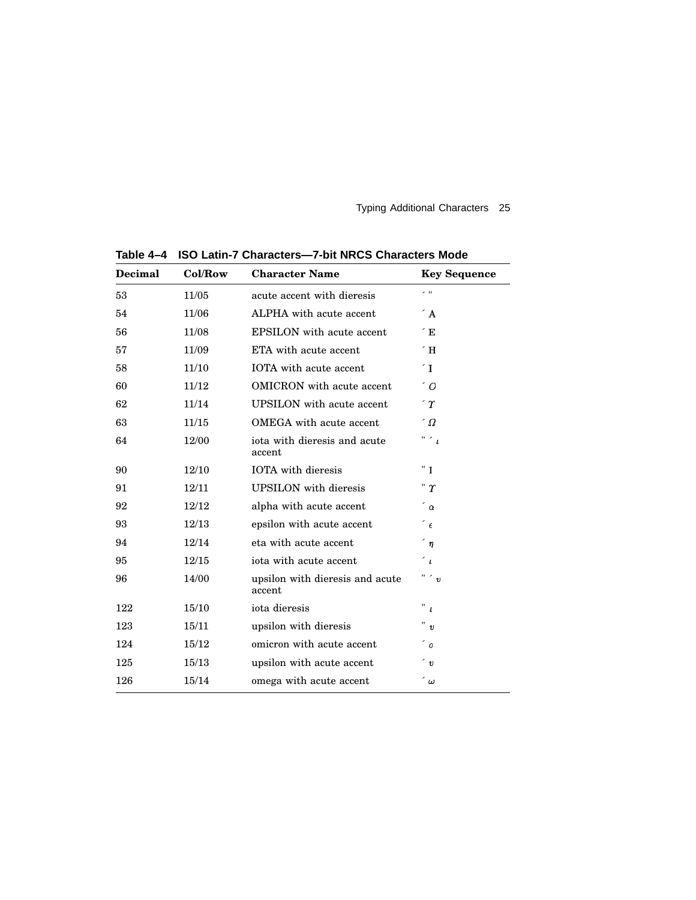**Table 4–4 ISO Latin-7 Characters—7-bit NRCS Characters Mode**

| Decimal | Col/Row | Character Name | Key Sequence |
|---|---|---|---|
| 53 | 11/05 | acute accent with dieresis | ´ " |
| 54 | 11/06 | ALPHA with acute accent | ´ A |
| 56 | 11/08 | EPSILON with acute accent | ´ E |
| 57 | 11/09 | ETA with acute accent | ´ H |
| 58 | 11/10 | IOTA with acute accent | ´ I |
| 60 | 11/12 | OMICRON with acute accent | ´ O |
| 62 | 11/14 | UPSILON with acute accent | ´ Υ |
| 63 | 11/15 | OMEGA with acute accent | ´ Ω |
| 64 | 12/00 | iota with dieresis and acute accent | " ´ ι |
| 90 | 12/10 | IOTA with dieresis | " I |
| 91 | 12/11 | UPSILON with dieresis | " Υ |
| 92 | 12/12 | alpha with acute accent | ´ α |
| 93 | 12/13 | epsilon with acute accent | ´ ε |
| 94 | 12/14 | eta with acute accent | ´ η |
| 95 | 12/15 | iota with acute accent | ´ ι |
| 96 | 14/00 | upsilon with dieresis and acute accent | " ´ υ |
| 122 | 15/10 | iota dieresis | " ι |
| 123 | 15/11 | upsilon with dieresis | " υ |
| 124 | 15/12 | omicron with acute accent | ´ ο |
| 125 | 15/13 | upsilon with acute accent | ´ υ |
| 126 | 15/14 | omega with acute accent | ´ ω |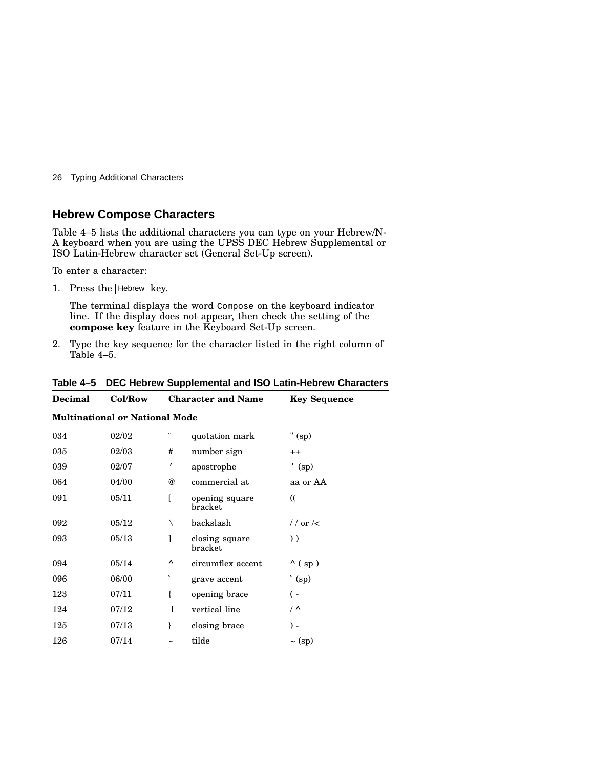## Hebrew Compose Characters

Table 4–5 lists the additional characters you can type on your Hebrew/N-A keyboard when you are using the UPSS DEC Hebrew Supplemental or ISO Latin-Hebrew character set (General Set-Up screen).

To enter a character:

1. Press the Hebrew key.

   The terminal displays the word `Compose` on the keyboard indicator line. If the display does not appear, then check the setting of the **compose key** feature in the Keyboard Set-Up screen.

2. Type the key sequence for the character listed in the right column of Table 4–5.

**Table 4–5 DEC Hebrew Supplemental and ISO Latin-Hebrew Characters**

| Decimal | Col/Row | Character and Name | | Key Sequence |
|---|---|---|---|---|
| **Multinational or National Mode** | | | | |
| 034 | 02/02 | ¨ | quotation mark | " (sp) |
| 035 | 02/03 | # | number sign | ++ |
| 039 | 02/07 | ′ | apostrophe | ′ (sp) |
| 064 | 04/00 | @ | commercial at | aa or AA |
| 091 | 05/11 | [ | opening square bracket | (( |
| 092 | 05/12 | \ | backslash | / / or /< |
| 093 | 05/13 | ] | closing square bracket | ) ) |
| 094 | 05/14 | ^ | circumflex accent | ^ ( sp ) |
| 096 | 06/00 | ` | grave accent | ` (sp) |
| 123 | 07/11 | { | opening brace | ( - |
| 124 | 07/12 | \| | vertical line | / ^ |
| 125 | 07/13 | } | closing brace | ) - |
| 126 | 07/14 | ~ | tilde | ~ (sp) |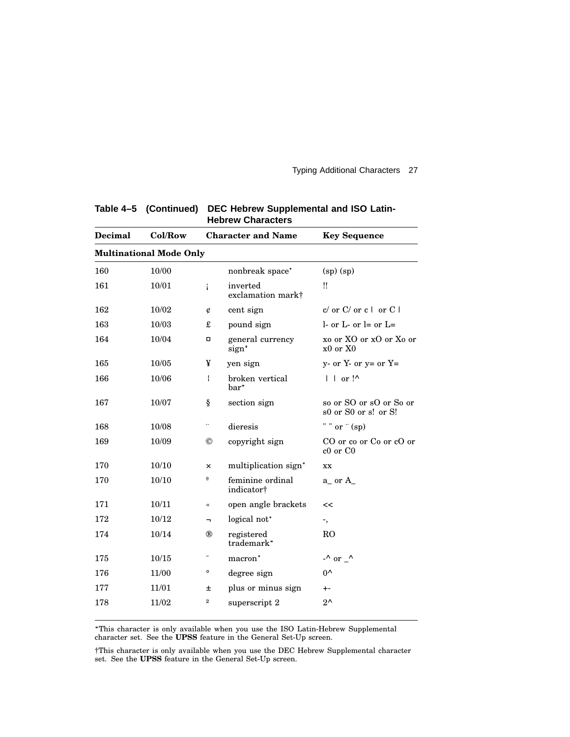**Table 4–5 (Continued) DEC Hebrew Supplemental and ISO Latin-Hebrew Characters**

| Decimal | Col/Row | Character and Name | | Key Sequence |
|---|---|---|---|---|
| **Multinational Mode Only** | | | | |
| 160 | 10/00 | | nonbreak space* | (sp) (sp) |
| 161 | 10/01 | ¡ | inverted exclamation mark† | !! |
| 162 | 10/02 | ¢ | cent sign | c/ or C/ or c \| or C \| |
| 163 | 10/03 | £ | pound sign | l- or L- or l= or L= |
| 164 | 10/04 | ¤ | general currency sign* | xo or XO or xO or Xo or x0 or X0 |
| 165 | 10/05 | ¥ | yen sign | y- or Y- or y= or Y= |
| 166 | 10/06 | ¦ | broken vertical bar* | \| \| or !^ |
| 167 | 10/07 | § | section sign | so or SO or sO or So or s0 or S0 or s! or S! |
| 168 | 10/08 | ¨ | dieresis | " " or ¨ (sp) |
| 169 | 10/09 | © | copyright sign | CO or co or Co or cO or c0 or C0 |
| 170 | 10/10 | × | multiplication sign* | xx |
| 170 | 10/10 | ª | feminine ordinal indicator† | a_ or A_ |
| 171 | 10/11 | « | open angle brackets | << |
| 172 | 10/12 | ¬ | logical not* | -, |
| 174 | 10/14 | ® | registered trademark* | RO |
| 175 | 10/15 | ¯ | macron* | -^ or _^ |
| 176 | 11/00 | ° | degree sign | 0^ |
| 177 | 11/01 | ± | plus or minus sign | +- |
| 178 | 11/02 | ² | superscript 2 | 2^ |

*This character is only available when you use the ISO Latin-Hebrew Supplemental character set. See the **UPSS** feature in the General Set-Up screen.

†This character is only available when you use the DEC Hebrew Supplemental character set. See the **UPSS** feature in the General Set-Up screen.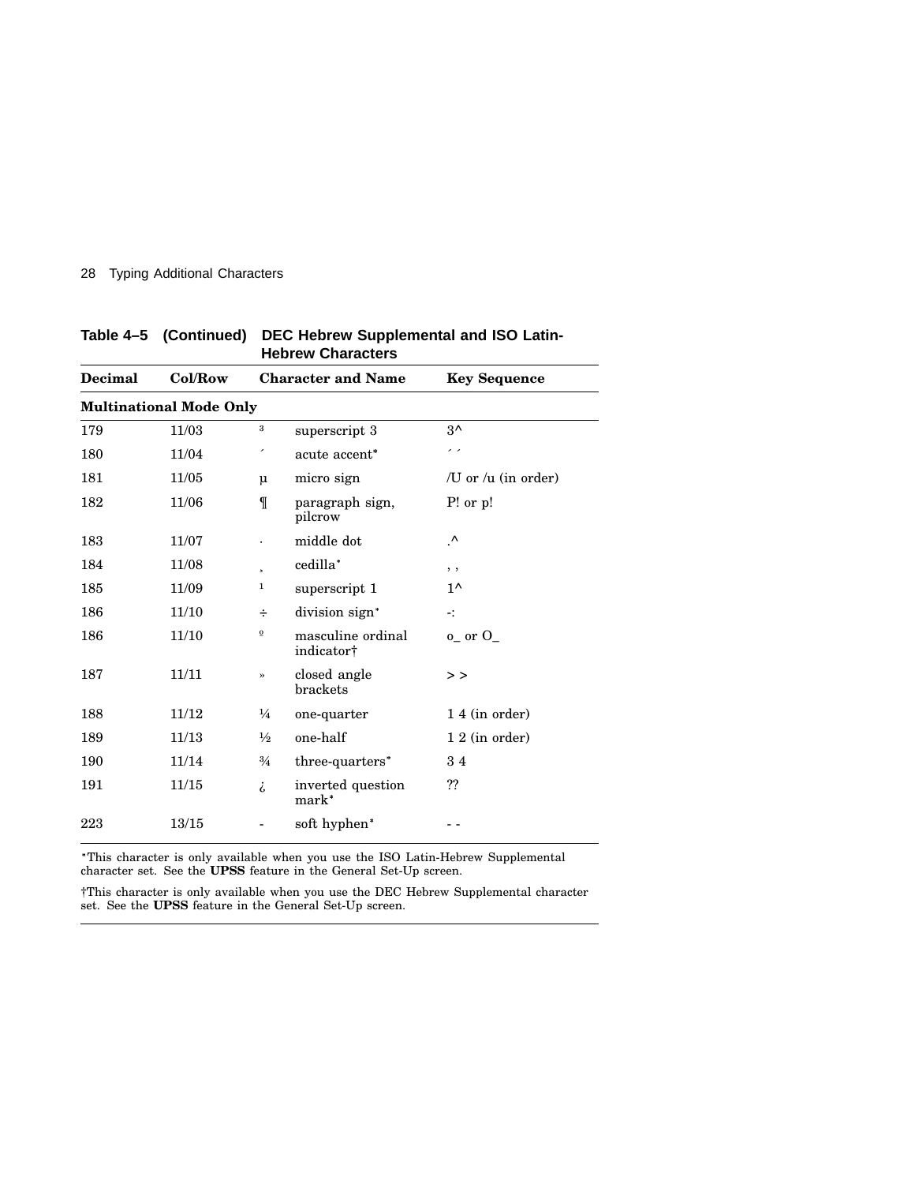**Table 4–5 (Continued) DEC Hebrew Supplemental and ISO Latin-Hebrew Characters**

| Decimal | Col/Row | Character and Name | | Key Sequence |
|---|---|---|---|---|
| **Multinational Mode Only** | | | | |
| 179 | 11/03 | ³ | superscript 3 | 3^ |
| 180 | 11/04 | ´ | acute accent* | ´ ´ |
| 181 | 11/05 | µ | micro sign | /U or /u (in order) |
| 182 | 11/06 | ¶ | paragraph sign, pilcrow | P! or p! |
| 183 | 11/07 | · | middle dot | .^ |
| 184 | 11/08 | ¸ | cedilla* | , , |
| 185 | 11/09 | ¹ | superscript 1 | 1^ |
| 186 | 11/10 | ÷ | division sign* | -: |
| 186 | 11/10 | º | masculine ordinal indicator† | o_ or O_ |
| 187 | 11/11 | » | closed angle brackets | > > |
| 188 | 11/12 | ¼ | one-quarter | 1 4 (in order) |
| 189 | 11/13 | ½ | one-half | 1 2 (in order) |
| 190 | 11/14 | ¾ | three-quarters* | 3 4 |
| 191 | 11/15 | ¿ | inverted question mark* | ?? |
| 223 | 13/15 | - | soft hyphen* | - - |

*This character is only available when you use the ISO Latin-Hebrew Supplemental character set. See the **UPSS** feature in the General Set-Up screen.

†This character is only available when you use the DEC Hebrew Supplemental character set. See the **UPSS** feature in the General Set-Up screen.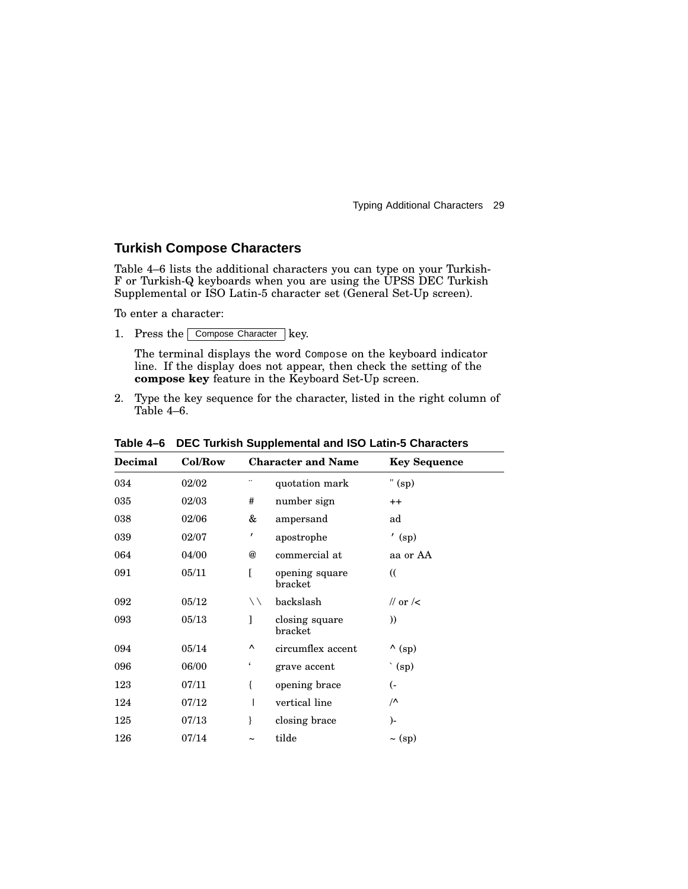## Turkish Compose Characters

Table 4–6 lists the additional characters you can type on your Turkish-F or Turkish-Q keyboards when you are using the UPSS DEC Turkish Supplemental or ISO Latin-5 character set (General Set-Up screen).

To enter a character:

1. Press the Compose Character key.

   The terminal displays the word `Compose` on the keyboard indicator line. If the display does not appear, then check the setting of the **compose key** feature in the Keyboard Set-Up screen.

2. Type the key sequence for the character, listed in the right column of Table 4–6.

**Table 4–6 DEC Turkish Supplemental and ISO Latin-5 Characters**

| Decimal | Col/Row | Character and Name | | Key Sequence |
|---|---|---|---|---|
| 034 | 02/02 | ¨ | quotation mark | " (sp) |
| 035 | 02/03 | # | number sign | ++ |
| 038 | 02/06 | & | ampersand | ad |
| 039 | 02/07 | ′ | apostrophe | ′ (sp) |
| 064 | 04/00 | @ | commercial at | aa or AA |
| 091 | 05/11 | [ | opening square bracket | (( |
| 092 | 05/12 | \ \ | backslash | // or /< |
| 093 | 05/13 | ] | closing square bracket | )) |
| 094 | 05/14 | ^ | circumflex accent | ^ (sp) |
| 096 | 06/00 | ‘ | grave accent | ` (sp) |
| 123 | 07/11 | { | opening brace | (- |
| 124 | 07/12 | \| | vertical line | /^ |
| 125 | 07/13 | } | closing brace | )- |
| 126 | 07/14 | ~ | tilde | ~ (sp) |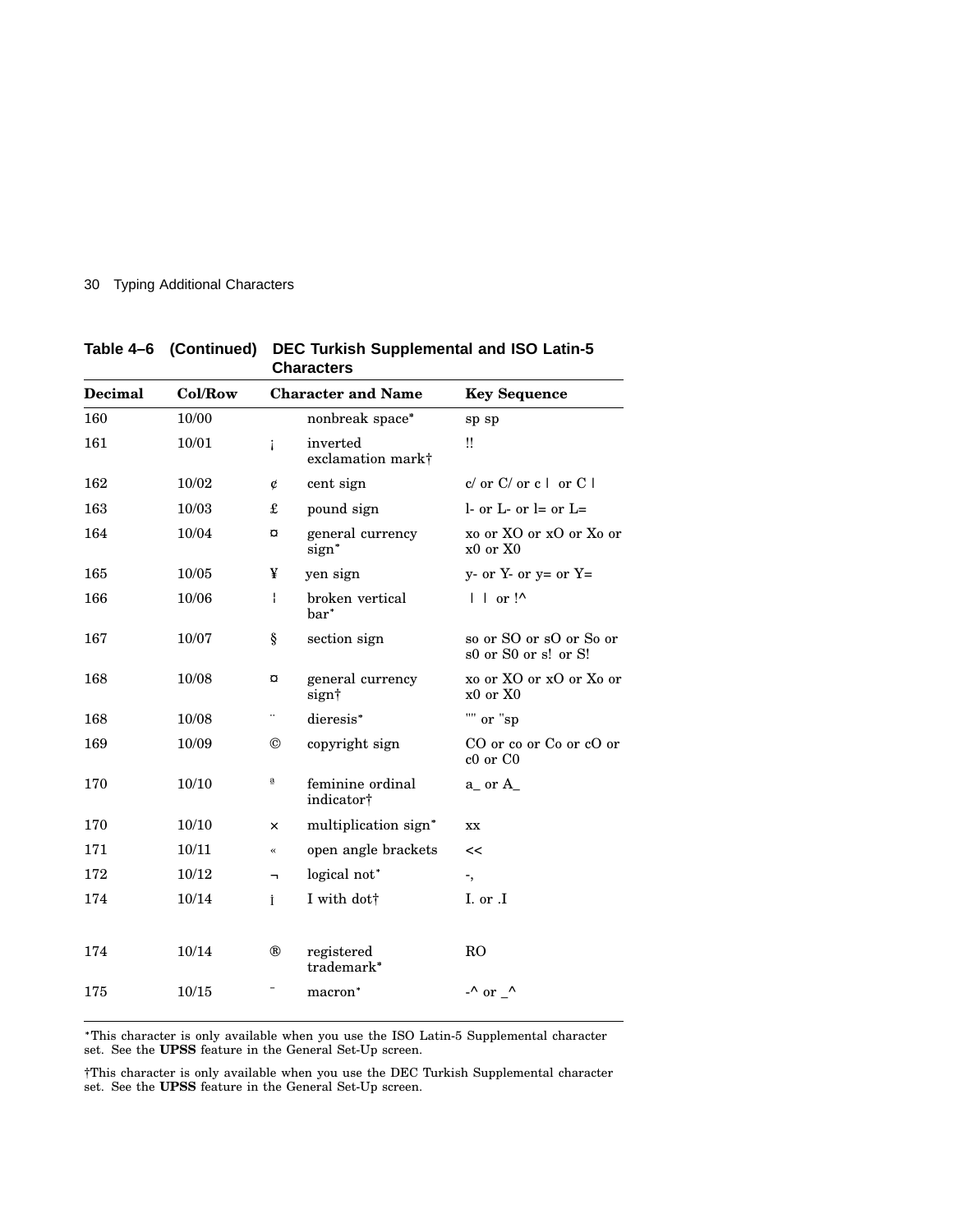**Table 4–6 (Continued) DEC Turkish Supplemental and ISO Latin-5 Characters**

| Decimal | Col/Row | Character and Name | | Key Sequence |
|---|---|---|---|---|
| 160 | 10/00 | | nonbreak space* | sp sp |
| 161 | 10/01 | ¡ | inverted exclamation mark† | !! |
| 162 | 10/02 | ¢ | cent sign | c/ or C/ or c \| or C \| |
| 163 | 10/03 | £ | pound sign | l- or L- or l= or L= |
| 164 | 10/04 | ¤ | general currency sign* | xo or XO or xO or Xo or x0 or X0 |
| 165 | 10/05 | ¥ | yen sign | y- or Y- or y= or Y= |
| 166 | 10/06 | ¦ | broken vertical bar* | \| \| or !^ |
| 167 | 10/07 | § | section sign | so or SO or sO or So or s0 or S0 or s! or S! |
| 168 | 10/08 | ¤ | general currency sign† | xo or XO or xO or Xo or x0 or X0 |
| 168 | 10/08 | ¨ | dieresis* | "" or "sp |
| 169 | 10/09 | © | copyright sign | CO or co or Co or cO or c0 or C0 |
| 170 | 10/10 | ª | feminine ordinal indicator† | a_ or A_ |
| 170 | 10/10 | × | multiplication sign* | xx |
| 171 | 10/11 | « | open angle brackets | << |
| 172 | 10/12 | ¬ | logical not* | -, |
| 174 | 10/14 | İ | I with dot† | I. or .I |
| 174 | 10/14 | ® | registered trademark* | RO |
| 175 | 10/15 | ¯ | macron* | -^ or _^ |

*This character is only available when you use the ISO Latin-5 Supplemental character set. See the **UPSS** feature in the General Set-Up screen.

†This character is only available when you use the DEC Turkish Supplemental character set. See the **UPSS** feature in the General Set-Up screen.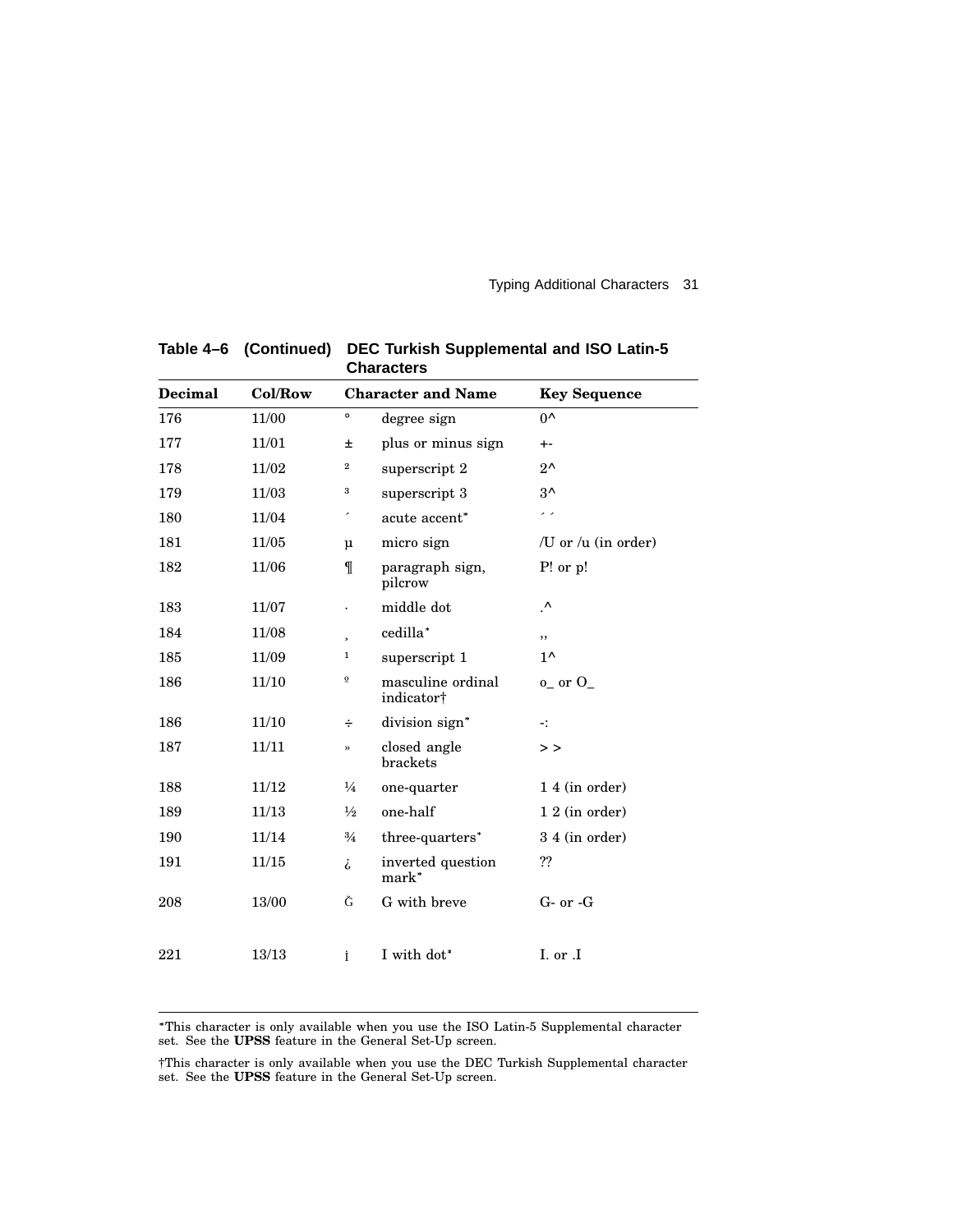**Table 4–6 (Continued) DEC Turkish Supplemental and ISO Latin-5 Characters**

| Decimal | Col/Row | Character and Name | | Key Sequence |
|---|---|---|---|---|
| 176 | 11/00 | ° | degree sign | 0^ |
| 177 | 11/01 | ± | plus or minus sign | +- |
| 178 | 11/02 | ² | superscript 2 | 2^ |
| 179 | 11/03 | ³ | superscript 3 | 3^ |
| 180 | 11/04 | ´ | acute accent* | ´ ´ |
| 181 | 11/05 | µ | micro sign | /U or /u (in order) |
| 182 | 11/06 | ¶ | paragraph sign, pilcrow | P! or p! |
| 183 | 11/07 | · | middle dot | .^ |
| 184 | 11/08 | ¸ | cedilla* | ,, |
| 185 | 11/09 | ¹ | superscript 1 | 1^ |
| 186 | 11/10 | º | masculine ordinal indicator† | o_ or O_ |
| 186 | 11/10 | ÷ | division sign* | -: |
| 187 | 11/11 | » | closed angle brackets | > > |
| 188 | 11/12 | ¼ | one-quarter | 1 4 (in order) |
| 189 | 11/13 | ½ | one-half | 1 2 (in order) |
| 190 | 11/14 | ¾ | three-quarters* | 3 4 (in order) |
| 191 | 11/15 | ¿ | inverted question mark* | ?? |
| 208 | 13/00 | Ğ | G with breve | G- or -G |
| 221 | 13/13 | İ | I with dot* | I. or .I |

*This character is only available when you use the ISO Latin-5 Supplemental character set. See the **UPSS** feature in the General Set-Up screen.

†This character is only available when you use the DEC Turkish Supplemental character set. See the **UPSS** feature in the General Set-Up screen.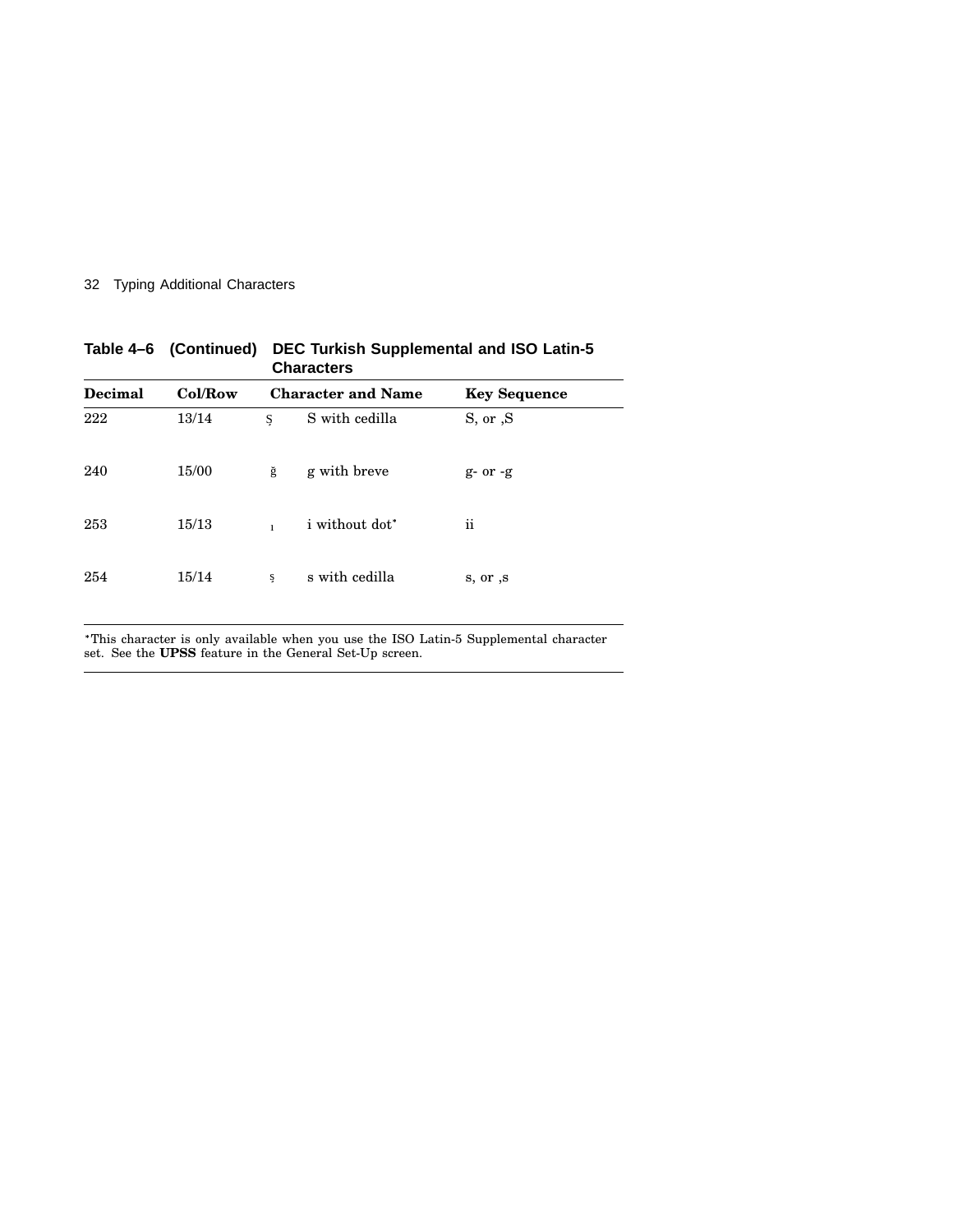**Table 4–6 (Continued) DEC Turkish Supplemental and ISO Latin-5 Characters**

| Decimal | Col/Row | Character and Name | | Key Sequence |
|---|---|---|---|---|
| 222 | 13/14 | Ş | S with cedilla | S, or ,S |
| 240 | 15/00 | ğ | g with breve | g- or -g |
| 253 | 15/13 | ı | i without dot* | ii |
| 254 | 15/14 | ş | s with cedilla | s, or ,s |

*This character is only available when you use the ISO Latin-5 Supplemental character set. See the **UPSS** feature in the General Set-Up screen.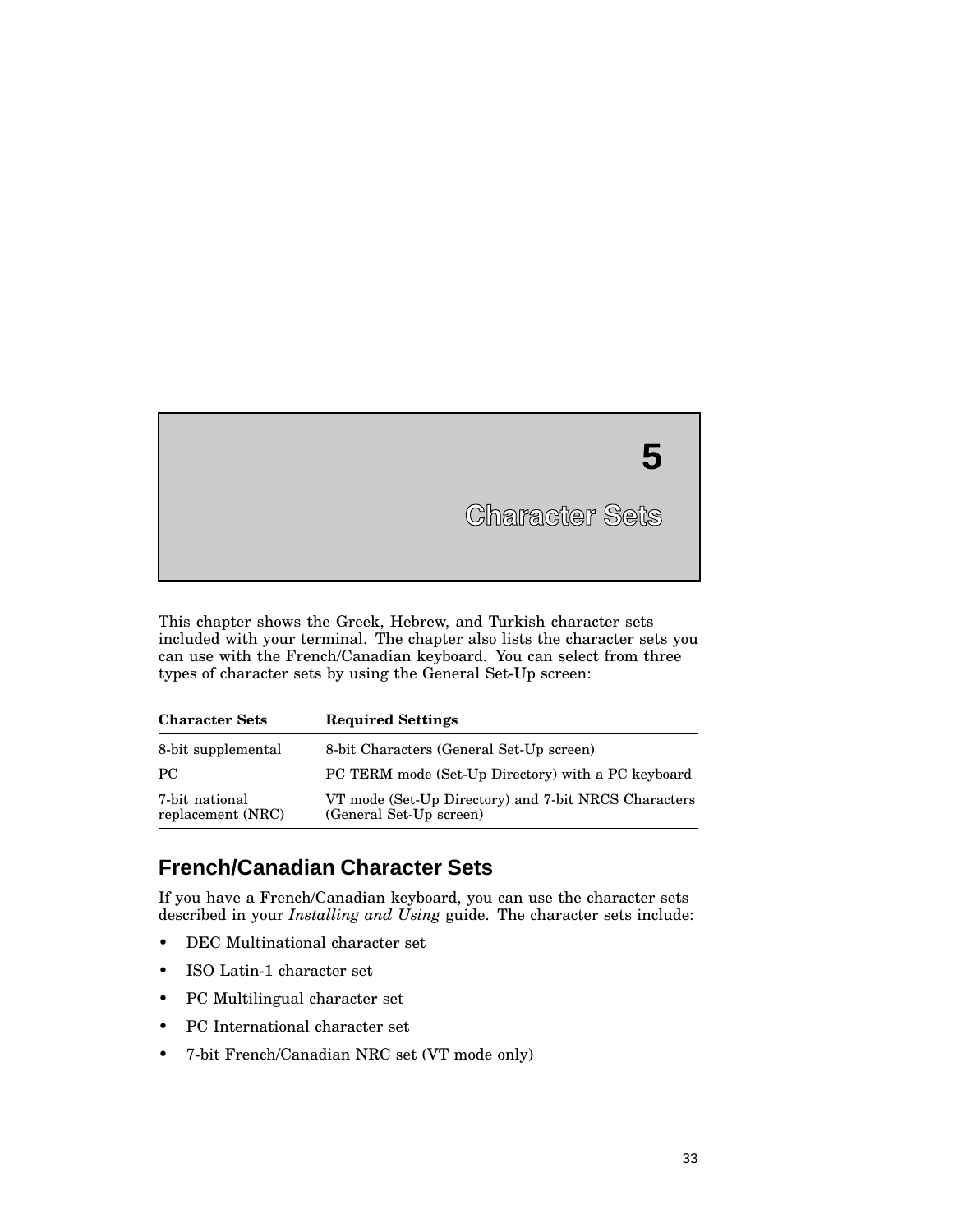# 5

# Character Sets

This chapter shows the Greek, Hebrew, and Turkish character sets included with your terminal. The chapter also lists the character sets you can use with the French/Canadian keyboard. You can select from three types of character sets by using the General Set-Up screen:

| Character Sets | Required Settings |
|---|---|
| 8-bit supplemental | 8-bit Characters (General Set-Up screen) |
| PC | PC TERM mode (Set-Up Directory) with a PC keyboard |
| 7-bit national replacement (NRC) | VT mode (Set-Up Directory) and 7-bit NRCS Characters (General Set-Up screen) |

## French/Canadian Character Sets

If you have a French/Canadian keyboard, you can use the character sets described in your *Installing and Using* guide. The character sets include:

- DEC Multinational character set
- ISO Latin-1 character set
- PC Multilingual character set
- PC International character set
- 7-bit French/Canadian NRC set (VT mode only)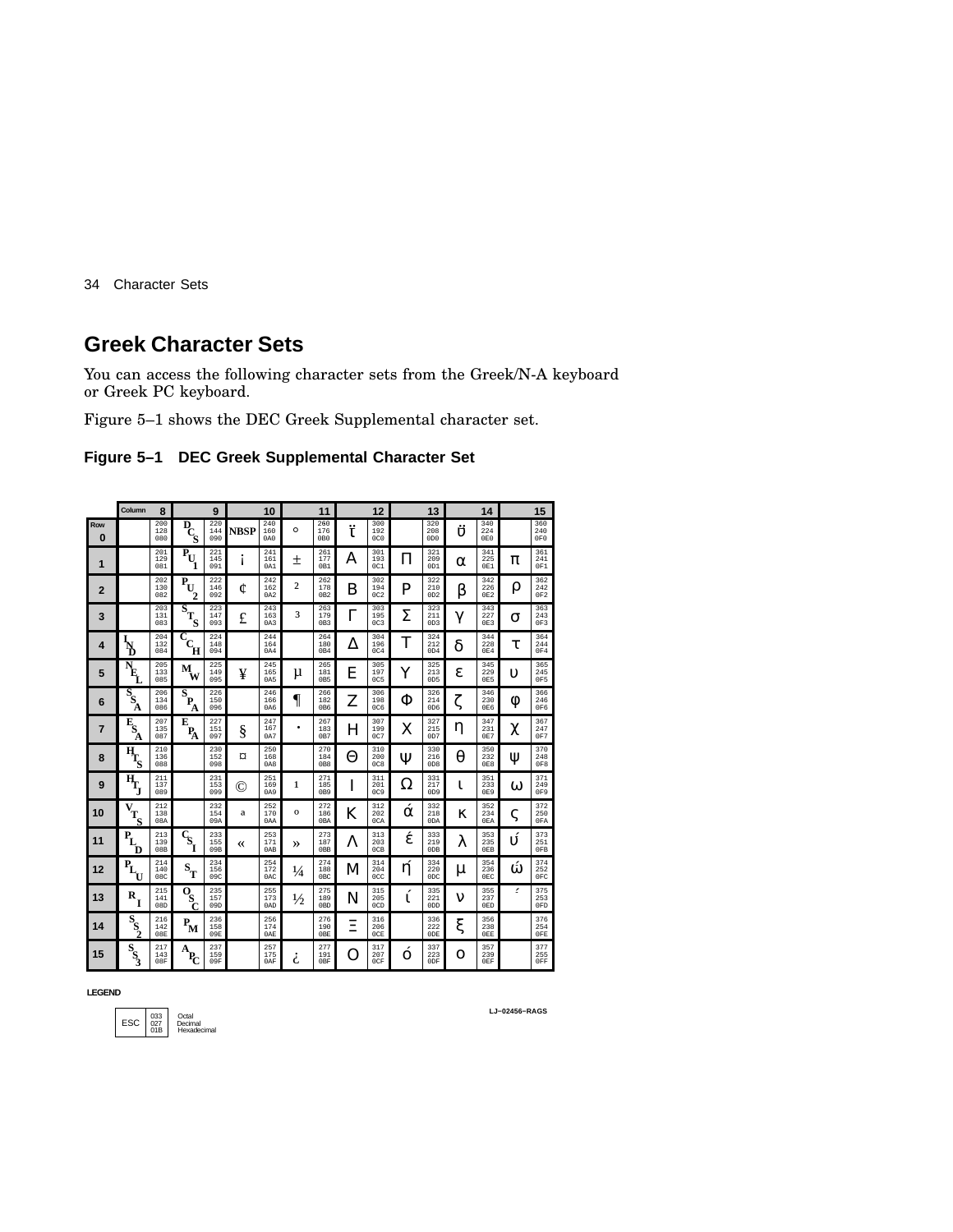## Greek Character Sets

You can access the following character sets from the Greek/N-A keyboard or Greek PC keyboard.

Figure 5–1 shows the DEC Greek Supplemental character set.

**Figure 5–1 DEC Greek Supplemental Character Set**

| Row / Column | 8 | | 9 | | 10 | | 11 | | 12 | | 13 | | 14 | | 15 | |
|---|---|---|---|---|---|---|---|---|---|---|---|---|---|---|---|---|
| 0 | | 200 128 080 | DCS | 220 144 090 | NBSP | 240 160 0A0 | ° | 260 176 0B0 | ΐ | 300 192 0C0 | | 320 208 0D0 | ΰ | 340 224 0E0 | | 360 240 0F0 |
| 1 | | 201 129 081 | PU1 | 221 145 091 | ¡ | 241 161 0A1 | ± | 261 177 0B1 | Α | 301 193 0C1 | Π | 321 209 0D1 | α | 341 225 0E1 | π | 361 241 0F1 |
| 2 | | 202 130 082 | PU2 | 222 146 092 | ¢ | 242 162 0A2 | 2 | 262 178 0B2 | Β | 302 194 0C2 | Ρ | 322 210 0D2 | β | 342 226 0E2 | ρ | 362 242 0F2 |
| 3 | | 203 131 083 | STS | 223 147 093 | £ | 243 163 0A3 | 3 | 263 179 0B3 | Γ | 303 195 0C3 | Σ | 323 211 0D3 | γ | 343 227 0E3 | σ | 363 243 0F3 |
| 4 | IND | 204 132 084 | CCH | 224 148 094 | | 244 164 0A4 | | 264 180 0B4 | Δ | 304 196 0C4 | Τ | 324 212 0D4 | δ | 344 228 0E4 | τ | 364 244 0F4 |
| 5 | NEL | 205 133 085 | MW | 225 149 095 | ¥ | 245 165 0A5 | µ | 265 181 0B5 | Ε | 305 197 0C5 | Υ | 325 213 0D5 | ε | 345 229 0E5 | υ | 365 245 0F5 |
| 6 | SSA | 206 134 086 | SPA | 226 150 096 | | 246 166 0A6 | ¶ | 266 182 0B6 | Ζ | 306 198 0C6 | Φ | 326 214 0D6 | ζ | 346 230 0E6 | φ | 366 246 0F6 |
| 7 | ESA | 207 135 087 | EPA | 227 151 097 | § | 247 167 0A7 | · | 267 183 0B7 | Η | 307 199 0C7 | Χ | 327 215 0D7 | η | 347 231 0E7 | χ | 367 247 0F7 |
| 8 | HTS | 210 136 088 | | 230 152 098 | ¤ | 250 168 0A8 | | 270 184 0B8 | Θ | 310 200 0C8 | Ψ | 330 216 0D8 | θ | 350 232 0E8 | ψ | 370 248 0F8 |
| 9 | HTJ | 211 137 089 | | 231 153 099 | © | 251 169 0A9 | 1 | 271 185 0B9 | Ι | 311 201 0C9 | Ω | 331 217 0D9 | ι | 351 233 0E9 | ω | 371 249 0F9 |
| 10 | VTS | 212 138 08A | | 232 154 09A | a | 252 170 0AA | o | 272 186 0BA | Κ | 312 202 0CA | ά | 332 218 0DA | κ | 352 234 0EA | ς | 372 250 0FA |
| 11 | PLD | 213 139 08B | CSI | 233 155 09B | « | 253 171 0AB | » | 273 187 0BB | Λ | 313 203 0CB | έ | 333 219 0DB | λ | 353 235 0EB | ύ | 373 251 0FB |
| 12 | PLU | 214 140 08C | ST | 234 156 09C | | 254 172 0AC | ¼ | 274 188 0BC | Μ | 314 204 0CC | ή | 334 220 0DC | μ | 354 236 0EC | ώ | 374 252 0FC |
| 13 | RI | 215 141 08D | OSC | 235 157 09D | | 255 173 0AD | ½ | 275 189 0BD | Ν | 315 205 0CD | ί | 335 221 0DD | ν | 355 237 0ED | ΄ | 375 253 0FD |
| 14 | SS2 | 216 142 08E | PM | 236 158 09E | | 256 174 0AE | | 276 190 0BE | Ξ | 316 206 0CE | | 336 222 0DE | ξ | 356 238 0EE | | 376 254 0FE |
| 15 | SS3 | 217 143 08F | APC | 237 159 09F | | 257 175 0AF | ¿ | 277 191 0BF | Ο | 317 207 0CF | ό | 337 223 0DF | ο | 357 239 0EF | | 377 255 0FF |

**LEGEND**

| ESC | 033 027 01B | Octal Decimal Hexadecimal |
|---|---|---|

LJ–02456–RAGS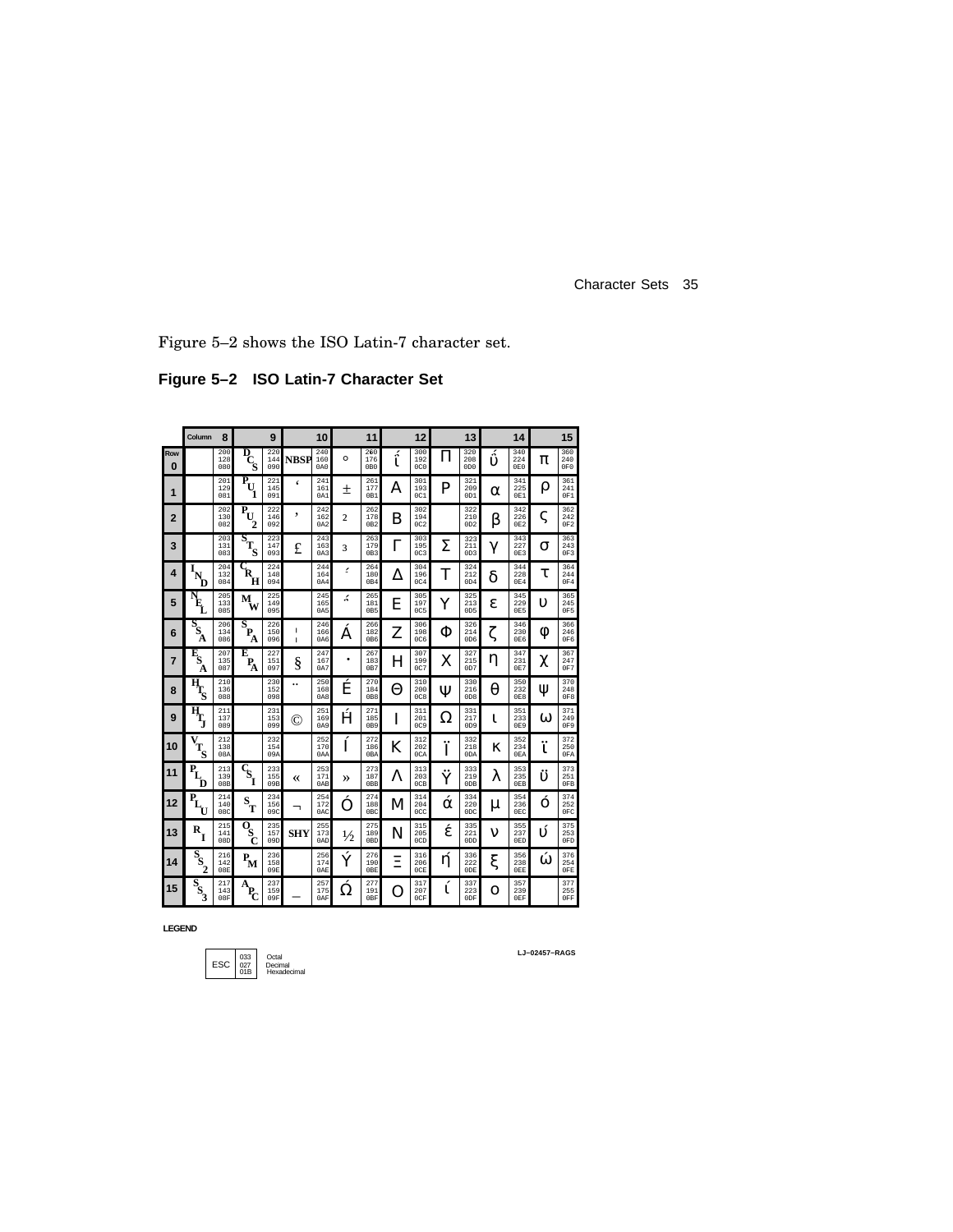Figure 5–2 shows the ISO Latin-7 character set.

## Figure 5–2 ISO Latin-7 Character Set

| Row | Column 8 | | Column 9 | | Column 10 | | Column 11 | | Column 12 | | Column 13 | | Column 14 | | Column 15 | |
|---|---|---|---|---|---|---|---|---|---|---|---|---|---|---|---|---|
| 0 | | 200 128 080 | DCS | 220 144 090 | NBSP | 240 160 0A0 | ° | 260 176 0B0 | ΐ | 300 192 0C0 | Π | 320 208 0D0 | ΰ | 340 224 0E0 | π | 360 240 0F0 |
| 1 | | 201 129 081 | PU1 | 221 145 091 | ‘ | 241 161 0A1 | ± | 261 177 0B1 | Α | 301 193 0C1 | Ρ | 321 209 0D1 | α | 341 225 0E1 | ρ | 361 241 0F1 |
| 2 | | 202 130 082 | PU2 | 222 146 092 | ’ | 242 162 0A2 | 2 | 262 178 0B2 | Β | 302 194 0C2 | | 322 210 0D2 | β | 342 226 0E2 | ς | 362 242 0F2 |
| 3 | | 203 131 083 | STS | 223 147 093 | £ | 243 163 0A3 | 3 | 263 179 0B3 | Γ | 303 195 0C3 | Σ | 323 211 0D3 | γ | 343 227 0E3 | σ | 363 243 0F3 |
| 4 | IND | 204 132 084 | CRH | 224 148 094 | | 244 164 0A4 | ΄ | 264 180 0B4 | Δ | 304 196 0C4 | Τ | 324 212 0D4 | δ | 344 228 0E4 | τ | 364 244 0F4 |
| 5 | NEL | 205 133 085 | MW | 225 149 095 | | 245 165 0A5 | ΅ | 265 181 0B5 | Ε | 305 197 0C5 | Υ | 325 213 0D5 | ε | 345 229 0E5 | υ | 365 245 0F5 |
| 6 | SSA | 206 134 086 | SPA | 226 150 096 | ¦ | 246 166 0A6 | Ά | 266 182 0B6 | Ζ | 306 198 0C6 | Φ | 326 214 0D6 | ζ | 346 230 0E6 | φ | 366 246 0F6 |
| 7 | ESA | 207 135 087 | EPA | 227 151 097 | § | 247 167 0A7 | · | 267 183 0B7 | Η | 307 199 0C7 | Χ | 327 215 0D7 | η | 347 231 0E7 | χ | 367 247 0F7 |
| 8 | HTS | 210 136 088 | | 230 152 098 | ¨ | 250 168 0A8 | Έ | 270 184 0B8 | Θ | 310 200 0C8 | Ψ | 330 216 0D8 | θ | 350 232 0E8 | ψ | 370 248 0F8 |
| 9 | HTJ | 211 137 089 | | 231 153 099 | © | 251 169 0A9 | Ή | 271 185 0B9 | Ι | 311 201 0C9 | Ω | 331 217 0D9 | ι | 351 233 0E9 | ω | 371 249 0F9 |
| 10 | VTS | 212 138 08A | | 232 154 09A | | 252 170 0AA | Ί | 272 186 0BA | Κ | 312 202 0CA | Ϊ | 332 218 0DA | κ | 352 234 0EA | ϊ | 372 250 0FA |
| 11 | PLD | 213 139 08B | CSI | 233 155 09B | « | 253 171 0AB | » | 273 187 0BB | Λ | 313 203 0CB | Ϋ | 333 219 0DB | λ | 353 235 0EB | ϋ | 373 251 0FB |
| 12 | PLU | 214 140 08C | ST | 234 156 09C | ¬ | 254 172 0AC | Ό | 274 188 0BC | Μ | 314 204 0CC | ά | 334 220 0DC | μ | 354 236 0EC | ό | 374 252 0FC |
| 13 | RI | 215 141 08D | OSC | 235 157 09D | SHY | 255 173 0AD | ½ | 275 189 0BD | Ν | 315 205 0CD | έ | 335 221 0DD | ν | 355 237 0ED | ύ | 375 253 0FD |
| 14 | SS2 | 216 142 08E | PM | 236 158 09E | | 256 174 0AE | Ύ | 276 190 0BE | Ξ | 316 206 0CE | ή | 336 222 0DE | ξ | 356 238 0EE | ώ | 376 254 0FE |
| 15 | SS3 | 217 143 08F | APC | 237 159 09F | ― | 257 175 0AF | Ώ | 277 191 0BF | Ο | 317 207 0CF | ί | 337 223 0DF | ο | 357 239 0EF | | 377 255 0FF |

LEGEND

| ESC | 033 027 01B | Octal Decimal Hexadecimal |
|---|---|---|

LJ–02457–RAGS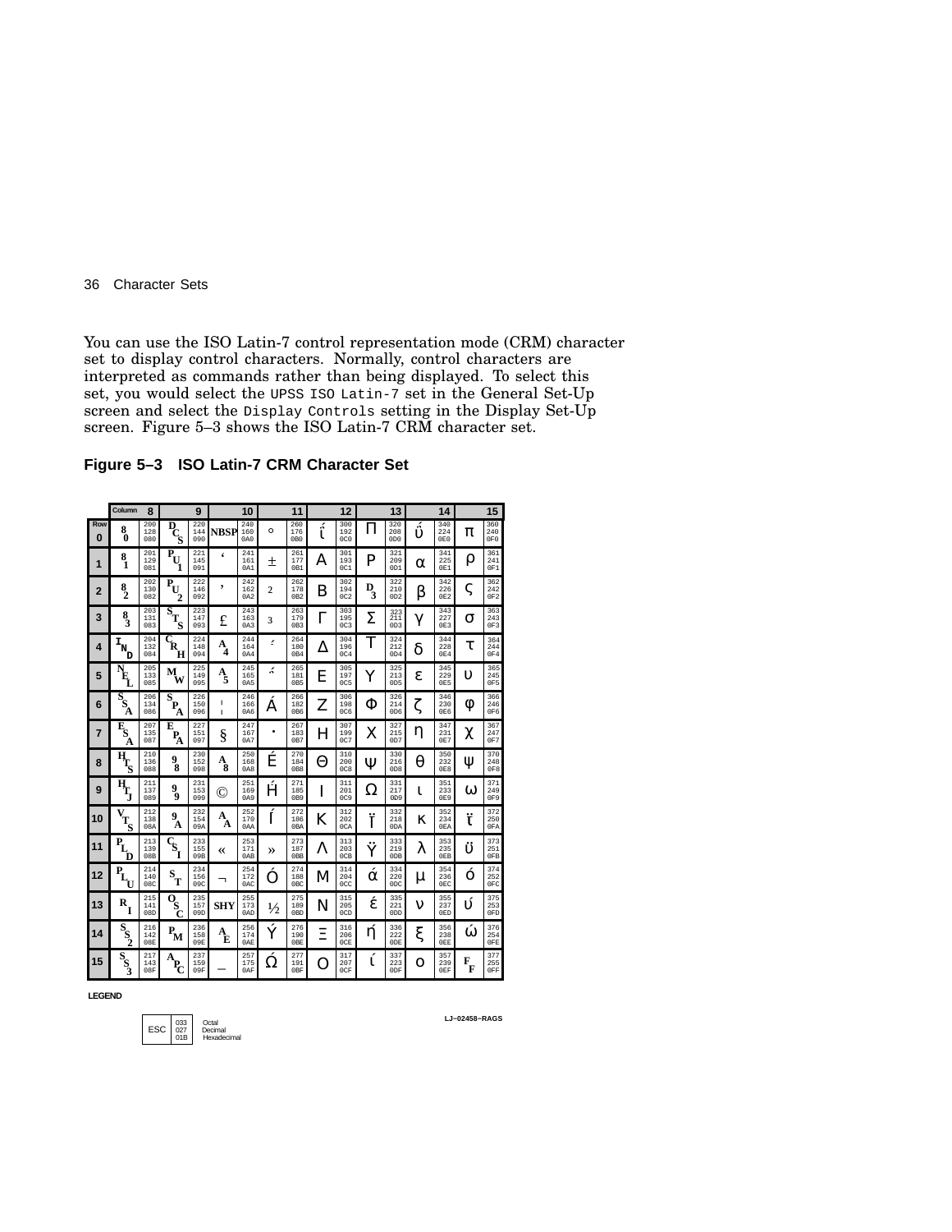You can use the ISO Latin-7 control representation mode (CRM) character set to display control characters. Normally, control characters are interpreted as commands rather than being displayed. To select this set, you would select the `UPSS ISO Latin-7` set in the General Set-Up screen and select the `Display Controls` setting in the Display Set-Up screen. Figure 5–3 shows the ISO Latin-7 CRM character set.

**Figure 5–3 ISO Latin-7 CRM Character Set**

| Row | Column 8 | | 9 | | 10 | | 11 | | 12 | | 13 | | 14 | | 15 | |
|---|---|---|---|---|---|---|---|---|---|---|---|---|---|---|---|---|
| 0 | 80 | 200 128 080 | DCS | 220 144 090 | NBSP | 240 160 0A0 | ° | 260 176 0B0 | ΐ | 300 192 0C0 | Π | 320 208 0D0 | ΰ | 340 224 0E0 | π | 360 240 0F0 |
| 1 | 81 | 201 129 081 | PU1 | 221 145 091 | ‘ | 241 161 0A1 | ± | 261 177 0B1 | Α | 301 193 0C1 | Ρ | 321 209 0D1 | α | 341 225 0E1 | ρ | 361 241 0F1 |
| 2 | 82 | 202 130 082 | PU2 | 222 146 092 | ’ | 242 162 0A2 | ² | 262 178 0B2 | Β | 302 194 0C2 | D3 | 322 210 0D2 | β | 342 226 0E2 | ς | 362 242 0F2 |
| 3 | 83 | 203 131 083 | STS | 223 147 093 | £ | 243 163 0A3 | ³ | 263 179 0B3 | Γ | 303 195 0C3 | Σ | 323 211 0D3 | γ | 343 227 0E3 | σ | 363 243 0F3 |
| 4 | IND | 204 132 084 | CRH | 224 148 094 | A4 | 244 164 0A4 | ΄ | 264 180 0B4 | Δ | 304 196 0C4 | Τ | 324 212 0D4 | δ | 344 228 0E4 | τ | 364 244 0F4 |
| 5 | NEL | 205 133 085 | MW | 225 149 095 | A5 | 245 165 0A5 | ΅ | 265 181 0B5 | Ε | 305 197 0C5 | Υ | 325 213 0D5 | ε | 345 229 0E5 | υ | 365 245 0F5 |
| 6 | SSA | 206 134 086 | SPA | 226 150 096 | ¦ | 246 166 0A6 | Ά | 266 182 0B6 | Ζ | 306 198 0C6 | Φ | 326 214 0D6 | ζ | 346 230 0E6 | φ | 366 246 0F6 |
| 7 | ESA | 207 135 087 | EPA | 227 151 097 | § | 247 167 0A7 | · | 267 183 0B7 | Η | 307 199 0C7 | Χ | 327 215 0D7 | η | 347 231 0E7 | χ | 367 247 0F7 |
| 8 | HTS | 210 136 088 | 98 | 230 152 098 | A8 | 250 168 0A8 | Έ | 270 184 0B8 | Θ | 310 200 0C8 | Ψ | 330 216 0D8 | θ | 350 232 0E8 | ψ | 370 248 0F8 |
| 9 | HTJ | 211 137 089 | 99 | 231 153 099 | © | 251 169 0A9 | Ή | 271 185 0B9 | Ι | 311 201 0C9 | Ω | 331 217 0D9 | ι | 351 233 0E9 | ω | 371 249 0F9 |
| 10 | VTS | 212 138 08A | 9A | 232 154 09A | AA | 252 170 0AA | Ί | 272 186 0BA | Κ | 312 202 0CA | Ϊ | 332 218 0DA | κ | 352 234 0EA | ϊ | 372 250 0FA |
| 11 | PLD | 213 139 08B | CSI | 233 155 09B | « | 253 171 0AB | » | 273 187 0BB | Λ | 313 203 0CB | Ϋ | 333 219 0DB | λ | 353 235 0EB | ϋ | 373 251 0FB |
| 12 | PLU | 214 140 08C | ST | 234 156 09C | ¬ | 254 172 0AC | Ό | 274 188 0BC | Μ | 314 204 0CC | ά | 334 220 0DC | μ | 354 236 0EC | ό | 374 252 0FC |
| 13 | RI | 215 141 08D | OSC | 235 157 09D | SHY | 255 173 0AD | ½ | 275 189 0BD | Ν | 315 205 0CD | έ | 335 221 0DD | ν | 355 237 0ED | ύ | 375 253 0FD |
| 14 | SS2 | 216 142 08E | PM | 236 158 09E | AE | 256 174 0AE | Ύ | 276 190 0BE | Ξ | 316 206 0CE | ή | 336 222 0DE | ξ | 356 238 0EE | ώ | 376 254 0FE |
| 15 | SS3 | 217 143 08F | APC | 237 159 09F | ― | 257 175 0AF | Ώ | 277 191 0BF | Ο | 317 207 0CF | ί | 337 223 0DF | ο | 357 239 0EF | FF | 377 255 0FF |

LEGEND

| ESC | 033 027 01B | Octal Decimal Hexadecimal |
|---|---|---|

LJ–02458–RAGS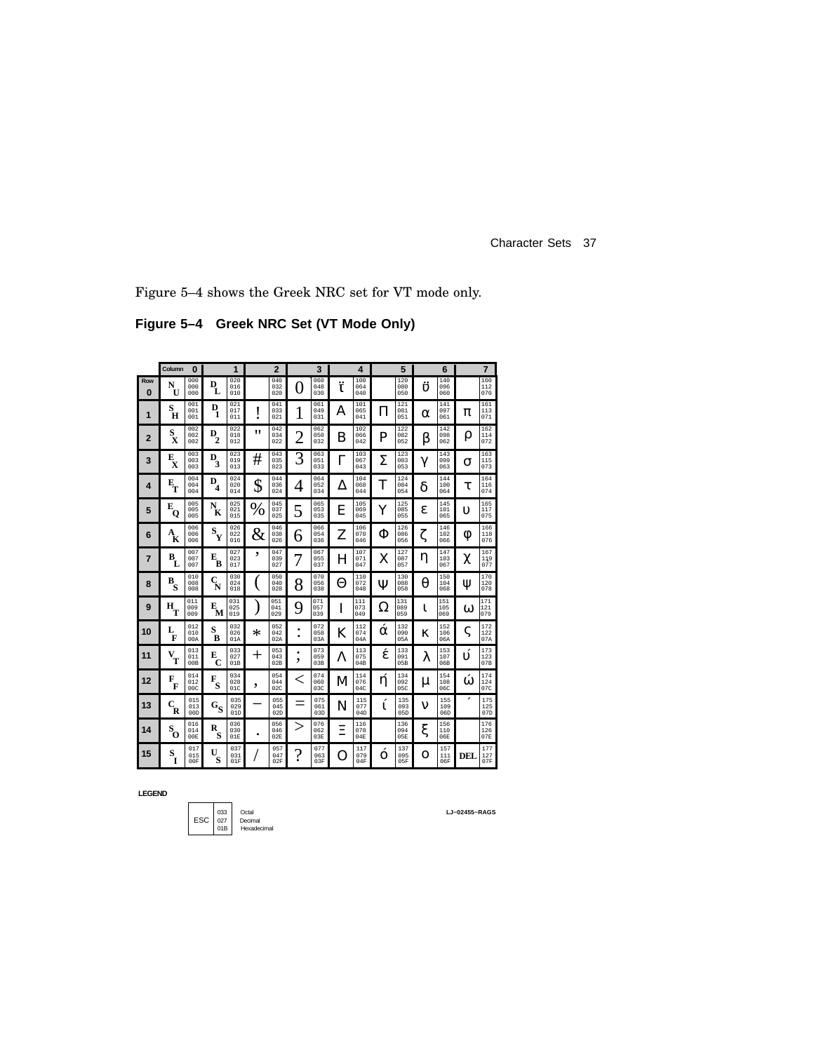Figure 5–4 shows the Greek NRC set for VT mode only.

## Figure 5–4 Greek NRC Set (VT Mode Only)

Each cell gives the character followed by its octal, decimal, and hexadecimal codes.

| Row | Column 0 | Column 1 | Column 2 | Column 3 | Column 4 | Column 5 | Column 6 | Column 7 |
|---|---|---|---|---|---|---|---|---|
| 0 | NUL 000 000 000 | DLE 020 016 010 | 040 032 020 | 0 060 048 030 | ϊ 100 064 040 | 120 080 050 | ϋ 140 096 060 | 160 112 070 |
| 1 | SOH 001 001 001 | DC1 021 017 011 | ! 041 033 021 | 1 061 049 031 | Α 101 065 041 | Π 121 081 051 | α 141 097 061 | π 161 113 071 |
| 2 | STX 002 002 002 | DC2 022 018 012 | " 042 034 022 | 2 062 050 032 | Β 102 066 042 | Ρ 122 082 052 | β 142 098 062 | ρ 162 114 072 |
| 3 | ETX 003 003 003 | DC3 023 019 013 | # 043 035 023 | 3 063 051 033 | Γ 103 067 043 | Σ 123 083 053 | γ 143 099 063 | σ 163 115 073 |
| 4 | EOT 004 004 004 | DC4 024 020 014 | $ 044 036 024 | 4 064 052 034 | Δ 104 068 044 | Τ 124 084 054 | δ 144 100 064 | τ 164 116 074 |
| 5 | ENQ 005 005 005 | NAK 025 021 015 | % 045 037 025 | 5 065 053 035 | Ε 105 069 045 | Υ 125 085 055 | ε 145 101 065 | υ 165 117 075 |
| 6 | ACK 006 006 006 | SYN 026 022 016 | & 046 038 026 | 6 066 054 036 | Ζ 106 070 046 | Φ 126 086 056 | ζ 146 102 066 | φ 166 118 076 |
| 7 | BEL 007 007 007 | ETB 027 023 017 | ' 047 039 027 | 7 067 055 037 | Η 107 071 047 | Χ 127 087 057 | η 147 103 067 | χ 167 119 077 |
| 8 | BS 010 008 008 | CAN 030 024 018 | ( 050 040 028 | 8 070 056 038 | Θ 110 072 048 | Ψ 130 088 058 | θ 150 104 068 | ψ 170 120 078 |
| 9 | HT 011 009 009 | EM 031 025 019 | ) 051 041 029 | 9 071 057 039 | Ι 111 073 049 | Ω 131 089 059 | ι 151 105 069 | ω 171 121 079 |
| 10 | LF 012 010 00A | SUB 032 026 01A | * 052 042 02A | : 072 058 03A | Κ 112 074 04A | ά 132 090 05A | κ 152 106 06A | ς 172 122 07A |
| 11 | VT 013 011 00B | ESC 033 027 01B | + 053 043 02B | ; 073 059 03B | Λ 113 075 04B | έ 133 091 05B | λ 153 107 06B | ύ 173 123 07B |
| 12 | FF 014 012 00C | FS 034 028 01C | , 054 044 02C | < 074 060 03C | Μ 114 076 04C | ή 134 092 05C | μ 154 108 06C | ώ 174 124 07C |
| 13 | CR 015 013 00D | GS 035 029 01D | – 055 045 02D | = 075 061 03D | Ν 115 077 04D | ί 135 093 05D | ν 155 109 06D | ΄ 175 125 07D |
| 14 | SO 016 014 00E | RS 036 030 01E | . 056 046 02E | > 076 062 03E | Ξ 116 078 04E | 136 094 05E | ξ 156 110 06E | 176 126 07E |
| 15 | SI 017 015 00F | US 037 031 01F | / 057 047 02F | ? 077 063 03F | Ο 117 079 04F | ό 137 095 05F | ο 157 111 06F | DEL 177 127 07F |

**LEGEND**

| | | |
|---|---|---|
| ESC | 033 | Octal |
| | 027 | Decimal |
| | 01B | Hexadecimal |

LJ–02455–RAGS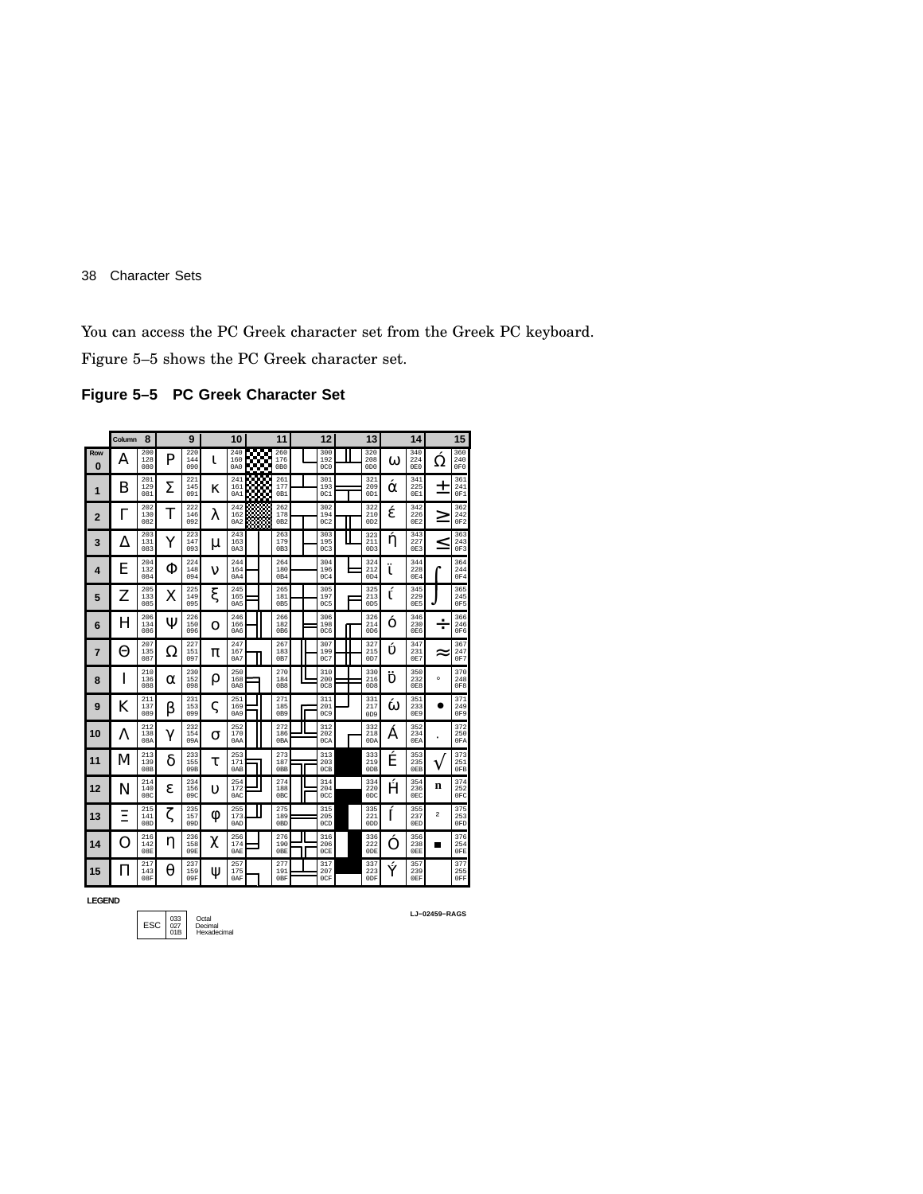You can access the PC Greek character set from the Greek PC keyboard.

Figure 5–5 shows the PC Greek character set.

**Figure 5–5 PC Greek Character Set**

| Row | Column 8 | | 9 | | 10 | | 11 | | 12 | | 13 | | 14 | | 15 | |
|---|---|---|---|---|---|---|---|---|---|---|---|---|---|---|---|---|
| 0 | Α | 200 128 080 | Ρ | 220 144 090 | ι | 240 160 0A0 | ░ | 260 176 0B0 | └ | 300 192 0C0 | ╨ | 320 208 0D0 | ω | 340 224 0E0 | Ώ | 360 240 0F0 |
| 1 | Β | 201 129 081 | Σ | 221 145 091 | κ | 241 161 0A1 | ▒ | 261 177 0B1 | ┴ | 301 193 0C1 | ╤ | 321 209 0D1 | ά | 341 225 0E1 | ± | 361 241 0F1 |
| 2 | Γ | 202 130 082 | Τ | 222 146 092 | λ | 242 162 0A2 | ▓ | 262 178 0B2 | ┬ | 302 194 0C2 | ╥ | 322 210 0D2 | έ | 342 226 0E2 | ≥ | 362 242 0F2 |
| 3 | Δ | 203 131 083 | Υ | 223 147 093 | μ | 243 163 0A3 | │ | 263 179 0B3 | ├ | 303 195 0C3 | ╙ | 323 211 0D3 | ή | 343 227 0E3 | ≤ | 363 243 0F3 |
| 4 | Ε | 204 132 084 | Φ | 224 148 094 | ν | 244 164 0A4 | ┤ | 264 180 0B4 | ─ | 304 196 0C4 | ╘ | 324 212 0D4 | ϊ | 344 228 0E4 | ⌠ | 364 244 0F4 |
| 5 | Ζ | 205 133 085 | Χ | 225 149 095 | ξ | 245 165 0A5 | ╡ | 265 181 0B5 | ┼ | 305 197 0C5 | ╒ | 325 213 0D5 | ί | 345 229 0E5 | ⌡ | 365 245 0F5 |
| 6 | Η | 206 134 086 | Ψ | 226 150 096 | ο | 246 166 0A6 | ╢ | 266 182 0B6 | ╞ | 306 198 0C6 | ╓ | 326 214 0D6 | ό | 346 230 0E6 | ÷ | 366 246 0F6 |
| 7 | Θ | 207 135 087 | Ω | 227 151 097 | π | 247 167 0A7 | ╖ | 267 183 0B7 | ╟ | 307 199 0C7 | ╫ | 327 215 0D7 | ύ | 347 231 0E7 | ≈ | 367 247 0F7 |
| 8 | Ι | 210 136 088 | α | 230 152 098 | ρ | 250 168 0A8 | ╕ | 270 184 0B8 | ╚ | 310 200 0C8 | ╪ | 330 216 0D8 | ϋ | 350 232 0E8 | ° | 370 248 0F8 |
| 9 | Κ | 211 137 089 | β | 231 153 099 | ς | 251 169 0A9 | ╣ | 271 185 0B9 | ╔ | 311 201 0C9 | ┘ | 331 217 0D9 | ώ | 351 233 0E9 | ● | 371 249 0F9 |
| 10 | Λ | 212 138 08A | γ | 232 154 09A | σ | 252 170 0AA | ║ | 272 186 0BA | ╩ | 312 202 0CA | ┌ | 332 218 0DA | Ά | 352 234 0EA | · | 372 250 0FA |
| 11 | Μ | 213 139 08B | δ | 233 155 09B | τ | 253 171 0AB | ╗ | 273 187 0BB | ╦ | 313 203 0CB | █ | 333 219 0DB | Έ | 353 235 0EB | √ | 373 251 0FB |
| 12 | Ν | 214 140 08C | ε | 234 156 09C | υ | 254 172 0AC | ╝ | 274 188 0BC | ╠ | 314 204 0CC | ▄ | 334 220 0DC | Ή | 354 236 0EC | ⁿ | 374 252 0FC |
| 13 | Ξ | 215 141 08D | ζ | 235 157 09D | φ | 255 173 0AD | ╜ | 275 189 0BD | ═ | 315 205 0CD | ▌ | 335 221 0DD | Ί | 355 237 0ED | ² | 375 253 0FD |
| 14 | Ο | 216 142 08E | η | 236 158 09E | χ | 256 174 0AE | ╛ | 276 190 0BE | ╬ | 316 206 0CE | ▐ | 336 222 0DE | Ό | 356 238 0EE | ■ | 376 254 0FE |
| 15 | Π | 217 143 08F | θ | 237 159 09F | ψ | 257 175 0AF | ┐ | 277 191 0BF | ╧ | 317 207 0CF | ▀ | 337 223 0DF | Ύ | 357 239 0EF | | 377 255 0FF |

**LEGEND**

| ESC | 033 027 01B | Octal Decimal Hexadecimal |
|---|---|---|

LJ–02459–RAGS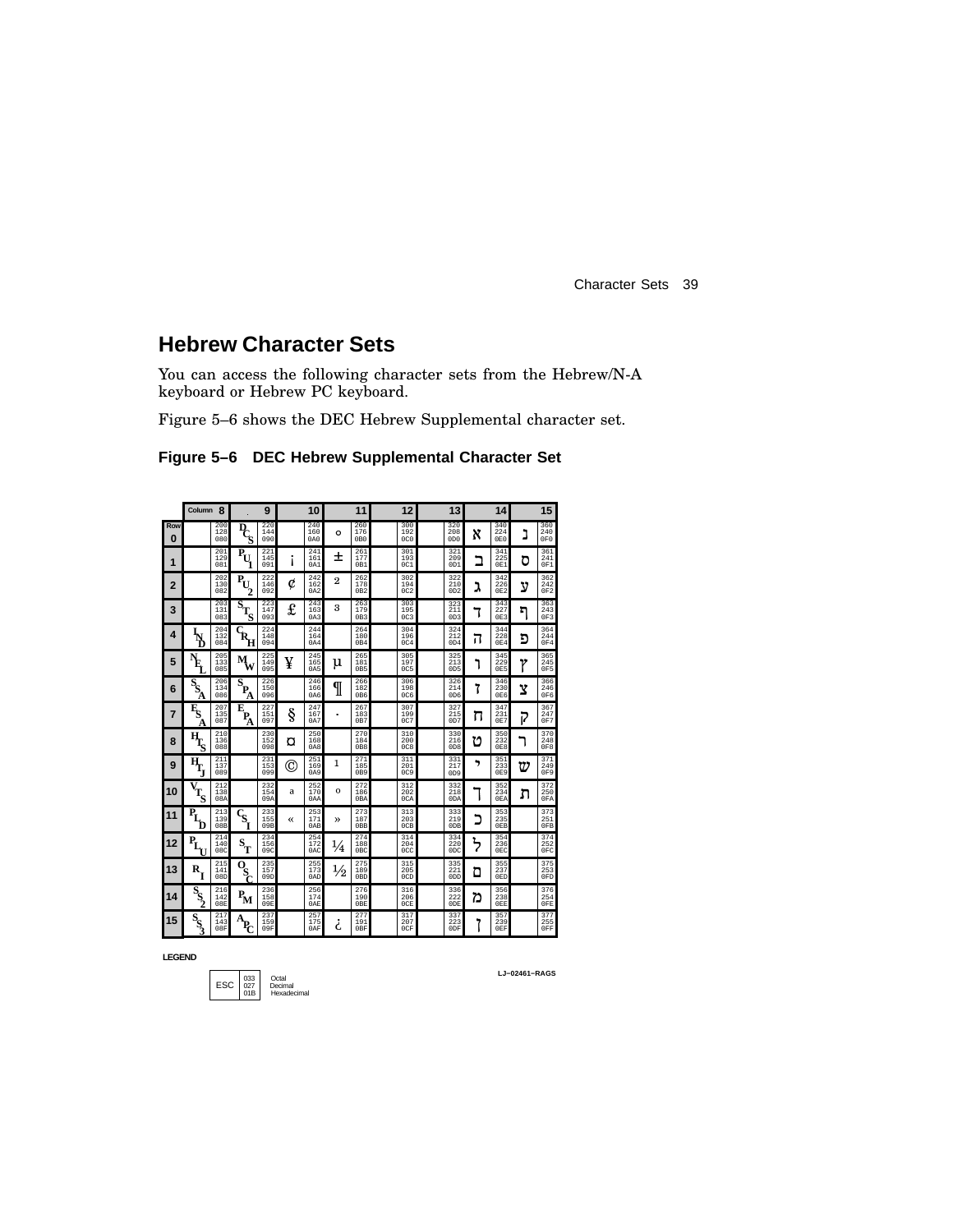## Hebrew Character Sets

You can access the following character sets from the Hebrew/N-A keyboard or Hebrew PC keyboard.

Figure 5–6 shows the DEC Hebrew Supplemental character set.

**Figure 5–6 DEC Hebrew Supplemental Character Set**

| Row | Column 8 | | 9 | | 10 | | 11 | | 12 | | 13 | | 14 | | 15 | |
|---|---|---|---|---|---|---|---|---|---|---|---|---|---|---|---|---|
| 0 | | 200 128 080 | DCS | 220 144 090 | | 240 160 0A0 | ° | 260 176 0B0 | | 300 192 0C0 | | 320 208 0D0 | א | 340 224 0E0 | נ | 360 240 0F0 |
| 1 | | 201 129 081 | PU1 | 221 145 091 | ¡ | 241 161 0A1 | ± | 261 177 0B1 | | 301 193 0C1 | | 321 209 0D1 | ב | 341 225 0E1 | ס | 361 241 0F1 |
| 2 | | 202 130 082 | PU2 | 222 146 092 | ¢ | 242 162 0A2 | 2 | 262 178 0B2 | | 302 194 0C2 | | 322 210 0D2 | ג | 342 226 0E2 | ע | 362 242 0F2 |
| 3 | | 203 131 083 | STS | 223 147 093 | £ | 243 163 0A3 | 3 | 263 179 0B3 | | 303 195 0C3 | | 323 211 0D3 | ד | 343 227 0E3 | ף | 363 243 0F3 |
| 4 | IND | 204 132 084 | CRH | 224 148 094 | | 244 164 0A4 | | 264 180 0B4 | | 304 196 0C4 | | 324 212 0D4 | ה | 344 228 0E4 | פ | 364 244 0F4 |
| 5 | NEL | 205 133 085 | MW | 225 149 095 | ¥ | 245 165 0A5 | µ | 265 181 0B5 | | 305 197 0C5 | | 325 213 0D5 | ו | 345 229 0E5 | ץ | 365 245 0F5 |
| 6 | SSA | 206 134 086 | SPA | 226 150 096 | | 246 166 0A6 | ¶ | 266 182 0B6 | | 306 198 0C6 | | 326 214 0D6 | ז | 346 230 0E6 | צ | 366 246 0F6 |
| 7 | ESA | 207 135 087 | EPA | 227 151 097 | § | 247 167 0A7 | · | 267 183 0B7 | | 307 199 0C7 | | 327 215 0D7 | ח | 347 231 0E7 | ק | 367 247 0F7 |
| 8 | HTS | 210 136 088 | | 230 152 098 | ¤ | 250 168 0A8 | | 270 184 0B8 | | 310 200 0C8 | | 330 216 0D8 | ט | 350 232 0E8 | ר | 370 248 0F8 |
| 9 | HTJ | 211 137 089 | | 231 153 099 | © | 251 169 0A9 | 1 | 271 185 0B9 | | 311 201 0C9 | | 331 217 0D9 | י | 351 233 0E9 | ש | 371 249 0F9 |
| 10 | VTS | 212 138 08A | | 232 154 09A | a | 252 170 0AA | o | 272 186 0BA | | 312 202 0CA | | 332 218 0DA | ך | 352 234 0EA | ת | 372 250 0FA |
| 11 | PLD | 213 139 08B | CSI | 233 155 09B | « | 253 171 0AB | » | 273 187 0BB | | 313 203 0CB | | 333 219 0DB | כ | 353 235 0EB | | 373 251 0FB |
| 12 | PLU | 214 140 08C | ST | 234 156 09C | | 254 172 0AC | ¼ | 274 188 0BC | | 314 204 0CC | | 334 220 0DC | ל | 354 236 0EC | | 374 252 0FC |
| 13 | RI | 215 141 08D | OSC | 235 157 09D | | 255 173 0AD | ½ | 275 189 0BD | | 315 205 0CD | | 335 221 0DD | ם | 355 237 0ED | | 375 253 0FD |
| 14 | SS2 | 216 142 08E | PM | 236 158 09E | | 256 174 0AE | | 276 190 0BE | | 316 206 0CE | | 336 222 0DE | מ | 356 238 0EE | | 376 254 0FE |
| 15 | SS3 | 217 143 08F | APC | 237 159 09F | | 257 175 0AF | ¿ | 277 191 0BF | | 317 207 0CF | | 337 223 0DF | ן | 357 239 0EF | | 377 255 0FF |

LEGEND

| ESC | 033 027 01B | Octal Decimal Hexadecimal |
|---|---|---|

LJ–02461–RAGS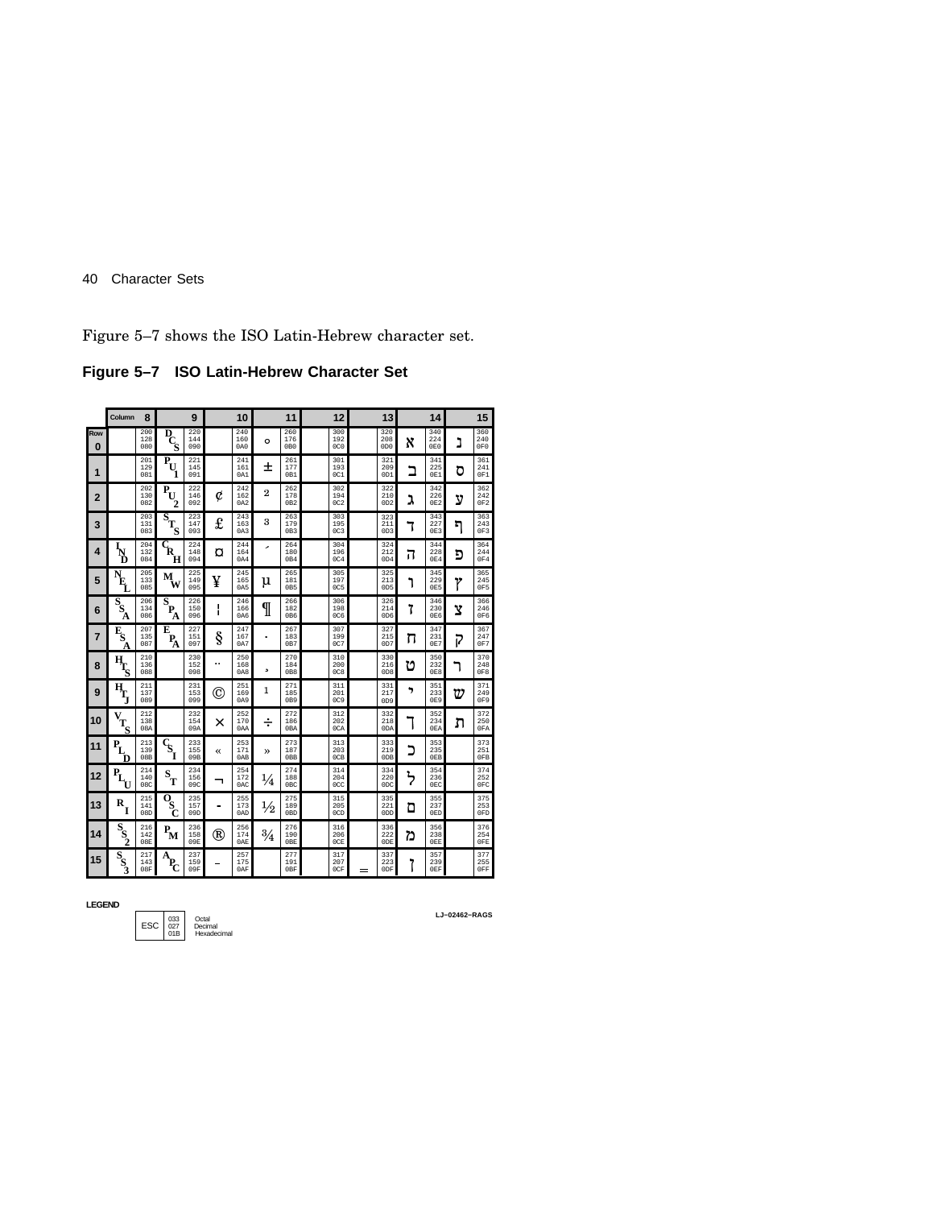Figure 5–7 shows the ISO Latin-Hebrew character set.

**Figure 5–7 ISO Latin-Hebrew Character Set**

| Row \ Column | 8 | | 9 | | 10 | | 11 | | 12 | | 13 | | 14 | | 15 | |
|---|---|---|---|---|---|---|---|---|---|---|---|---|---|---|---|---|
| 0 | | 200 128 080 | DCS | 220 144 090 | | 240 160 0A0 | ° | 260 176 0B0 | | 300 192 0C0 | | 320 208 0D0 | א | 340 224 0E0 | נ | 360 240 0F0 |
| 1 | | 201 129 081 | PU1 | 221 145 091 | | 241 161 0A1 | ± | 261 177 0B1 | | 301 193 0C1 | | 321 209 0D1 | ב | 341 225 0E1 | ס | 361 241 0F1 |
| 2 | | 202 130 082 | PU2 | 222 146 092 | ¢ | 242 162 0A2 | ² | 262 178 0B2 | | 302 194 0C2 | | 322 210 0D2 | ג | 342 226 0E2 | ע | 362 242 0F2 |
| 3 | | 203 131 083 | STS | 223 147 093 | £ | 243 163 0A3 | ³ | 263 179 0B3 | | 303 195 0C3 | | 323 211 0D3 | ד | 343 227 0E3 | ף | 363 243 0F3 |
| 4 | IND | 204 132 084 | CRH | 224 148 094 | ¤ | 244 164 0A4 | ´ | 264 180 0B4 | | 304 196 0C4 | | 324 212 0D4 | ה | 344 228 0E4 | פ | 364 244 0F4 |
| 5 | NEL | 205 133 085 | MW | 225 149 095 | ¥ | 245 165 0A5 | µ | 265 181 0B5 | | 305 197 0C5 | | 325 213 0D5 | ו | 345 229 0E5 | ץ | 365 245 0F5 |
| 6 | SSA | 206 134 086 | SPA | 226 150 096 | ¦ | 246 166 0A6 | ¶ | 266 182 0B6 | | 306 198 0C6 | | 326 214 0D6 | ז | 346 230 0E6 | צ | 366 246 0F6 |
| 7 | ESA | 207 135 087 | EPA | 227 151 097 | § | 247 167 0A7 | · | 267 183 0B7 | | 307 199 0C7 | | 327 215 0D7 | ח | 347 231 0E7 | ק | 367 247 0F7 |
| 8 | HTS | 210 136 088 | | 230 152 098 | ¨ | 250 168 0A8 | ¸ | 270 184 0B8 | | 310 200 0C8 | | 330 216 0D8 | ט | 350 232 0E8 | ר | 370 248 0F8 |
| 9 | HTJ | 211 137 089 | | 231 153 099 | © | 251 169 0A9 | ¹ | 271 185 0B9 | | 311 201 0C9 | | 331 217 0D9 | י | 351 233 0E9 | ש | 371 249 0F9 |
| 10 | VTS | 212 138 08A | | 232 154 09A | × | 252 170 0AA | ÷ | 272 186 0BA | | 312 202 0CA | | 332 218 0DA | ך | 352 234 0EA | ת | 372 250 0FA |
| 11 | PLD | 213 139 08B | CSI | 233 155 09B | « | 253 171 0AB | » | 273 187 0BB | | 313 203 0CB | | 333 219 0DB | כ | 353 235 0EB | | 373 251 0FB |
| 12 | PLU | 214 140 08C | ST | 234 156 09C | ¬ | 254 172 0AC | ¼ | 274 188 0BC | | 314 204 0CC | | 334 220 0DC | ל | 354 236 0EC | | 374 252 0FC |
| 13 | RI | 215 141 08D | OSC | 235 157 09D | - | 255 173 0AD | ½ | 275 189 0BD | | 315 205 0CD | | 335 221 0DD | ם | 355 237 0ED | | 375 253 0FD |
| 14 | SS2 | 216 142 08E | PM | 236 158 09E | ® | 256 174 0AE | ¾ | 276 190 0BE | | 316 206 0CE | | 336 222 0DE | מ | 356 238 0EE | | 376 254 0FE |
| 15 | SS3 | 217 143 08F | APC | 237 159 09F | ¯ | 257 175 0AF | | 277 191 0BF | | 317 207 0CF | ‗ | 337 223 0DF | ן | 357 239 0EF | | 377 255 0FF |

**LEGEND**

| ESC | 033 027 01B | Octal Decimal Hexadecimal |
|---|---|---|

LJ–02462–RAGS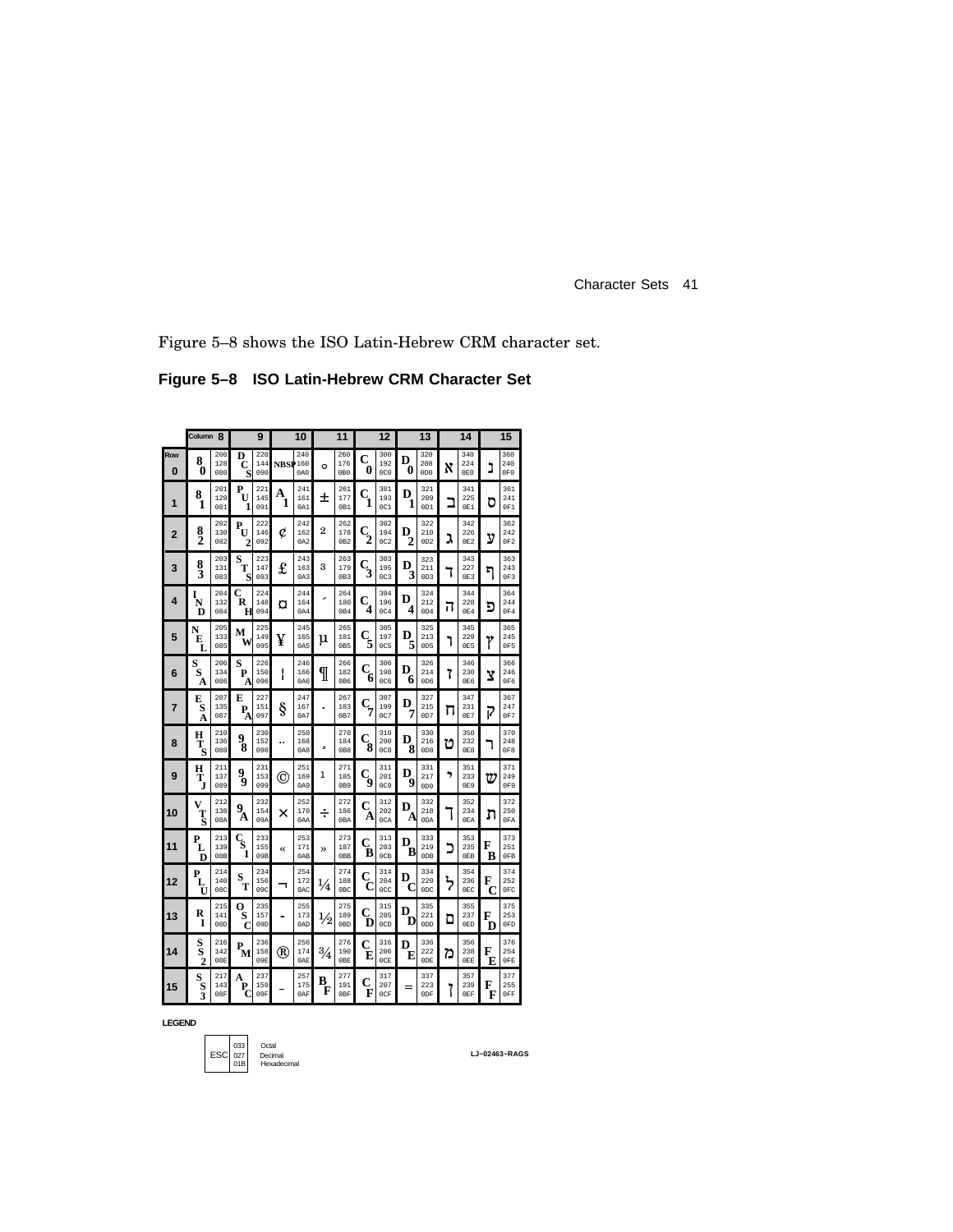Figure 5–8 shows the ISO Latin-Hebrew CRM character set.

## Figure 5–8 ISO Latin-Hebrew CRM Character Set

| Row | Column 8 | | 9 | | 10 | | 11 | | 12 | | 13 | | 14 | | 15 | |
|---|---|---|---|---|---|---|---|---|---|---|---|---|---|---|---|---|
| 0 | 80 | 200 128 080 | DCS | 220 144 090 | NBSP | 240 160 0A0 | ° | 260 176 0B0 | C0 | 300 192 0C0 | D0 | 320 208 0D0 | א | 340 224 0E0 | נ | 360 240 0F0 |
| 1 | 81 | 201 129 081 | PU1 | 221 145 091 | A1 | 241 161 0A1 | ± | 261 177 0B1 | C1 | 301 193 0C1 | D1 | 321 209 0D1 | ב | 341 225 0E1 | ס | 361 241 0F1 |
| 2 | 82 | 202 130 082 | PU2 | 222 146 092 | ¢ | 242 162 0A2 | 2 | 262 178 0B2 | C2 | 302 194 0C2 | D2 | 322 210 0D2 | ג | 342 226 0E2 | ע | 362 242 0F2 |
| 3 | 83 | 203 131 083 | STS | 223 147 093 | £ | 243 163 0A3 | 3 | 263 179 0B3 | C3 | 303 195 0C3 | D3 | 323 211 0D3 | ד | 343 227 0E3 | ף | 363 243 0F3 |
| 4 | IND | 204 132 084 | CCH | 224 148 094 | ¤ | 244 164 0A4 | ´ | 264 180 0B4 | C4 | 304 196 0C4 | D4 | 324 212 0D4 | ה | 344 228 0E4 | פ | 364 244 0F4 |
| 5 | NEL | 205 133 085 | MW | 225 149 095 | ¥ | 245 165 0A5 | µ | 265 181 0B5 | C5 | 305 197 0C5 | D5 | 325 213 0D5 | ו | 345 229 0E5 | ץ | 365 245 0F5 |
| 6 | SSA | 206 134 086 | SPA | 226 150 096 | ¦ | 246 166 0A6 | ¶ | 266 182 0B6 | C6 | 306 198 0C6 | D6 | 326 214 0D6 | ז | 346 230 0E6 | צ | 366 246 0F6 |
| 7 | ESA | 207 135 087 | EPA | 227 151 097 | § | 247 167 0A7 | · | 267 183 0B7 | C7 | 307 199 0C7 | D7 | 327 215 0D7 | ח | 347 231 0E7 | ק | 367 247 0F7 |
| 8 | HTS | 210 136 088 | 98 | 230 152 098 | ¨ | 250 168 0A8 | ¸ | 270 184 0B8 | C8 | 310 200 0C8 | D8 | 330 216 0D8 | ט | 350 232 0E8 | ר | 370 248 0F8 |
| 9 | HTJ | 211 137 089 | 99 | 231 153 099 | © | 251 169 0A9 | 1 | 271 185 0B9 | C9 | 311 201 0C9 | D9 | 331 217 0D9 | י | 351 233 0E9 | ש | 371 249 0F9 |
| 10 | VTS | 212 138 08A | 9A | 232 154 09A | × | 252 170 0AA | ÷ | 272 186 0BA | CA | 312 202 0CA | DA | 332 218 0DA | ך | 352 234 0EA | ת | 372 250 0FA |
| 11 | PLD | 213 139 08B | CSI | 233 155 09B | « | 253 171 0AB | » | 273 187 0BB | CB | 313 203 0CB | DB | 333 219 0DB | כ | 353 235 0EB | FB | 373 251 0FB |
| 12 | PLU | 214 140 08C | ST | 234 156 09C | ¬ | 254 172 0AC | ¼ | 274 188 0BC | CC | 314 204 0CC | DC | 334 220 0DC | ל | 354 236 0EC | FC | 374 252 0FC |
| 13 | RI | 215 141 08D | OSC | 235 157 09D | - | 255 173 0AD | ½ | 275 189 0BD | CD | 315 205 0CD | DD | 335 221 0DD | ם | 355 237 0ED | FD | 375 253 0FD |
| 14 | SS2 | 216 142 08E | PM | 236 158 09E | ® | 256 174 0AE | ¾ | 276 190 0BE | CE | 316 206 0CE | DE | 336 222 0DE | מ | 356 238 0EE | FE | 376 254 0FE |
| 15 | SS3 | 217 143 08F | APC | 237 159 09F | ‾ | 257 175 0AF | BF | 277 191 0BF | CF | 317 207 0CF | ‗ | 337 223 0DF | ן | 357 239 0EF | FF | 377 255 0FF |

**LEGEND**

| ESC | 033 027 01B | Octal / Decimal / Hexadecimal |
|---|---|---|

LJ–02463–RAGS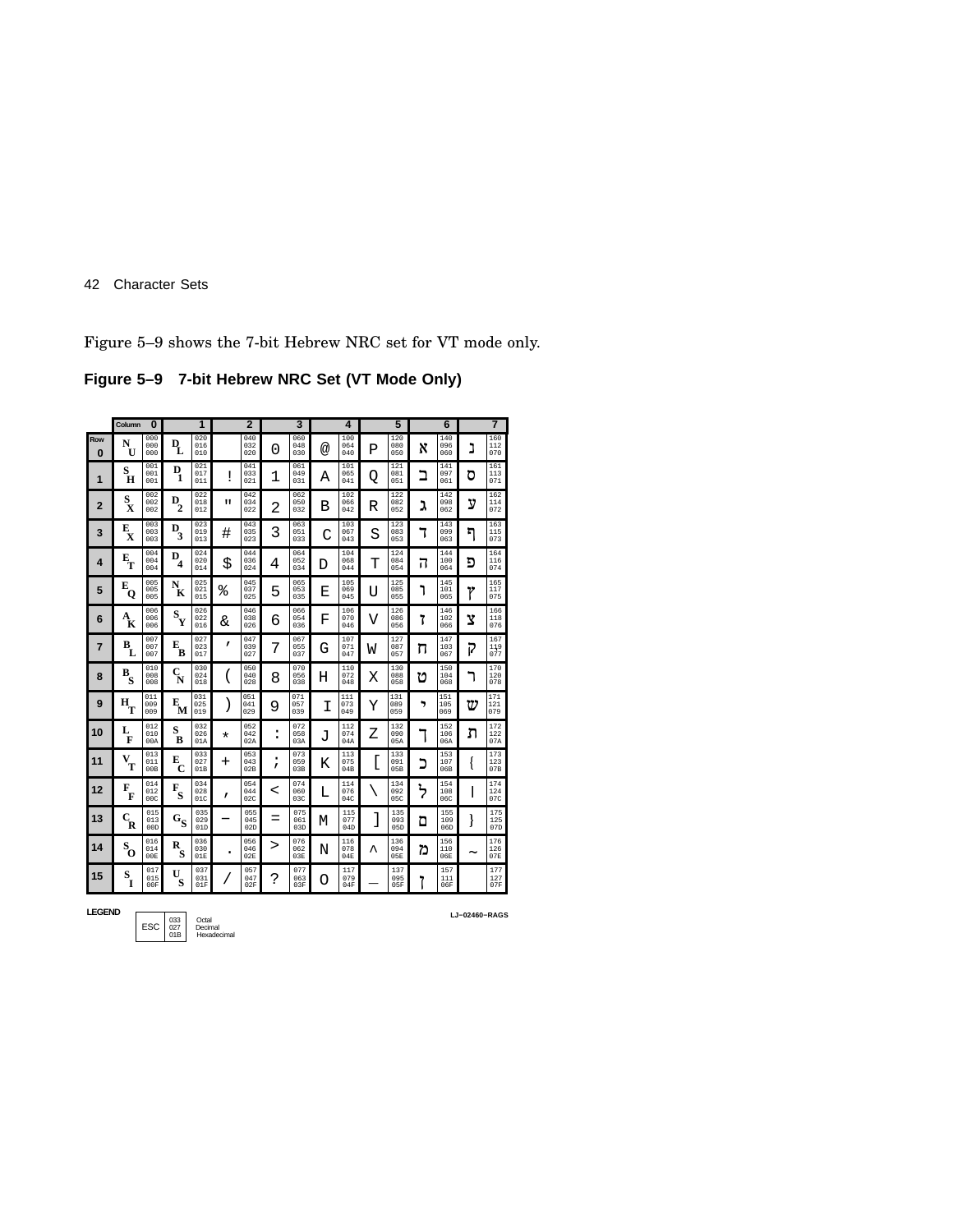Figure 5–9 shows the 7-bit Hebrew NRC set for VT mode only.

**Figure 5–9 7-bit Hebrew NRC Set (VT Mode Only)**

| Row / Column | 0 | 1 | 2 | 3 | 4 | 5 | 6 | 7 |
|---|---|---|---|---|---|---|---|---|
| 0 | NUL 000 000 000 | DLE 020 016 010 | 040 032 020 | 0 060 048 030 | @ 100 064 040 | P 120 080 050 | א 140 096 060 | נ 160 112 070 |
| 1 | SOH 001 001 001 | D1 021 017 011 | ! 041 033 021 | 1 061 049 031 | A 101 065 041 | Q 121 081 051 | ב 141 097 061 | ס 161 113 071 |
| 2 | STX 002 002 002 | D2 022 018 012 | " 042 034 022 | 2 062 050 032 | B 102 066 042 | R 122 082 052 | ג 142 098 062 | ע 162 114 072 |
| 3 | ETX 003 003 003 | D3 023 019 013 | # 043 035 023 | 3 063 051 033 | C 103 067 043 | S 123 083 053 | ד 143 099 063 | ף 163 115 073 |
| 4 | EOT 004 004 004 | D4 024 020 014 | $ 044 036 024 | 4 064 052 034 | D 104 068 044 | T 124 084 054 | ה 144 100 064 | פ 164 116 074 |
| 5 | EQ 005 005 005 | NK 025 021 015 | % 045 037 025 | 5 065 053 035 | E 105 069 045 | U 125 085 055 | ו 145 101 065 | ץ 165 117 075 |
| 6 | AK 006 006 006 | SY 026 022 016 | & 046 038 026 | 6 066 054 036 | F 106 070 046 | V 126 086 056 | ז 146 102 066 | צ 166 118 076 |
| 7 | BL 007 007 007 | EB 027 023 017 | ' 047 039 027 | 7 067 055 037 | G 107 071 047 | W 127 087 057 | ח 147 103 067 | ק 167 119 077 |
| 8 | BS 010 008 008 | CN 030 024 018 | ( 050 040 028 | 8 070 056 038 | H 110 072 048 | X 130 088 058 | ט 150 104 068 | ר 170 120 078 |
| 9 | HT 011 009 009 | EM 031 025 019 | ) 051 041 029 | 9 071 057 039 | I 111 073 049 | Y 131 089 059 | י 151 105 069 | ש 171 121 079 |
| 10 | LF 012 010 00A | SB 032 026 01A | * 052 042 02A | : 072 058 03A | J 112 074 04A | Z 132 090 05A | ך 152 106 06A | ת 172 122 07A |
| 11 | VT 013 011 00B | EC 033 027 01B | + 053 043 02B | ; 073 059 03B | K 113 075 04B | [ 133 091 05B | כ 153 107 06B | { 173 123 07B |
| 12 | FF 014 012 00C | FS 034 028 01C | , 054 044 02C | < 074 060 03C | L 114 076 04C | \ 134 092 05C | ל 154 108 06C | \| 174 124 07C |
| 13 | CR 015 013 00D | GS 035 029 01D | – 055 045 02D | = 075 061 03D | M 115 077 04D | ] 135 093 05D | ם 155 109 06D | } 175 125 07D |
| 14 | SO 016 014 00E | RS 036 030 01E | . 056 046 02E | > 076 062 03E | N 116 078 04E | ^ 136 094 05E | מ 156 110 06E | ~ 176 126 07E |
| 15 | SI 017 015 00F | US 037 031 01F | / 057 047 02F | ? 077 063 03F | O 117 079 04F | _ 137 095 05F | ן 157 111 06F | 177 127 07F |

**LEGEND**

| ESC | 033 Octal / 027 Decimal / 01B Hexadecimal |
|---|---|

LJ–02460–RAGS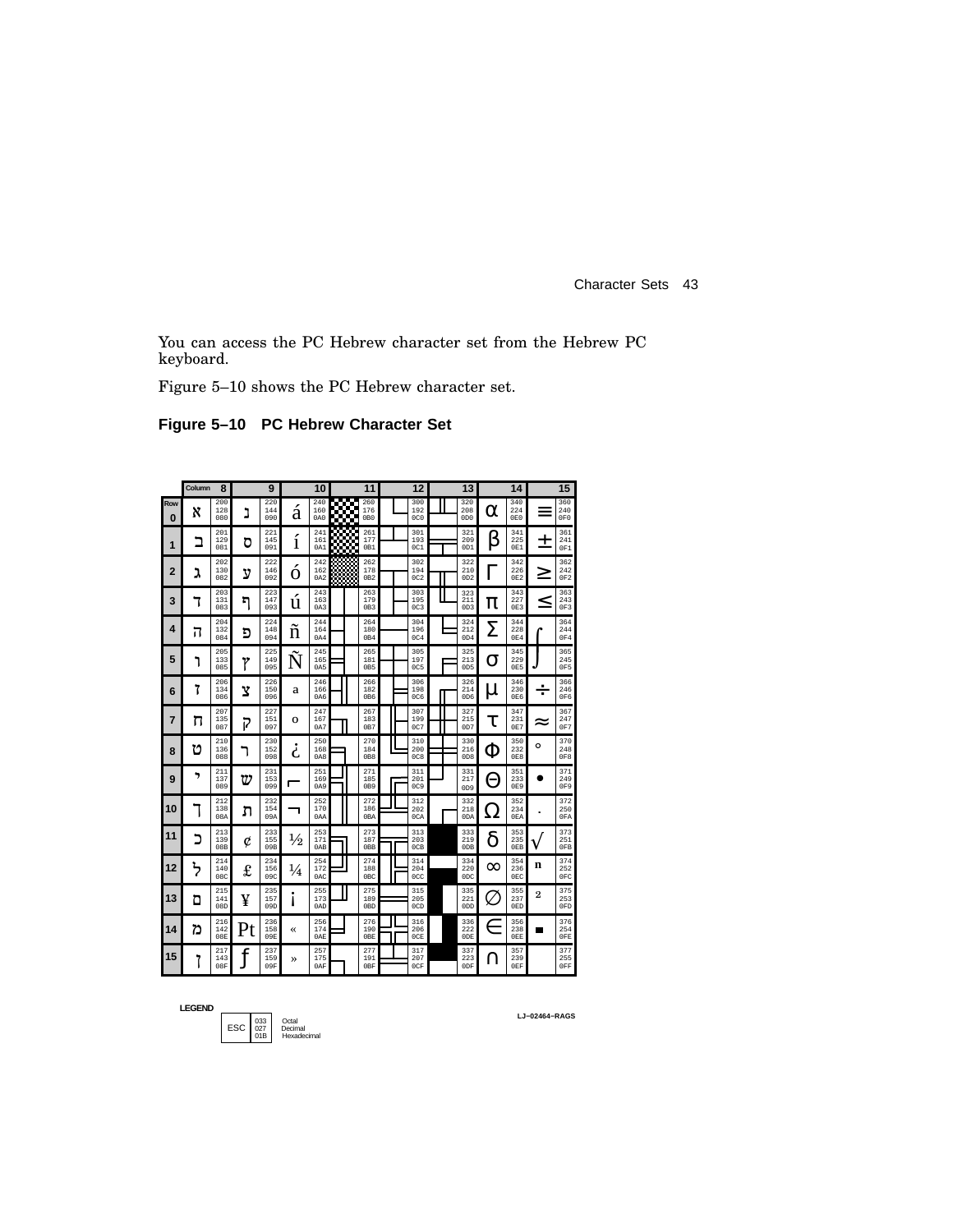You can access the PC Hebrew character set from the Hebrew PC keyboard.

Figure 5–10 shows the PC Hebrew character set.

**Figure 5–10 PC Hebrew Character Set**

| Row \ Column | 8 | 9 | 10 | 11 | 12 | 13 | 14 | 15 |
|---|---|---|---|---|---|---|---|---|
| 0 | א 200 128 080 | נ 220 144 090 | á 240 160 0A0 | ░ 260 176 0B0 | └ 300 192 0C0 | ╨ 320 208 0D0 | α 340 224 0E0 | ≡ 360 240 0F0 |
| 1 | ב 201 129 081 | ס 221 145 091 | í 241 161 0A1 | ▒ 261 177 0B1 | ┴ 301 193 0C1 | ╤ 321 209 0D1 | β 341 225 0E1 | ± 361 241 0F1 |
| 2 | ג 202 130 082 | ע 222 146 092 | ó 242 162 0A2 | ▓ 262 178 0B2 | ┬ 302 194 0C2 | ╥ 322 210 0D2 | Γ 342 226 0E2 | ≥ 362 242 0F2 |
| 3 | ד 203 131 083 | ף 223 147 093 | ú 243 163 0A3 | │ 263 179 0B3 | ├ 303 195 0C3 | ╙ 323 211 0D3 | π 343 227 0E3 | ≤ 363 243 0F3 |
| 4 | ה 204 132 084 | פ 224 148 094 | ñ 244 164 0A4 | ┤ 264 180 0B4 | ─ 304 196 0C4 | ╘ 324 212 0D4 | Σ 344 228 0E4 | ⌠ 364 244 0F4 |
| 5 | ו 205 133 085 | ץ 225 149 095 | Ñ 245 165 0A5 | ╡ 265 181 0B5 | ┼ 305 197 0C5 | ╒ 325 213 0D5 | σ 345 229 0E5 | ⌡ 365 245 0F5 |
| 6 | ז 206 134 086 | צ 226 150 096 | ª 246 166 0A6 | ╢ 266 182 0B6 | ╞ 306 198 0C6 | ╓ 326 214 0D6 | µ 346 230 0E6 | ÷ 366 246 0F6 |
| 7 | ח 207 135 087 | ק 227 151 097 | º 247 167 0A7 | ╖ 267 183 0B7 | ╟ 307 199 0C7 | ╫ 327 215 0D7 | τ 347 231 0E7 | ≈ 367 247 0F7 |
| 8 | ט 210 136 088 | ר 230 152 098 | ¿ 250 168 0A8 | ╕ 270 184 0B8 | ╚ 310 200 0C8 | ╪ 330 216 0D8 | Φ 350 232 0E8 | ° 370 248 0F8 |
| 9 | י 211 137 089 | ש 231 153 099 | ⌐ 251 169 0A9 | ╣ 271 185 0B9 | ╔ 311 201 0C9 | ┘ 331 217 0D9 | Θ 351 233 0E9 | • 371 249 0F9 |
| 10 | ך 212 138 08A | ת 232 154 09A | ¬ 252 170 0AA | ║ 272 186 0BA | ╩ 312 202 0CA | ┌ 332 218 0DA | Ω 352 234 0EA | · 372 250 0FA |
| 11 | כ 213 139 08B | ¢ 233 155 09B | ½ 253 171 0AB | ╗ 273 187 0BB | ╦ 313 203 0CB | █ 333 219 0DB | δ 353 235 0EB | √ 373 251 0FB |
| 12 | ל 214 140 08C | £ 234 156 09C | ¼ 254 172 0AC | ╝ 274 188 0BC | ╠ 314 204 0CC | ▄ 334 220 0DC | ∞ 354 236 0EC | ⁿ 374 252 0FC |
| 13 | ם 215 141 08D | ¥ 235 157 09D | ¡ 255 173 0AD | ╜ 275 189 0BD | ═ 315 205 0CD | ▌ 335 221 0DD | ∅ 355 237 0ED | ² 375 253 0FD |
| 14 | מ 216 142 08E | Pt 236 158 09E | « 256 174 0AE | ╛ 276 190 0BE | ╬ 316 206 0CE | ▐ 336 222 0DE | ∈ 356 238 0EE | ■ 376 254 0FE |
| 15 | ן 217 143 08F | ƒ 237 159 09F | » 257 175 0AF | ┐ 277 191 0BF | ╧ 317 207 0CF | ▀ 337 223 0DF | ∩ 357 239 0EF | 377 255 0FF |

LEGEND

ESC 033 027 01B — Octal, Decimal, Hexadecimal

LJ–02464–RAGS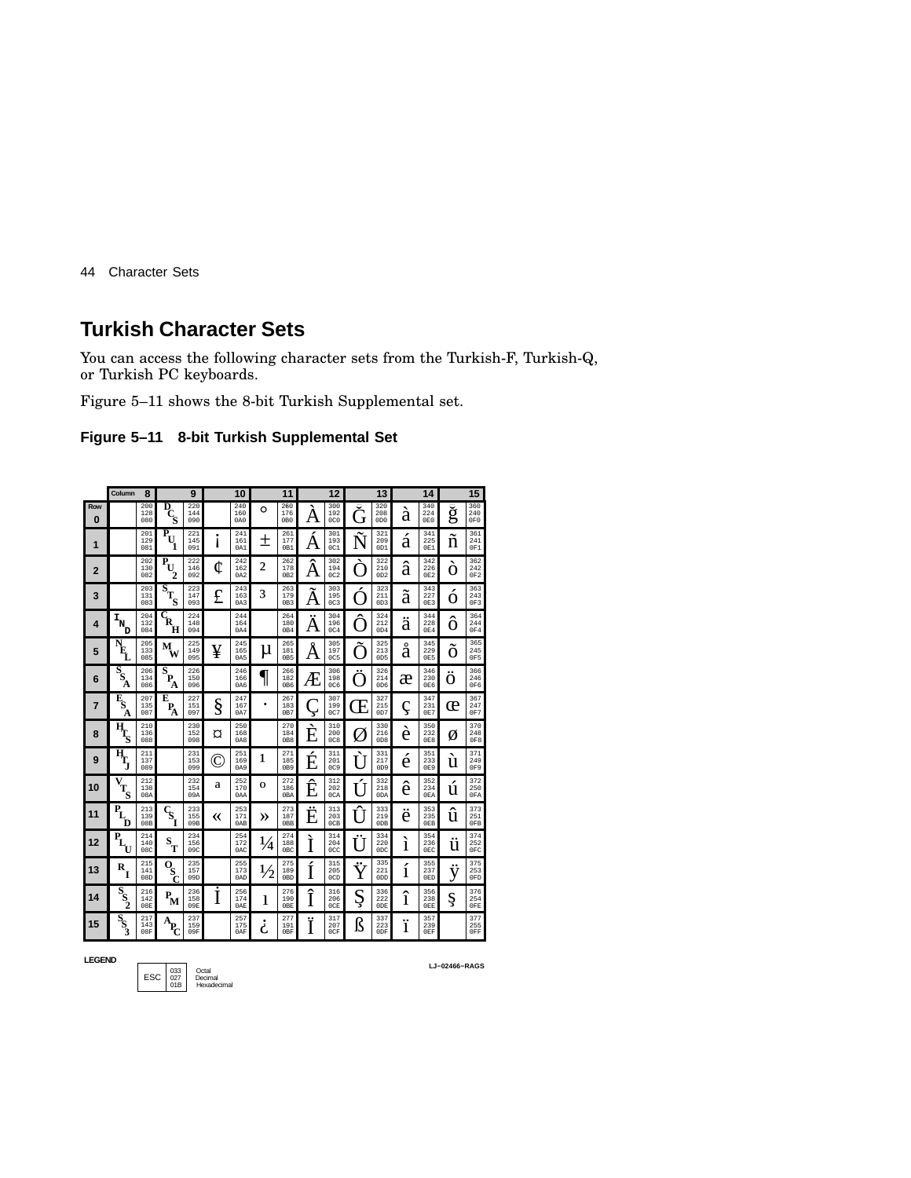## Turkish Character Sets

You can access the following character sets from the Turkish-F, Turkish-Q, or Turkish PC keyboards.

Figure 5–11 shows the 8-bit Turkish Supplemental set.

**Figure 5–11 8-bit Turkish Supplemental Set**

| Row \ Column | 8 | 9 | 10 | 11 | 12 | 13 | 14 | 15 |
|---|---|---|---|---|---|---|---|---|
| 0 | 200 128 080 | DCS 220 144 090 | 240 160 0A0 | ° 260 176 0B0 | À 300 192 0C0 | Ğ 320 208 0D0 | à 340 224 0E0 | ğ 360 240 0F0 |
| 1 | 201 129 081 | PU1 221 145 091 | ¡ 241 161 0A1 | ± 261 177 0B1 | Á 301 193 0C1 | Ñ 321 209 0D1 | á 341 225 0E1 | ñ 361 241 0F1 |
| 2 | 202 130 082 | PU2 222 146 092 | ¢ 242 162 0A2 | ² 262 178 0B2 | Â 302 194 0C2 | Ò 322 210 0D2 | â 342 226 0E2 | ò 362 242 0F2 |
| 3 | 203 131 083 | STS 223 147 093 | £ 243 163 0A3 | ³ 263 179 0B3 | Ã 303 195 0C3 | Ó 323 211 0D3 | ã 343 227 0E3 | ó 363 243 0F3 |
| 4 | IND 204 132 084 | CCH 224 148 094 | 244 164 0A4 | 264 180 0B4 | Ä 304 196 0C4 | Ô 324 212 0D4 | ä 344 228 0E4 | ô 364 244 0F4 |
| 5 | NEL 205 133 085 | MW 225 149 095 | ¥ 245 165 0A5 | µ 265 181 0B5 | Å 305 197 0C5 | Õ 325 213 0D5 | å 345 229 0E5 | õ 365 245 0F5 |
| 6 | SSA 206 134 086 | SPA 226 150 096 | 246 166 0A6 | ¶ 266 182 0B6 | Æ 306 198 0C6 | Ö 326 214 0D6 | æ 346 230 0E6 | ö 366 246 0F6 |
| 7 | ESA 207 135 087 | EPA 227 151 097 | § 247 167 0A7 | · 267 183 0B7 | Ç 307 199 0C7 | Œ 327 215 0D7 | ç 347 231 0E7 | œ 367 247 0F7 |
| 8 | HTS 210 136 088 | 230 152 098 | ¤ 250 168 0A8 | 270 184 0B8 | È 310 200 0C8 | Ø 330 216 0D8 | è 350 232 0E8 | ø 370 248 0F8 |
| 9 | HTJ 211 137 089 | 231 153 099 | © 251 169 0A9 | ¹ 271 185 0B9 | É 311 201 0C9 | Ù 331 217 0D9 | é 351 233 0E9 | ù 371 249 0F9 |
| 10 | VTS 212 138 08A | 232 154 09A | ª 252 170 0AA | º 272 186 0BA | Ê 312 202 0CA | Ú 332 218 0DA | ê 352 234 0EA | ú 372 250 0FA |
| 11 | PLD 213 139 08B | CSI 233 155 09B | « 253 171 0AB | » 273 187 0BB | Ë 313 203 0CB | Û 333 219 0DB | ë 353 235 0EB | û 373 251 0FB |
| 12 | PLU 214 140 08C | ST 234 156 09C | 254 172 0AC | ¼ 274 188 0BC | Ì 314 204 0CC | Ü 334 220 0DC | ì 354 236 0EC | ü 374 252 0FC |
| 13 | RI 215 141 08D | OSC 235 157 09D | 255 173 0AD | ½ 275 189 0BD | Í 315 205 0CD | Ÿ 335 221 0DD | í 355 237 0ED | ÿ 375 253 0FD |
| 14 | SS2 216 142 08E | PM 236 158 09E | İ 256 174 0AE | ı 276 190 0BE | Î 316 206 0CE | Ş 336 222 0DE | î 356 238 0EE | ş 376 254 0FE |
| 15 | SS3 217 143 08F | APC 237 159 09F | 257 175 0AF | ¿ 277 191 0BF | Ï 317 207 0CF | ß 337 223 0DF | ï 357 239 0EF | 377 255 0FF |

**LEGEND**

| ESC | 033 Octal |
|---|---|
| | 027 Decimal |
| | 01B Hexadecimal |

LJ–02466–RAGS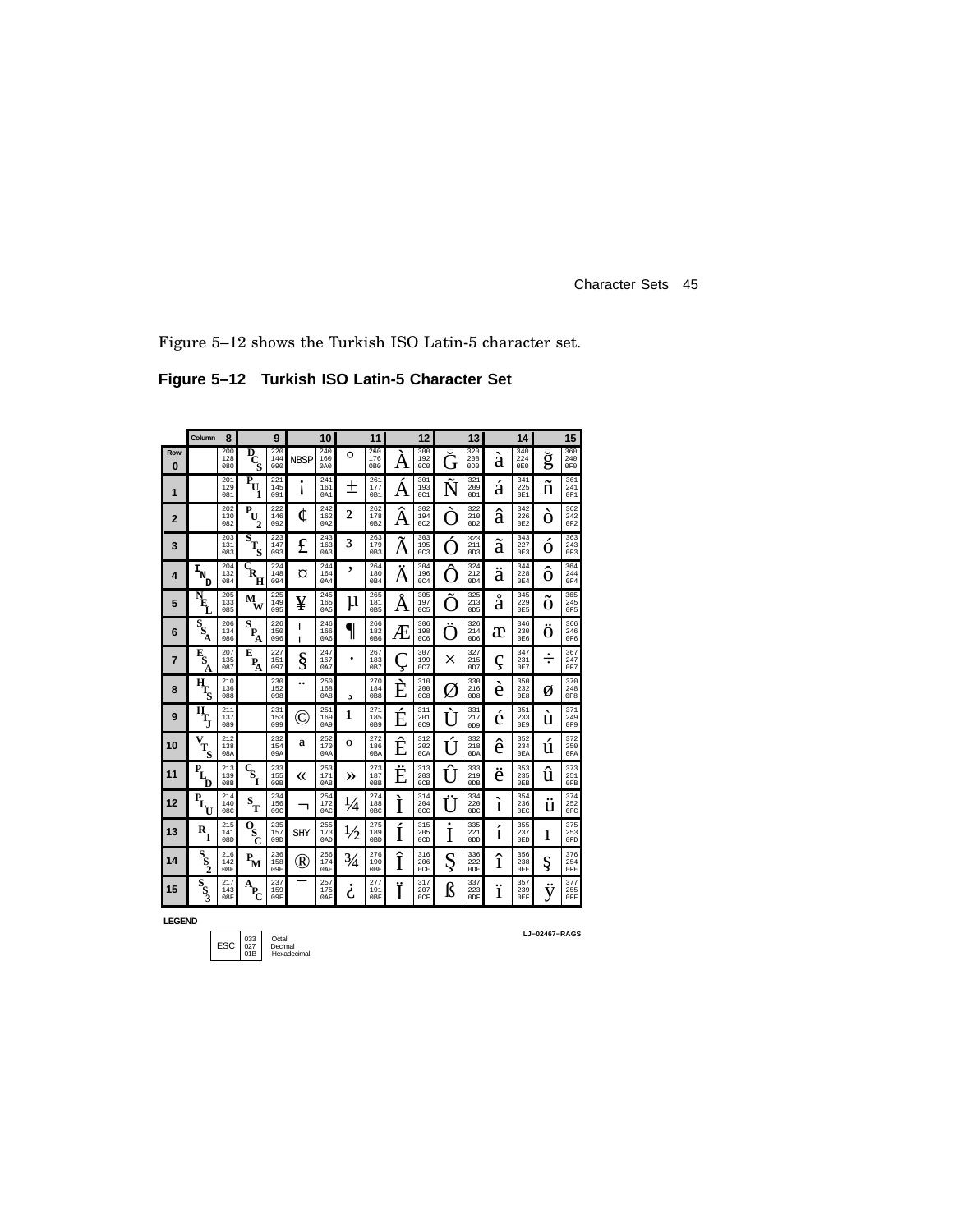Figure 5–12 shows the Turkish ISO Latin-5 character set.

**Figure 5–12 Turkish ISO Latin-5 Character Set**

| Row \ Column | 8 | | 9 | | 10 | | 11 | | 12 | | 13 | | 14 | | 15 | |
|---|---|---|---|---|---|---|---|---|---|---|---|---|---|---|---|---|
| 0 | | 200 128 080 | DCS | 220 144 090 | NBSP | 240 160 0A0 | ° | 260 176 0B0 | À | 300 192 0C0 | Ğ | 320 208 0D0 | à | 340 224 0E0 | ğ | 360 240 0F0 |
| 1 | | 201 129 081 | PU1 | 221 145 091 | ¡ | 241 161 0A1 | ± | 261 177 0B1 | Á | 301 193 0C1 | Ñ | 321 209 0D1 | á | 341 225 0E1 | ñ | 361 241 0F1 |
| 2 | | 202 130 082 | PU2 | 222 146 092 | ¢ | 242 162 0A2 | 2 | 262 178 0B2 | Â | 302 194 0C2 | Ò | 322 210 0D2 | â | 342 226 0E2 | ò | 362 242 0F2 |
| 3 | | 203 131 083 | STS | 223 147 093 | £ | 243 163 0A3 | 3 | 263 179 0B3 | Ã | 303 195 0C3 | Ó | 323 211 0D3 | ã | 343 227 0E3 | ó | 363 243 0F3 |
| 4 | IND | 204 132 084 | CRH | 224 148 094 | ¤ | 244 164 0A4 | ' | 264 180 0B4 | Ä | 304 196 0C4 | Ô | 324 212 0D4 | ä | 344 228 0E4 | ô | 364 244 0F4 |
| 5 | NEL | 205 133 085 | MW | 225 149 095 | ¥ | 245 165 0A5 | µ | 265 181 0B5 | Å | 305 197 0C5 | Õ | 325 213 0D5 | å | 345 229 0E5 | õ | 365 245 0F5 |
| 6 | SSA | 206 134 086 | SPA | 226 150 096 | ¦ | 246 166 0A6 | ¶ | 266 182 0B6 | Æ | 306 198 0C6 | Ö | 326 214 0D6 | æ | 346 230 0E6 | ö | 366 246 0F6 |
| 7 | ESA | 207 135 087 | EPA | 227 151 097 | § | 247 167 0A7 | · | 267 183 0B7 | Ç | 307 199 0C7 | × | 327 215 0D7 | ç | 347 231 0E7 | ÷ | 367 247 0F7 |
| 8 | HTS | 210 136 088 | | 230 152 098 | ¨ | 250 168 0A8 | ¸ | 270 184 0B8 | È | 310 200 0C8 | Ø | 330 216 0D8 | è | 350 232 0E8 | ø | 370 248 0F8 |
| 9 | HTJ | 211 137 089 | | 231 153 099 | © | 251 169 0A9 | 1 | 271 185 0B9 | É | 311 201 0C9 | Ù | 331 217 0D9 | é | 351 233 0E9 | ù | 371 249 0F9 |
| 10 | VTS | 212 138 08A | | 232 154 09A | a | 252 170 0AA | o | 272 186 0BA | Ê | 312 202 0CA | Ú | 332 218 0DA | ê | 352 234 0EA | ú | 372 250 0FA |
| 11 | PLD | 213 139 08B | CSI | 233 155 09B | « | 253 171 0AB | » | 273 187 0BB | Ë | 313 203 0CB | Û | 333 219 0DB | ë | 353 235 0EB | û | 373 251 0FB |
| 12 | PLU | 214 140 08C | ST | 234 156 09C | ¬ | 254 172 0AC | ¼ | 274 188 0BC | Ì | 314 204 0CC | Ü | 334 220 0DC | ì | 354 236 0EC | ü | 374 252 0FC |
| 13 | RI | 215 141 08D | OSC | 235 157 09D | SHY | 255 173 0AD | ½ | 275 189 0BD | Í | 315 205 0CD | İ | 335 221 0DD | í | 355 237 0ED | ı | 375 253 0FD |
| 14 | SS2 | 216 142 08E | PM | 236 158 09E | ® | 256 174 0AE | ¾ | 276 190 0BE | Î | 316 206 0CE | Ş | 336 222 0DE | î | 356 238 0EE | ş | 376 254 0FE |
| 15 | SS3 | 217 143 08F | APC | 237 159 09F | ¯ | 257 175 0AF | ¿ | 277 191 0BF | Ï | 317 207 0CF | ß | 337 223 0DF | ï | 357 239 0EF | ÿ | 377 255 0FF |

LEGEND

| ESC | 033 027 01B | Octal Decimal Hexadecimal |
|---|---|---|

LJ-02467-RAGS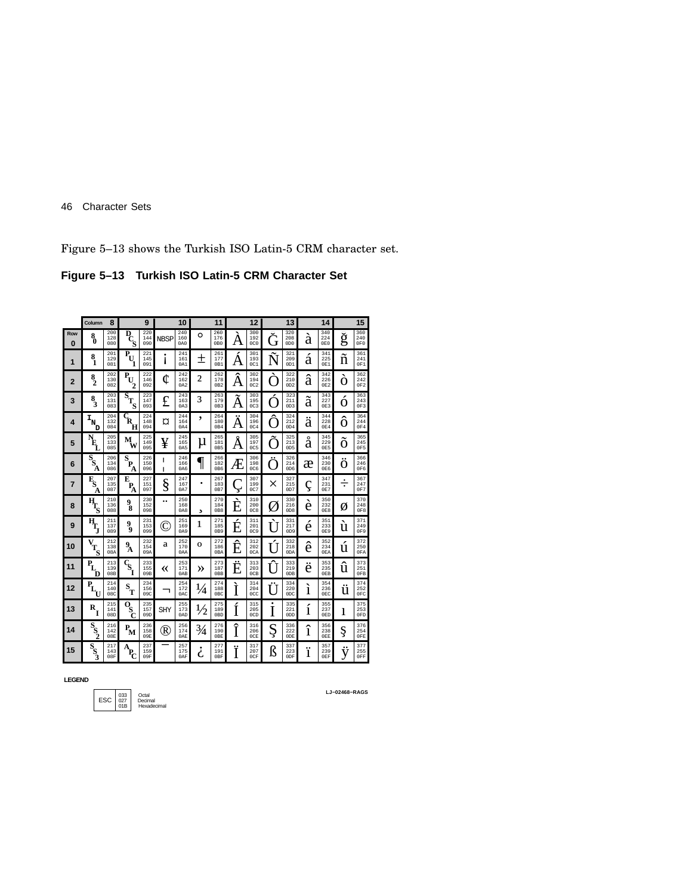Figure 5–13 shows the Turkish ISO Latin-5 CRM character set.

## Figure 5–13 Turkish ISO Latin-5 CRM Character Set

| Row | Column 8 | | 9 | | 10 | | 11 | | 12 | | 13 | | 14 | | 15 | |
|---|---|---|---|---|---|---|---|---|---|---|---|---|---|---|---|---|
| 0 | 80 | 200 128 080 | DCS | 220 144 090 | NBSP | 240 160 0A0 | ° | 260 176 0B0 | À | 300 192 0C0 | Ğ | 320 208 0D0 | à | 340 224 0E0 | ğ | 360 240 0F0 |
| 1 | 81 | 201 129 081 | PU1 | 221 145 091 | ¡ | 241 161 0A1 | ± | 261 177 0B1 | Á | 301 193 0C1 | Ñ | 321 209 0D1 | á | 341 225 0E1 | ñ | 361 241 0F1 |
| 2 | 82 | 202 130 082 | PU2 | 222 146 092 | ¢ | 242 162 0A2 | ² | 262 178 0B2 | Â | 302 194 0C2 | Ò | 322 210 0D2 | â | 342 226 0E2 | ò | 362 242 0F2 |
| 3 | 83 | 203 131 083 | STS | 223 147 093 | £ | 243 163 0A3 | ³ | 263 179 0B3 | Ã | 303 195 0C3 | Ó | 323 211 0D3 | ã | 343 227 0E3 | ó | 363 243 0F3 |
| 4 | IND | 204 132 084 | CRH | 224 148 094 | ¤ | 244 164 0A4 | ´ | 264 180 0B4 | Ä | 304 196 0C4 | Ô | 324 212 0D4 | ä | 344 228 0E4 | ô | 364 244 0F4 |
| 5 | NEL | 205 133 085 | MW | 225 149 095 | ¥ | 245 165 0A5 | µ | 265 181 0B5 | Å | 305 197 0C5 | Õ | 325 213 0D5 | å | 345 229 0E5 | õ | 365 245 0F5 |
| 6 | SSA | 206 134 086 | SPA | 226 150 096 | ¦ | 246 166 0A6 | ¶ | 266 182 0B6 | Æ | 306 198 0C6 | Ö | 326 214 0D6 | æ | 346 230 0E6 | ö | 366 246 0F6 |
| 7 | ESA | 207 135 087 | EPA | 227 151 097 | § | 247 167 0A7 | · | 267 183 0B7 | Ç | 307 199 0C7 | × | 327 215 0D7 | ç | 347 231 0E7 | ÷ | 367 247 0F7 |
| 8 | HTS | 210 136 088 | 98 | 230 152 098 | ¨ | 250 168 0A8 | ¸ | 270 184 0B8 | È | 310 200 0C8 | Ø | 330 216 0D8 | è | 350 232 0E8 | ø | 370 248 0F8 |
| 9 | HTJ | 211 137 089 | 99 | 231 153 099 | © | 251 169 0A9 | ¹ | 271 185 0B9 | É | 311 201 0C9 | Ù | 331 217 0D9 | é | 351 233 0E9 | ù | 371 249 0F9 |
| 10 | VTS | 212 138 08A | 9A | 232 154 09A | ª | 252 170 0AA | º | 272 186 0BA | Ê | 312 202 0CA | Ú | 332 218 0DA | ê | 352 234 0EA | ú | 372 250 0FA |
| 11 | PLD | 213 139 08B | CSI | 233 155 09B | « | 253 171 0AB | » | 273 187 0BB | Ë | 313 203 0CB | Û | 333 219 0DB | ë | 353 235 0EB | û | 373 251 0FB |
| 12 | PLU | 214 140 08C | ST | 234 156 09C | ¬ | 254 172 0AC | ¼ | 274 188 0BC | Ì | 314 204 0CC | Ü | 334 220 0DC | ì | 354 236 0EC | ü | 374 252 0FC |
| 13 | RI | 215 141 08D | OSC | 235 157 09D | SHY | 255 173 0AD | ½ | 275 189 0BD | Í | 315 205 0CD | İ | 335 221 0DD | í | 355 237 0ED | ı | 375 253 0FD |
| 14 | SS2 | 216 142 08E | PM | 236 158 09E | ® | 256 174 0AE | ¾ | 276 190 0BE | Î | 316 206 0CE | Ş | 336 222 0DE | î | 356 238 0EE | ş | 376 254 0FE |
| 15 | SS3 | 217 143 08F | APC | 237 159 09F | ¯ | 257 175 0AF | ¿ | 277 191 0BF | Ï | 317 207 0CF | ß | 337 223 0DF | ï | 357 239 0EF | ÿ | 377 255 0FF |

**LEGEND**

| ESC | 033 027 01B | Octal Decimal Hexadecimal |
|---|---|---|

LJ–02468–RAGS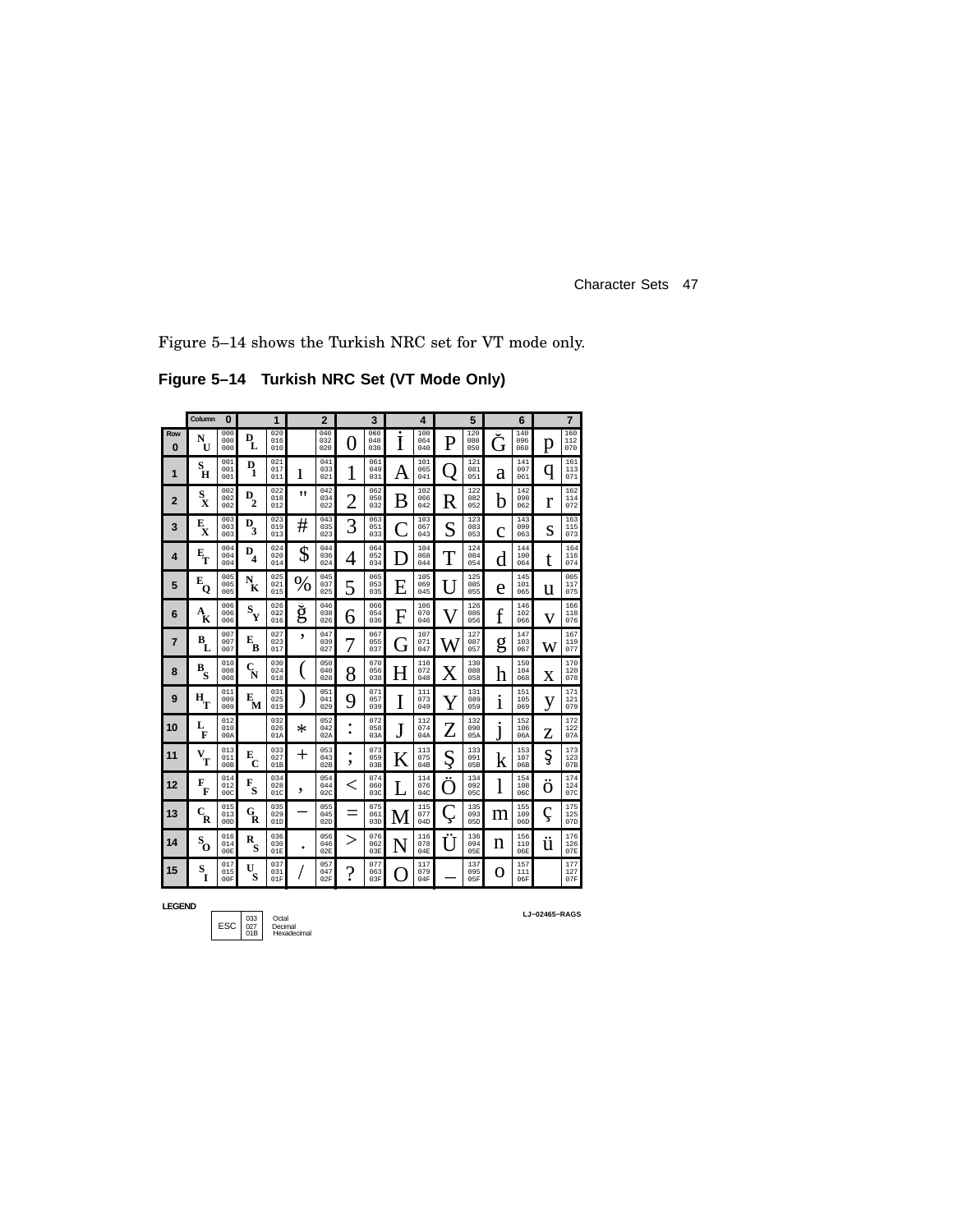Figure 5–14 shows the Turkish NRC set for VT mode only.

**Figure 5–14 Turkish NRC Set (VT Mode Only)**

| Row \ Column | 0 | | 1 | | 2 | | 3 | | 4 | | 5 | | 6 | | 7 | |
|---|---|---|---|---|---|---|---|---|---|---|---|---|---|---|---|---|
| 0 | NU | 000 000 000 | DL | 020 016 010 | | 040 032 020 | 0 | 060 048 030 | İ | 100 064 040 | P | 120 080 050 | Ğ | 140 096 060 | p | 160 112 070 |
| 1 | SH | 001 001 001 | D1 | 021 017 011 | ı | 041 033 021 | 1 | 061 049 031 | A | 101 065 041 | Q | 121 081 051 | a | 141 097 061 | q | 161 113 071 |
| 2 | SX | 002 002 002 | D2 | 022 018 012 | " | 042 034 022 | 2 | 062 050 032 | B | 102 066 042 | R | 122 082 052 | b | 142 098 062 | r | 162 114 072 |
| 3 | EX | 003 003 003 | D3 | 023 019 013 | # | 043 035 023 | 3 | 063 051 033 | C | 103 067 043 | S | 123 083 053 | c | 143 099 063 | s | 163 115 073 |
| 4 | ET | 004 004 004 | D4 | 024 020 014 | $ | 044 036 024 | 4 | 064 052 034 | D | 104 068 044 | T | 124 084 054 | d | 144 100 064 | t | 164 116 074 |
| 5 | EQ | 005 005 005 | NK | 025 021 015 | % | 045 037 025 | 5 | 065 053 035 | E | 105 069 045 | U | 125 085 055 | e | 145 101 065 | u | 005 117 075 |
| 6 | AK | 006 006 006 | SY | 026 022 016 | ğ | 046 038 026 | 6 | 066 054 036 | F | 106 070 046 | V | 126 086 056 | f | 146 102 066 | v | 166 118 076 |
| 7 | BL | 007 007 007 | EB | 027 023 017 | ' | 047 039 027 | 7 | 067 055 037 | G | 107 071 047 | W | 127 087 057 | g | 147 103 067 | w | 167 119 077 |
| 8 | BS | 010 008 008 | CN | 030 024 018 | ( | 050 040 028 | 8 | 070 056 038 | H | 110 072 048 | X | 130 088 058 | h | 150 104 068 | x | 170 120 078 |
| 9 | HT | 011 009 009 | EM | 031 025 019 | ) | 051 041 029 | 9 | 071 057 039 | I | 111 073 049 | Y | 131 089 059 | i | 151 105 069 | y | 171 121 079 |
| 10 | LF | 012 010 00A | | 032 026 01A | * | 052 042 02A | : | 072 058 03A | J | 112 074 04A | Z | 132 090 05A | j | 152 106 06A | z | 172 122 07A |
| 11 | VT | 013 011 00B | EC | 033 027 01B | + | 053 043 02B | ; | 073 059 03B | K | 113 075 04B | Ş | 133 091 05B | k | 153 107 06B | ş | 173 123 07B |
| 12 | FF | 014 012 00C | FS | 034 028 01C | , | 054 044 02C | < | 074 060 03C | L | 114 076 04C | Ö | 134 092 05C | l | 154 108 06C | ö | 174 124 07C |
| 13 | CR | 015 013 00D | GR | 035 029 01D | – | 055 045 02D | = | 075 061 03D | M | 115 077 04D | Ç | 135 093 05D | m | 155 109 06D | ç | 175 125 07D |
| 14 | SO | 016 014 00E | RS | 036 030 01E | . | 056 046 02E | > | 076 062 03E | N | 116 078 04E | Ü | 136 094 05E | n | 156 110 06E | ü | 176 126 07E |
| 15 | SI | 017 015 00F | US | 037 031 01F | / | 057 047 02F | ? | 077 063 03F | O | 117 079 04F | _ | 137 095 05F | o | 157 111 06F | | 177 127 07F |

**LEGEND**

| ESC | 033 Octal<br>027 Decimal<br>01B Hexadecimal |
|---|---|

LJ–02465–RAGS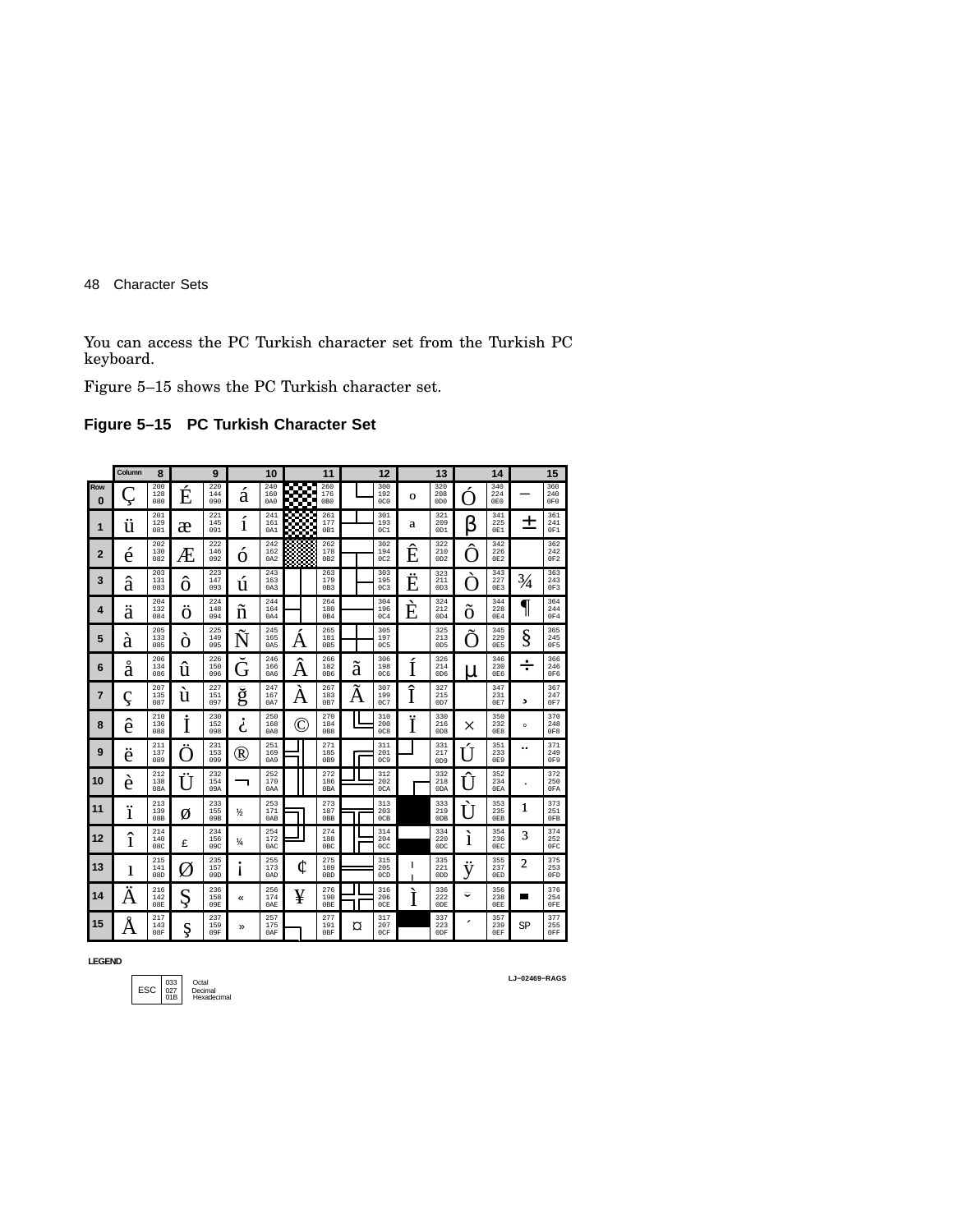You can access the PC Turkish character set from the Turkish PC keyboard.

Figure 5–15 shows the PC Turkish character set.

**Figure 5–15 PC Turkish Character Set**

| Row \ Column | 8 | 9 | 10 | 11 | 12 | 13 | 14 | 15 |
|---|---|---|---|---|---|---|---|---|
| 0 | Ç 200 128 080 | É 220 144 090 | á 240 160 0A0 | ░ 260 176 0B0 | └ 300 192 0C0 | º 320 208 0D0 | Ó 340 224 0E0 | ‾ 360 240 0F0 |
| 1 | ü 201 129 081 | æ 221 145 091 | í 241 161 0A1 | ▒ 261 177 0B1 | ┴ 301 193 0C1 | ª 321 209 0D1 | ß 341 225 0E1 | ± 361 241 0F1 |
| 2 | é 202 130 082 | Æ 222 146 092 | ó 242 162 0A2 | ▓ 262 178 0B2 | ┬ 302 194 0C2 | Ê 322 210 0D2 | Ô 342 226 0E2 | 362 242 0F2 |
| 3 | â 203 131 083 | ô 223 147 093 | ú 243 163 0A3 | │ 263 179 0B3 | ├ 303 195 0C3 | Ë 323 211 0D3 | Ò 343 227 0E3 | ¾ 363 243 0F3 |
| 4 | ä 204 132 084 | ö 224 148 094 | ñ 244 164 0A4 | ┤ 264 180 0B4 | ─ 304 196 0C4 | È 324 212 0D4 | õ 344 228 0E4 | ¶ 364 244 0F4 |
| 5 | à 205 133 085 | ò 225 149 095 | Ñ 245 165 0A5 | Á 265 181 0B5 | ┼ 305 197 0C5 | 325 213 0D5 | Õ 345 229 0E5 | § 365 245 0F5 |
| 6 | å 206 134 086 | û 226 150 096 | Ğ 246 166 0A6 | Â 266 182 0B6 | ã 306 198 0C6 | Í 326 214 0D6 | µ 346 230 0E6 | ÷ 366 246 0F6 |
| 7 | ç 207 135 087 | ù 227 151 097 | ğ 247 167 0A7 | À 267 183 0B7 | Ã 307 199 0C7 | Î 327 215 0D7 | 347 231 0E7 | ¸ 367 247 0F7 |
| 8 | ê 210 136 088 | İ 230 152 098 | ¿ 250 168 0A8 | © 270 184 0B8 | ╚ 310 200 0C8 | Ï 330 216 0D8 | × 350 232 0E8 | ° 370 248 0F8 |
| 9 | ë 211 137 089 | Ö 231 153 099 | ® 251 169 0A9 | ╣ 271 185 0B9 | ╔ 311 201 0C9 | ┘ 331 217 0D9 | Ú 351 233 0E9 | ¨ 371 249 0F9 |
| 10 | è 212 138 08A | Ü 232 154 09A | ¬ 252 170 0AA | ║ 272 186 0BA | ╩ 312 202 0CA | ┌ 332 218 0DA | Û 352 234 0EA | · 372 250 0FA |
| 11 | ï 213 139 08B | ø 233 155 09B | ½ 253 171 0AB | ╗ 273 187 0BB | ╦ 313 203 0CB | █ 333 219 0DB | Ù 353 235 0EB | ¹ 373 251 0FB |
| 12 | î 214 140 08C | £ 234 156 09C | ¼ 254 172 0AC | ╝ 274 188 0BC | ╠ 314 204 0CC | ▄ 334 220 0DC | ì 354 236 0EC | ³ 374 252 0FC |
| 13 | ı 215 141 08D | Ø 235 157 09D | ¡ 255 173 0AD | ¢ 275 189 0BD | ═ 315 205 0CD | ¦ 335 221 0DD | ÿ 355 237 0ED | ² 375 253 0FD |
| 14 | Ä 216 142 08E | Ş 236 158 09E | « 256 174 0AE | ¥ 276 190 0BE | ╬ 316 206 0CE | Ì 336 222 0DE | ˘ 356 238 0EE | ■ 376 254 0FE |
| 15 | Å 217 143 08F | ş 237 159 09F | » 257 175 0AF | ┐ 277 191 0BF | ¤ 317 207 0CF | ▀ 337 223 0DF | ´ 357 239 0EF | SP 377 255 0FF |

**LEGEND**

ESC 033 027 01B — Octal, Decimal, Hexadecimal

LJ–02469–RAGS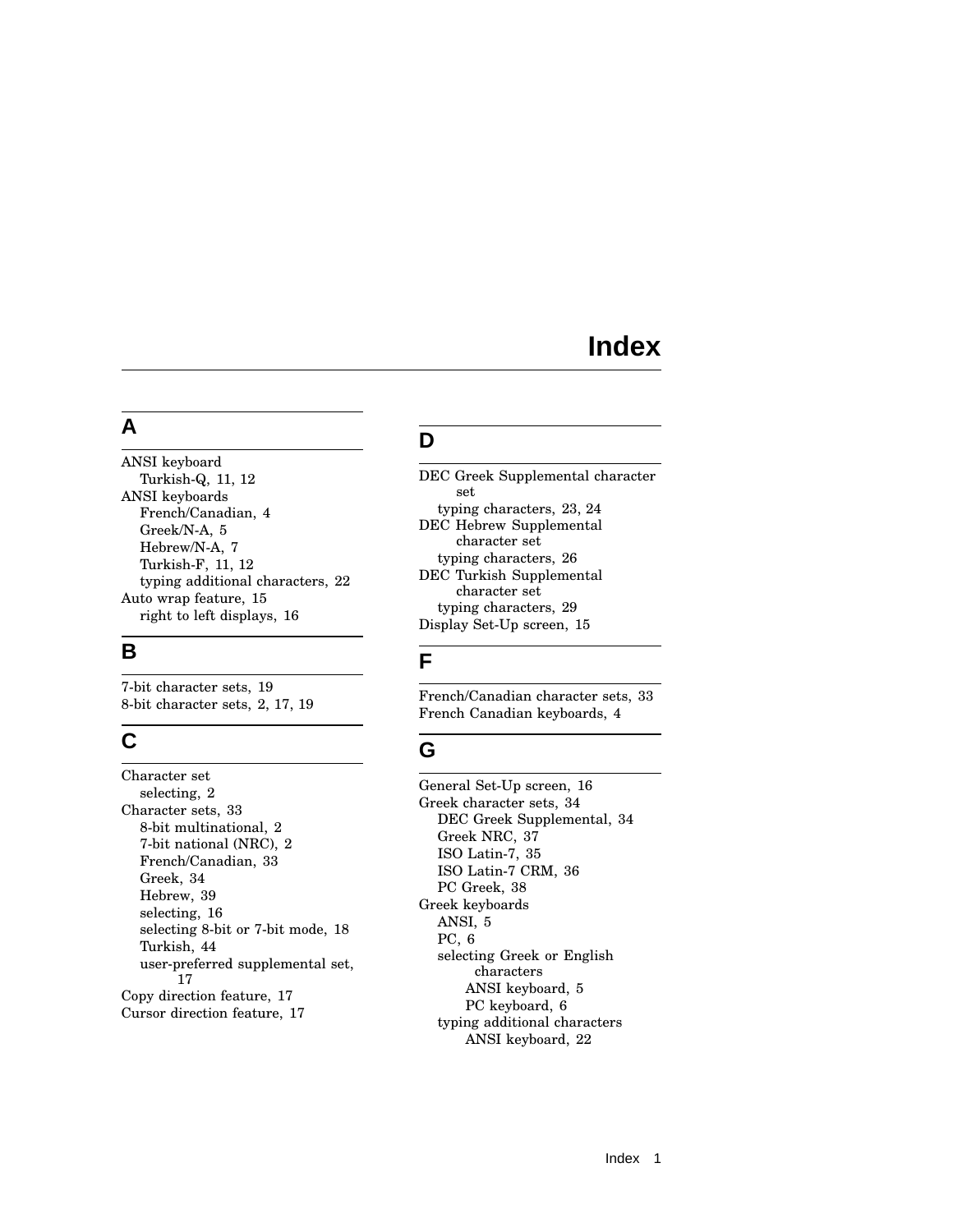# Index

## A

ANSI keyboard
- Turkish-Q, 11, 12

ANSI keyboards
- French/Canadian, 4
- Greek/N-A, 5
- Hebrew/N-A, 7
- Turkish-F, 11, 12
- typing additional characters, 22

Auto wrap feature, 15
- right to left displays, 16

## B

7-bit character sets, 19
8-bit character sets, 2, 17, 19

## C

Character set
- selecting, 2

Character sets, 33
- 8-bit multinational, 2
- 7-bit national (NRC), 2
- French/Canadian, 33
- Greek, 34
- Hebrew, 39
- selecting, 16
- selecting 8-bit or 7-bit mode, 18
- Turkish, 44
- user-preferred supplemental set, 17

Copy direction feature, 17
Cursor direction feature, 17

## D

DEC Greek Supplemental character set
- typing characters, 23, 24

DEC Hebrew Supplemental character set
- typing characters, 26

DEC Turkish Supplemental character set
- typing characters, 29

Display Set-Up screen, 15

## F

French/Canadian character sets, 33
French Canadian keyboards, 4

## G

General Set-Up screen, 16
Greek character sets, 34
- DEC Greek Supplemental, 34
- Greek NRC, 37
- ISO Latin-7, 35
- ISO Latin-7 CRM, 36
- PC Greek, 38

Greek keyboards
- ANSI, 5
- PC, 6
- selecting Greek or English characters
  - ANSI keyboard, 5
  - PC keyboard, 6
- typing additional characters
  - ANSI keyboard, 22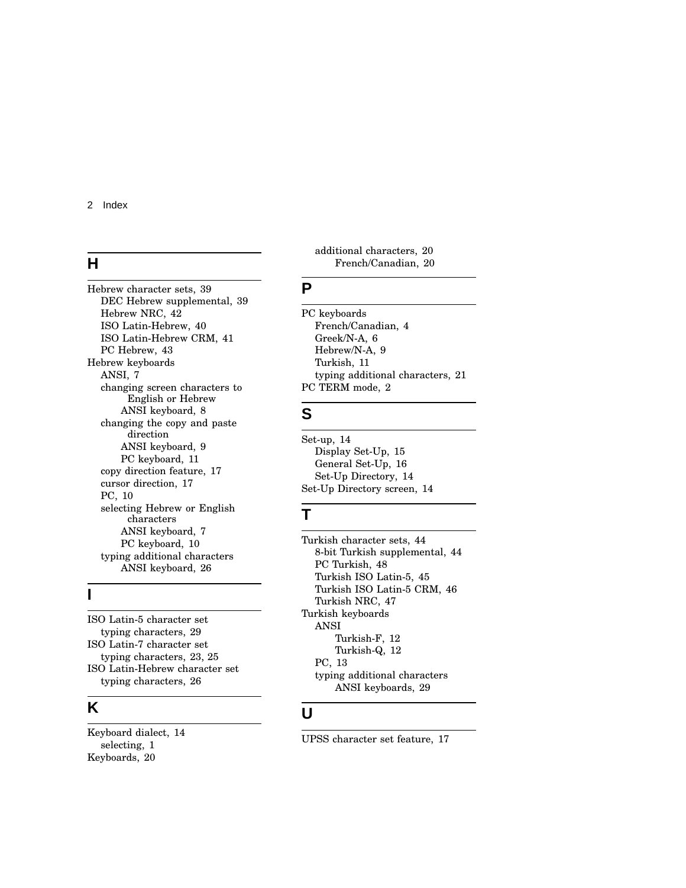## H

Hebrew character sets, 39
- DEC Hebrew supplemental, 39
- Hebrew NRC, 42
- ISO Latin-Hebrew, 40
- ISO Latin-Hebrew CRM, 41
- PC Hebrew, 43

Hebrew keyboards
- ANSI, 7
- changing screen characters to English or Hebrew
  - ANSI keyboard, 8
- changing the copy and paste direction
  - ANSI keyboard, 9
  - PC keyboard, 11
- copy direction feature, 17
- cursor direction, 17
- PC, 10
- selecting Hebrew or English characters
  - ANSI keyboard, 7
  - PC keyboard, 10
- typing additional characters
  - ANSI keyboard, 26

## I

ISO Latin-5 character set
- typing characters, 29

ISO Latin-7 character set
- typing characters, 23, 25

ISO Latin-Hebrew character set
- typing characters, 26

## K

Keyboard dialect, 14
- selecting, 1

Keyboards, 20
- additional characters, 20
  - French/Canadian, 20

## P

PC keyboards
- French/Canadian, 4
- Greek/N-A, 6
- Hebrew/N-A, 9
- Turkish, 11
- typing additional characters, 21

PC TERM mode, 2

## S

Set-up, 14
- Display Set-Up, 15
- General Set-Up, 16
- Set-Up Directory, 14

Set-Up Directory screen, 14

## T

Turkish character sets, 44
- 8-bit Turkish supplemental, 44
- PC Turkish, 48
- Turkish ISO Latin-5, 45
- Turkish ISO Latin-5 CRM, 46
- Turkish NRC, 47

Turkish keyboards
- ANSI
  - Turkish-F, 12
  - Turkish-Q, 12
- PC, 13
- typing additional characters
  - ANSI keyboards, 29

## U

UPSS character set feature, 17